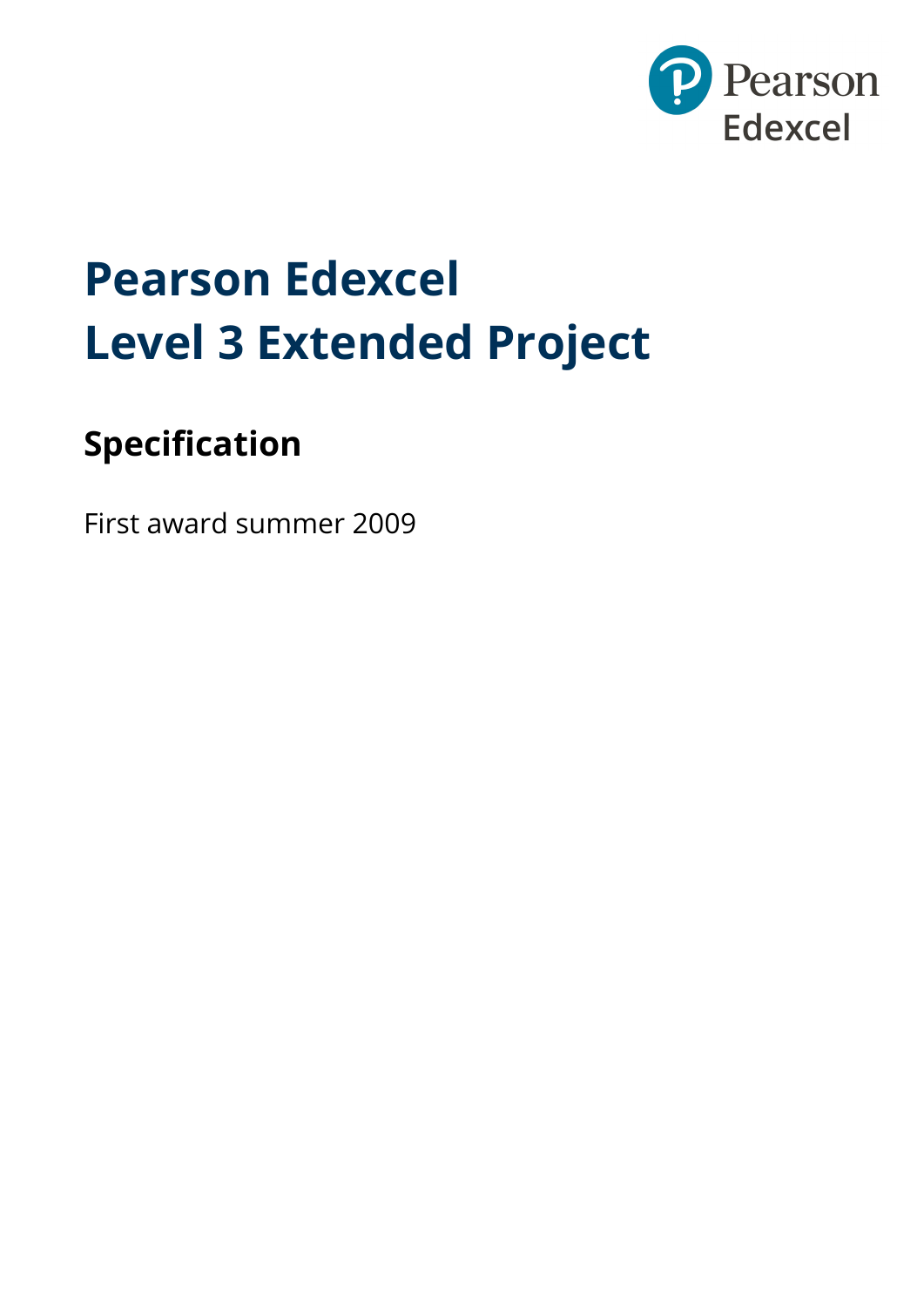# Pearson Edexcel
# Level 3 Extended Project

## Specification

First award summer 2009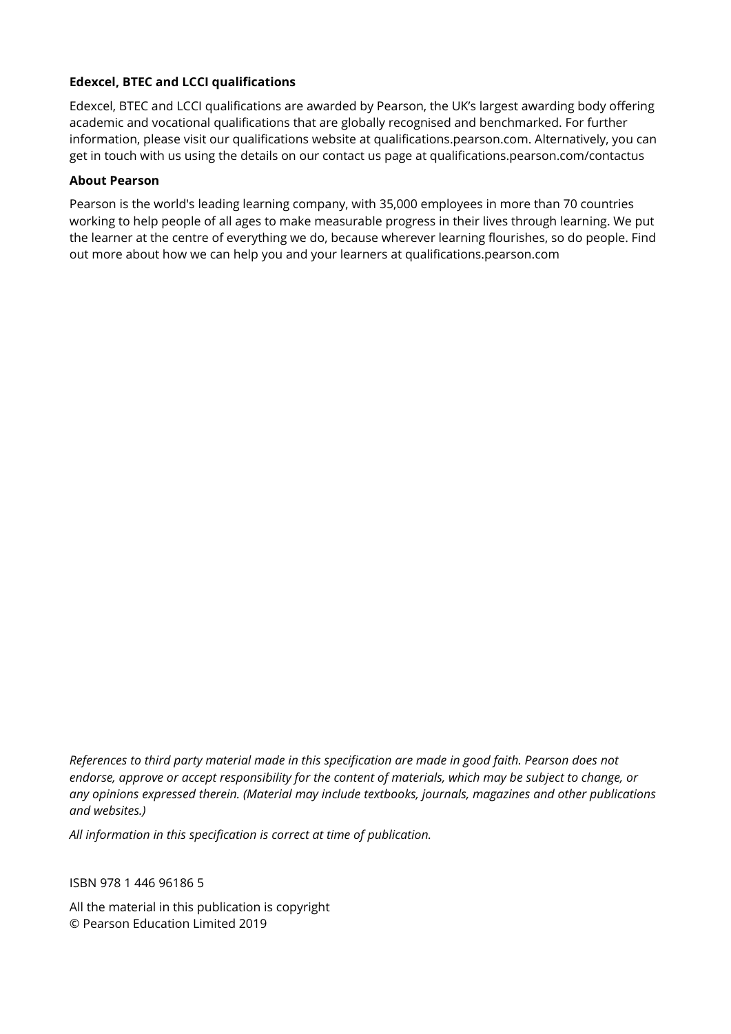**Edexcel, BTEC and LCCI qualifications**

Edexcel, BTEC and LCCI qualifications are awarded by Pearson, the UK's largest awarding body offering academic and vocational qualifications that are globally recognised and benchmarked. For further information, please visit our qualifications website at qualifications.pearson.com. Alternatively, you can get in touch with us using the details on our contact us page at qualifications.pearson.com/contactus

**About Pearson**

Pearson is the world's leading learning company, with 35,000 employees in more than 70 countries working to help people of all ages to make measurable progress in their lives through learning. We put the learner at the centre of everything we do, because wherever learning flourishes, so do people. Find out more about how we can help you and your learners at qualifications.pearson.com

*References to third party material made in this specification are made in good faith. Pearson does not endorse, approve or accept responsibility for the content of materials, which may be subject to change, or any opinions expressed therein. (Material may include textbooks, journals, magazines and other publications and websites.)*

*All information in this specification is correct at time of publication.*

ISBN 978 1 446 96186 5

All the material in this publication is copyright
© Pearson Education Limited 2019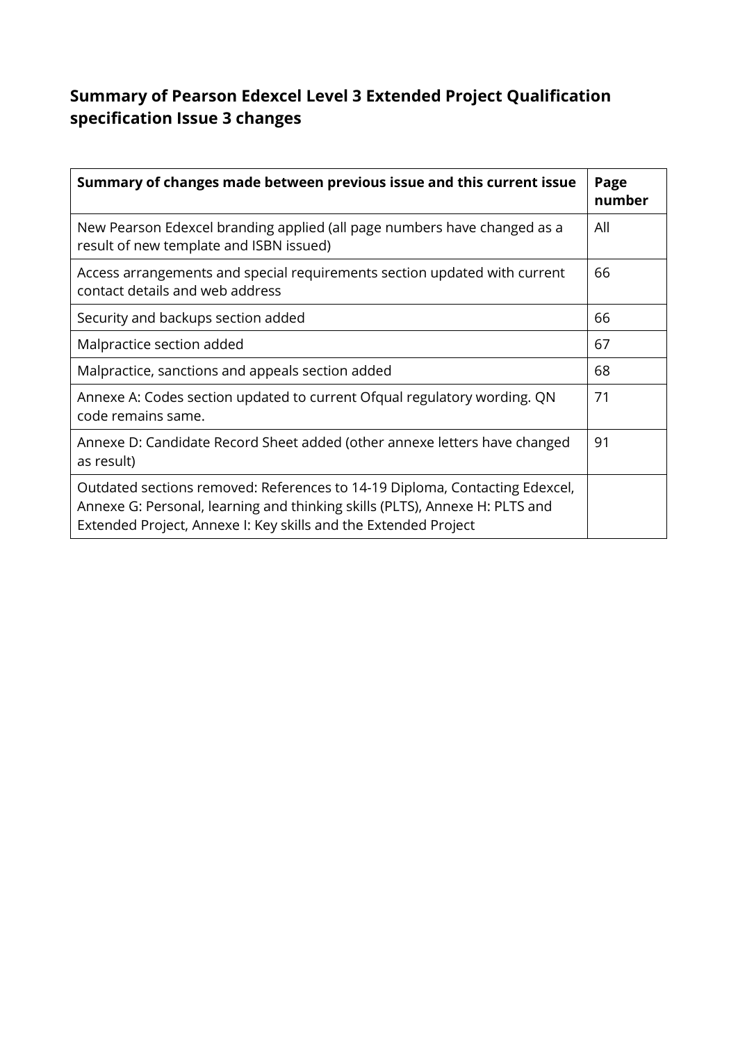## Summary of Pearson Edexcel Level 3 Extended Project Qualification specification Issue 3 changes

| Summary of changes made between previous issue and this current issue | Page number |
| --- | --- |
| New Pearson Edexcel branding applied (all page numbers have changed as a result of new template and ISBN issued) | All |
| Access arrangements and special requirements section updated with current contact details and web address | 66 |
| Security and backups section added | 66 |
| Malpractice section added | 67 |
| Malpractice, sanctions and appeals section added | 68 |
| Annexe A: Codes section updated to current Ofqual regulatory wording. QN code remains same. | 71 |
| Annexe D: Candidate Record Sheet added (other annexe letters have changed as result) | 91 |
| Outdated sections removed: References to 14-19 Diploma, Contacting Edexcel, Annexe G: Personal, learning and thinking skills (PLTS), Annexe H: PLTS and Extended Project, Annexe I: Key skills and the Extended Project | |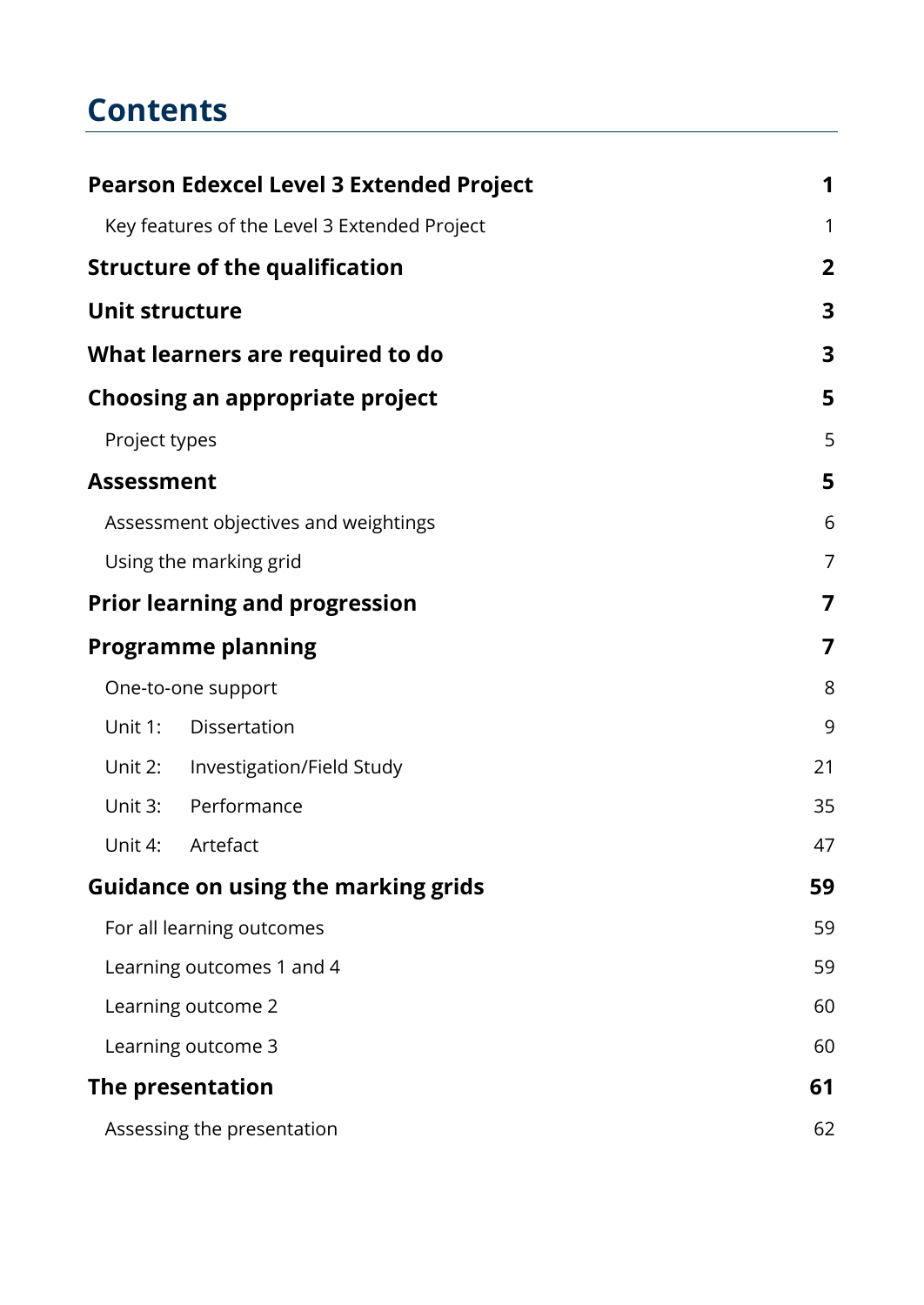# Contents

| | |
|---|---|
| **Pearson Edexcel Level 3 Extended Project** | **1** |
| Key features of the Level 3 Extended Project | 1 |
| **Structure of the qualification** | **2** |
| **Unit structure** | **3** |
| **What learners are required to do** | **3** |
| **Choosing an appropriate project** | **5** |
| Project types | 5 |
| **Assessment** | **5** |
| Assessment objectives and weightings | 6 |
| Using the marking grid | 7 |
| **Prior learning and progression** | **7** |
| **Programme planning** | **7** |
| One-to-one support | 8 |
| Unit 1: Dissertation | 9 |
| Unit 2: Investigation/Field Study | 21 |
| Unit 3: Performance | 35 |
| Unit 4: Artefact | 47 |
| **Guidance on using the marking grids** | **59** |
| For all learning outcomes | 59 |
| Learning outcomes 1 and 4 | 59 |
| Learning outcome 2 | 60 |
| Learning outcome 3 | 60 |
| **The presentation** | **61** |
| Assessing the presentation | 62 |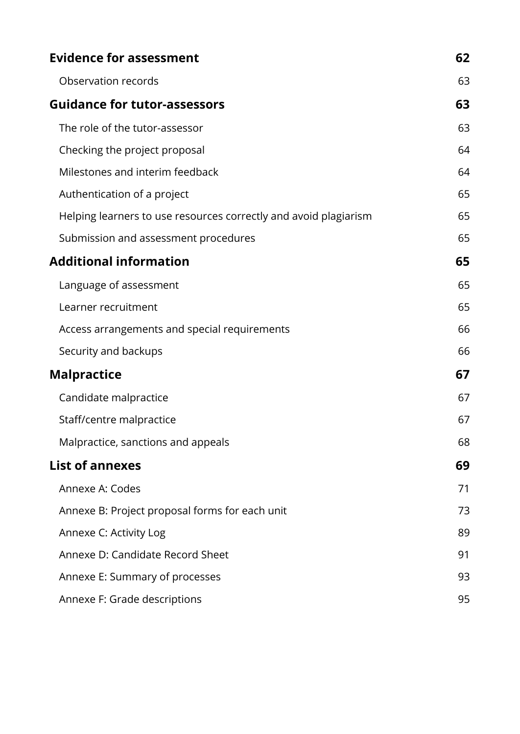| | |
|---|---|
| **Evidence for assessment** | **62** |
| Observation records | 63 |
| **Guidance for tutor-assessors** | **63** |
| The role of the tutor-assessor | 63 |
| Checking the project proposal | 64 |
| Milestones and interim feedback | 64 |
| Authentication of a project | 65 |
| Helping learners to use resources correctly and avoid plagiarism | 65 |
| Submission and assessment procedures | 65 |
| **Additional information** | **65** |
| Language of assessment | 65 |
| Learner recruitment | 65 |
| Access arrangements and special requirements | 66 |
| Security and backups | 66 |
| **Malpractice** | **67** |
| Candidate malpractice | 67 |
| Staff/centre malpractice | 67 |
| Malpractice, sanctions and appeals | 68 |
| **List of annexes** | **69** |
| Annexe A: Codes | 71 |
| Annexe B: Project proposal forms for each unit | 73 |
| Annexe C: Activity Log | 89 |
| Annexe D: Candidate Record Sheet | 91 |
| Annexe E: Summary of processes | 93 |
| Annexe F: Grade descriptions | 95 |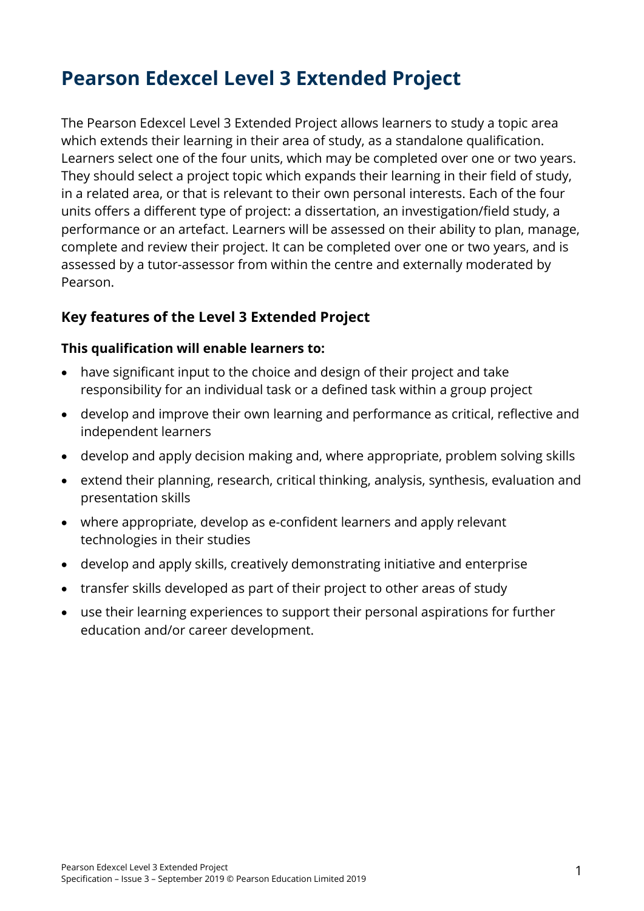# Pearson Edexcel Level 3 Extended Project

The Pearson Edexcel Level 3 Extended Project allows learners to study a topic area which extends their learning in their area of study, as a standalone qualification. Learners select one of the four units, which may be completed over one or two years. They should select a project topic which expands their learning in their field of study, in a related area, or that is relevant to their own personal interests. Each of the four units offers a different type of project: a dissertation, an investigation/field study, a performance or an artefact. Learners will be assessed on their ability to plan, manage, complete and review their project. It can be completed over one or two years, and is assessed by a tutor-assessor from within the centre and externally moderated by Pearson.

## Key features of the Level 3 Extended Project

**This qualification will enable learners to:**

- have significant input to the choice and design of their project and take responsibility for an individual task or a defined task within a group project
- develop and improve their own learning and performance as critical, reflective and independent learners
- develop and apply decision making and, where appropriate, problem solving skills
- extend their planning, research, critical thinking, analysis, synthesis, evaluation and presentation skills
- where appropriate, develop as e-confident learners and apply relevant technologies in their studies
- develop and apply skills, creatively demonstrating initiative and enterprise
- transfer skills developed as part of their project to other areas of study
- use their learning experiences to support their personal aspirations for further education and/or career development.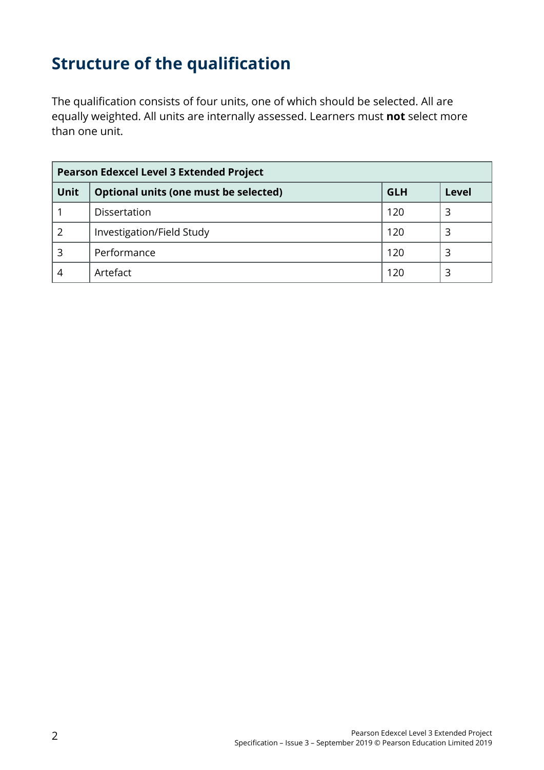## Structure of the qualification

The qualification consists of four units, one of which should be selected. All are equally weighted. All units are internally assessed. Learners must **not** select more than one unit.

| **Pearson Edexcel Level 3 Extended Project** | | | |
|---|---|---|---|
| **Unit** | **Optional units (one must be selected)** | **GLH** | **Level** |
| 1 | Dissertation | 120 | 3 |
| 2 | Investigation/Field Study | 120 | 3 |
| 3 | Performance | 120 | 3 |
| 4 | Artefact | 120 | 3 |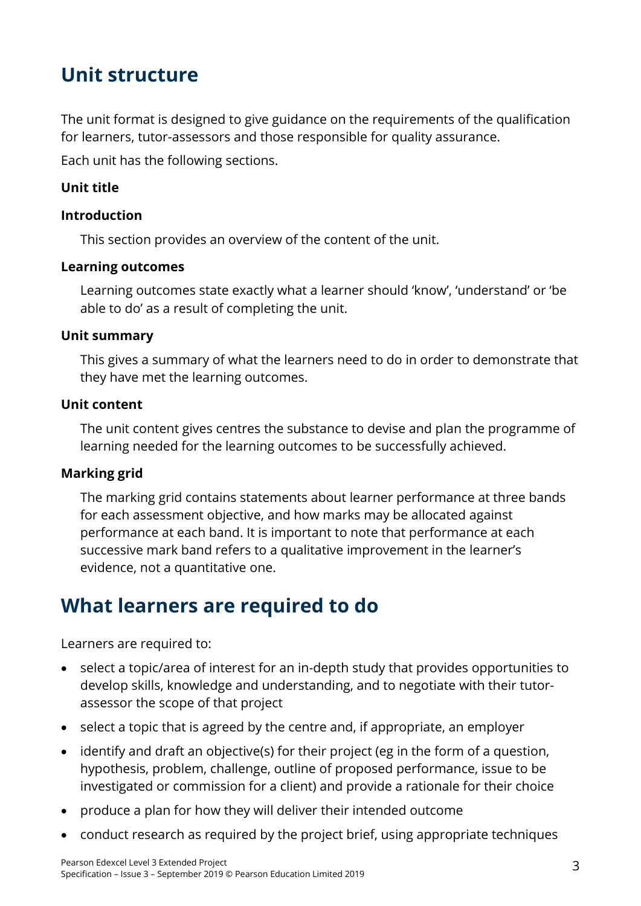## Unit structure

The unit format is designed to give guidance on the requirements of the qualification for learners, tutor-assessors and those responsible for quality assurance.

Each unit has the following sections.

**Unit title**

**Introduction**

This section provides an overview of the content of the unit.

**Learning outcomes**

Learning outcomes state exactly what a learner should 'know', 'understand' or 'be able to do' as a result of completing the unit.

**Unit summary**

This gives a summary of what the learners need to do in order to demonstrate that they have met the learning outcomes.

**Unit content**

The unit content gives centres the substance to devise and plan the programme of learning needed for the learning outcomes to be successfully achieved.

**Marking grid**

The marking grid contains statements about learner performance at three bands for each assessment objective, and how marks may be allocated against performance at each band. It is important to note that performance at each successive mark band refers to a qualitative improvement in the learner's evidence, not a quantitative one.

## What learners are required to do

Learners are required to:

- select a topic/area of interest for an in-depth study that provides opportunities to develop skills, knowledge and understanding, and to negotiate with their tutor-assessor the scope of that project
- select a topic that is agreed by the centre and, if appropriate, an employer
- identify and draft an objective(s) for their project (eg in the form of a question, hypothesis, problem, challenge, outline of proposed performance, issue to be investigated or commission for a client) and provide a rationale for their choice
- produce a plan for how they will deliver their intended outcome
- conduct research as required by the project brief, using appropriate techniques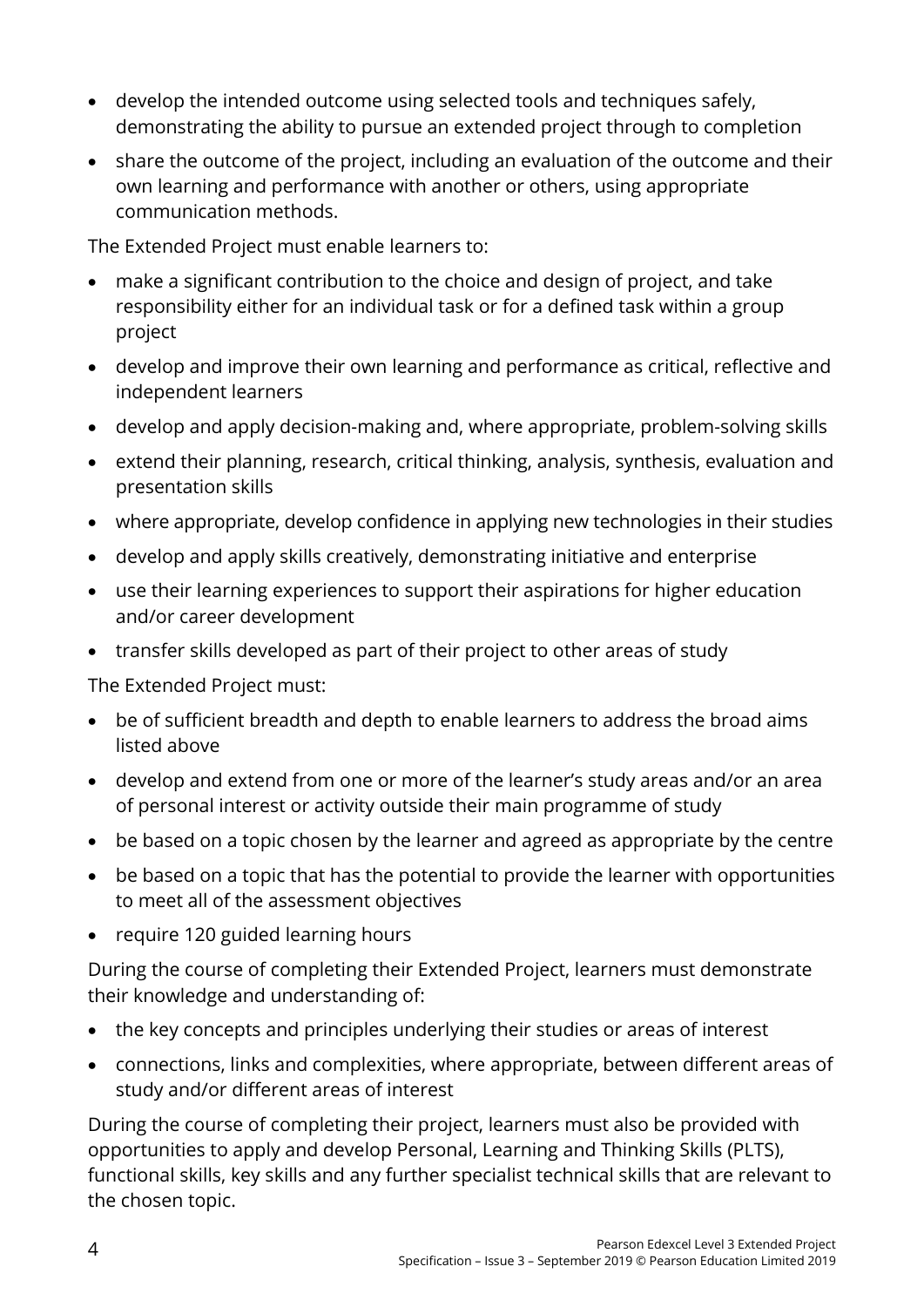- develop the intended outcome using selected tools and techniques safely, demonstrating the ability to pursue an extended project through to completion
- share the outcome of the project, including an evaluation of the outcome and their own learning and performance with another or others, using appropriate communication methods.

The Extended Project must enable learners to:

- make a significant contribution to the choice and design of project, and take responsibility either for an individual task or for a defined task within a group project
- develop and improve their own learning and performance as critical, reflective and independent learners
- develop and apply decision-making and, where appropriate, problem-solving skills
- extend their planning, research, critical thinking, analysis, synthesis, evaluation and presentation skills
- where appropriate, develop confidence in applying new technologies in their studies
- develop and apply skills creatively, demonstrating initiative and enterprise
- use their learning experiences to support their aspirations for higher education and/or career development
- transfer skills developed as part of their project to other areas of study

The Extended Project must:

- be of sufficient breadth and depth to enable learners to address the broad aims listed above
- develop and extend from one or more of the learner's study areas and/or an area of personal interest or activity outside their main programme of study
- be based on a topic chosen by the learner and agreed as appropriate by the centre
- be based on a topic that has the potential to provide the learner with opportunities to meet all of the assessment objectives
- require 120 guided learning hours

During the course of completing their Extended Project, learners must demonstrate their knowledge and understanding of:

- the key concepts and principles underlying their studies or areas of interest
- connections, links and complexities, where appropriate, between different areas of study and/or different areas of interest

During the course of completing their project, learners must also be provided with opportunities to apply and develop Personal, Learning and Thinking Skills (PLTS), functional skills, key skills and any further specialist technical skills that are relevant to the chosen topic.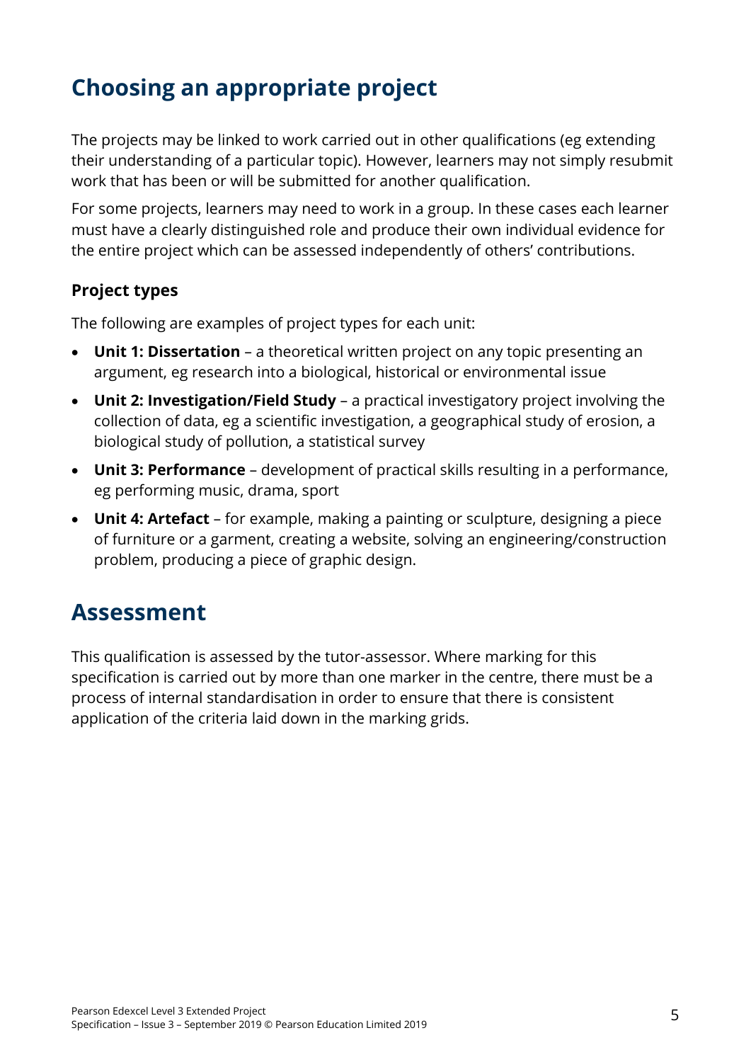## Choosing an appropriate project

The projects may be linked to work carried out in other qualifications (eg extending their understanding of a particular topic). However, learners may not simply resubmit work that has been or will be submitted for another qualification.

For some projects, learners may need to work in a group. In these cases each learner must have a clearly distinguished role and produce their own individual evidence for the entire project which can be assessed independently of others' contributions.

### Project types

The following are examples of project types for each unit:

- **Unit 1: Dissertation** – a theoretical written project on any topic presenting an argument, eg research into a biological, historical or environmental issue
- **Unit 2: Investigation/Field Study** – a practical investigatory project involving the collection of data, eg a scientific investigation, a geographical study of erosion, a biological study of pollution, a statistical survey
- **Unit 3: Performance** – development of practical skills resulting in a performance, eg performing music, drama, sport
- **Unit 4: Artefact** – for example, making a painting or sculpture, designing a piece of furniture or a garment, creating a website, solving an engineering/construction problem, producing a piece of graphic design.

## Assessment

This qualification is assessed by the tutor-assessor. Where marking for this specification is carried out by more than one marker in the centre, there must be a process of internal standardisation in order to ensure that there is consistent application of the criteria laid down in the marking grids.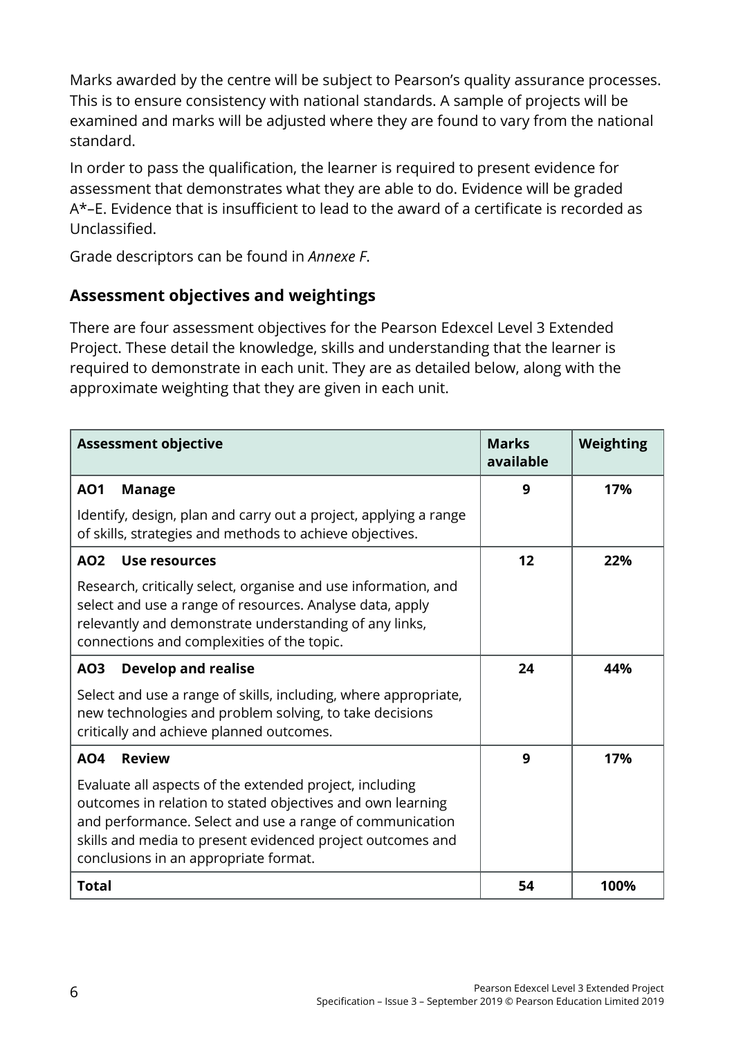Marks awarded by the centre will be subject to Pearson's quality assurance processes. This is to ensure consistency with national standards. A sample of projects will be examined and marks will be adjusted where they are found to vary from the national standard.

In order to pass the qualification, the learner is required to present evidence for assessment that demonstrates what they are able to do. Evidence will be graded A*–E. Evidence that is insufficient to lead to the award of a certificate is recorded as Unclassified.

Grade descriptors can be found in *Annexe F*.

## Assessment objectives and weightings

There are four assessment objectives for the Pearson Edexcel Level 3 Extended Project. These detail the knowledge, skills and understanding that the learner is required to demonstrate in each unit. They are as detailed below, along with the approximate weighting that they are given in each unit.

| Assessment objective | Marks available | Weighting |
|---|---|---|
| **AO1 Manage**<br>Identify, design, plan and carry out a project, applying a range of skills, strategies and methods to achieve objectives. | **9** | **17%** |
| **AO2 Use resources**<br>Research, critically select, organise and use information, and select and use a range of resources. Analyse data, apply relevantly and demonstrate understanding of any links, connections and complexities of the topic. | **12** | **22%** |
| **AO3 Develop and realise**<br>Select and use a range of skills, including, where appropriate, new technologies and problem solving, to take decisions critically and achieve planned outcomes. | **24** | **44%** |
| **AO4 Review**<br>Evaluate all aspects of the extended project, including outcomes in relation to stated objectives and own learning and performance. Select and use a range of communication skills and media to present evidenced project outcomes and conclusions in an appropriate format. | **9** | **17%** |
| **Total** | **54** | **100%** |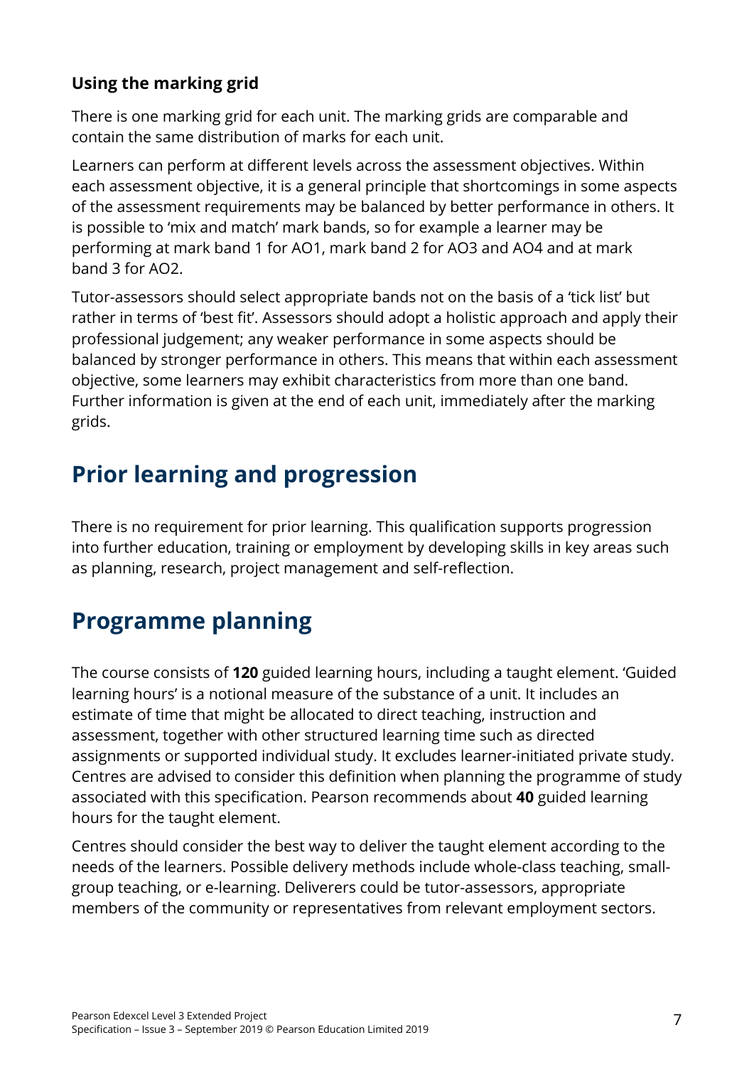### Using the marking grid

There is one marking grid for each unit. The marking grids are comparable and contain the same distribution of marks for each unit.

Learners can perform at different levels across the assessment objectives. Within each assessment objective, it is a general principle that shortcomings in some aspects of the assessment requirements may be balanced by better performance in others. It is possible to 'mix and match' mark bands, so for example a learner may be performing at mark band 1 for AO1, mark band 2 for AO3 and AO4 and at mark band 3 for AO2.

Tutor-assessors should select appropriate bands not on the basis of a 'tick list' but rather in terms of 'best fit'. Assessors should adopt a holistic approach and apply their professional judgement; any weaker performance in some aspects should be balanced by stronger performance in others. This means that within each assessment objective, some learners may exhibit characteristics from more than one band. Further information is given at the end of each unit, immediately after the marking grids.

## Prior learning and progression

There is no requirement for prior learning. This qualification supports progression into further education, training or employment by developing skills in key areas such as planning, research, project management and self-reflection.

## Programme planning

The course consists of **120** guided learning hours, including a taught element. 'Guided learning hours' is a notional measure of the substance of a unit. It includes an estimate of time that might be allocated to direct teaching, instruction and assessment, together with other structured learning time such as directed assignments or supported individual study. It excludes learner-initiated private study. Centres are advised to consider this definition when planning the programme of study associated with this specification. Pearson recommends about **40** guided learning hours for the taught element.

Centres should consider the best way to deliver the taught element according to the needs of the learners. Possible delivery methods include whole-class teaching, small-group teaching, or e-learning. Deliverers could be tutor-assessors, appropriate members of the community or representatives from relevant employment sectors.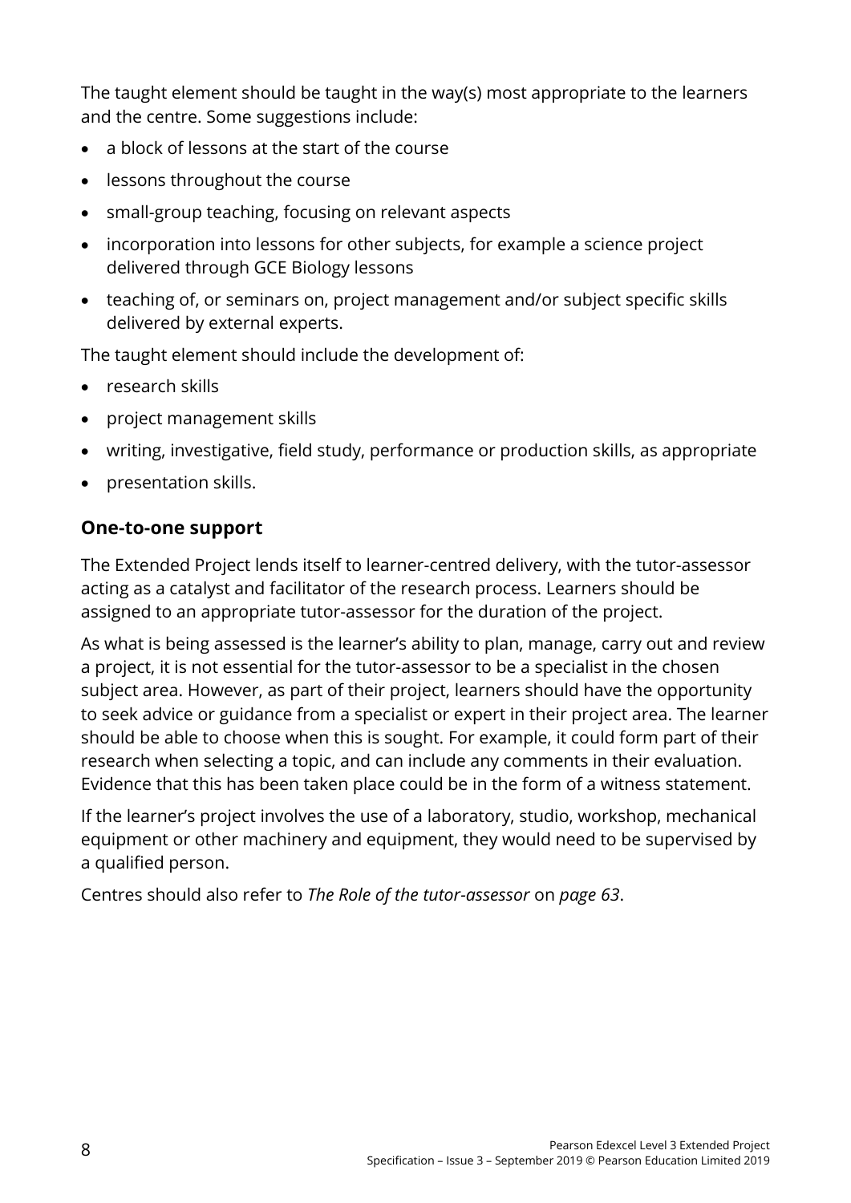The taught element should be taught in the way(s) most appropriate to the learners and the centre. Some suggestions include:

- a block of lessons at the start of the course
- lessons throughout the course
- small-group teaching, focusing on relevant aspects
- incorporation into lessons for other subjects, for example a science project delivered through GCE Biology lessons
- teaching of, or seminars on, project management and/or subject specific skills delivered by external experts.

The taught element should include the development of:

- research skills
- project management skills
- writing, investigative, field study, performance or production skills, as appropriate
- presentation skills.

## One-to-one support

The Extended Project lends itself to learner-centred delivery, with the tutor-assessor acting as a catalyst and facilitator of the research process. Learners should be assigned to an appropriate tutor-assessor for the duration of the project.

As what is being assessed is the learner's ability to plan, manage, carry out and review a project, it is not essential for the tutor-assessor to be a specialist in the chosen subject area. However, as part of their project, learners should have the opportunity to seek advice or guidance from a specialist or expert in their project area. The learner should be able to choose when this is sought. For example, it could form part of their research when selecting a topic, and can include any comments in their evaluation. Evidence that this has been taken place could be in the form of a witness statement.

If the learner's project involves the use of a laboratory, studio, workshop, mechanical equipment or other machinery and equipment, they would need to be supervised by a qualified person.

Centres should also refer to *The Role of the tutor-assessor* on *page 63*.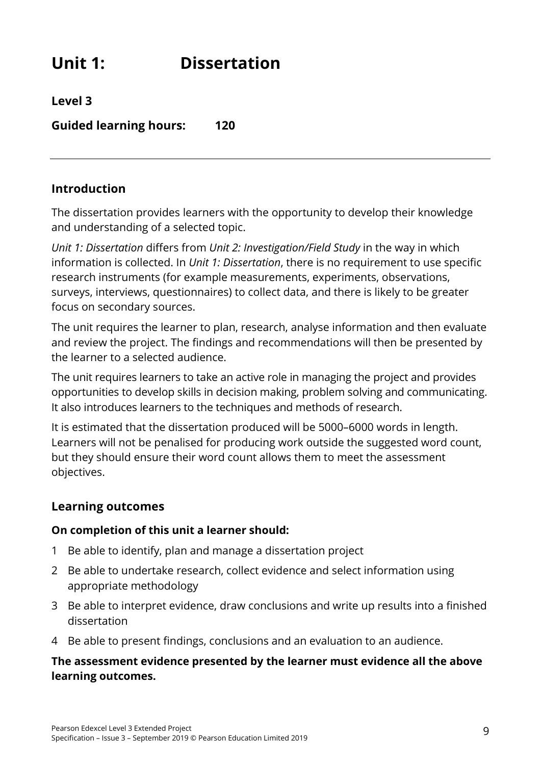# Unit 1: Dissertation

**Level 3**

**Guided learning hours: 120**

## Introduction

The dissertation provides learners with the opportunity to develop their knowledge and understanding of a selected topic.

*Unit 1: Dissertation* differs from *Unit 2: Investigation/Field Study* in the way in which information is collected. In *Unit 1: Dissertation*, there is no requirement to use specific research instruments (for example measurements, experiments, observations, surveys, interviews, questionnaires) to collect data, and there is likely to be greater focus on secondary sources.

The unit requires the learner to plan, research, analyse information and then evaluate and review the project. The findings and recommendations will then be presented by the learner to a selected audience.

The unit requires learners to take an active role in managing the project and provides opportunities to develop skills in decision making, problem solving and communicating. It also introduces learners to the techniques and methods of research.

It is estimated that the dissertation produced will be 5000–6000 words in length. Learners will not be penalised for producing work outside the suggested word count, but they should ensure their word count allows them to meet the assessment objectives.

## Learning outcomes

**On completion of this unit a learner should:**

1. Be able to identify, plan and manage a dissertation project
2. Be able to undertake research, collect evidence and select information using appropriate methodology
3. Be able to interpret evidence, draw conclusions and write up results into a finished dissertation
4. Be able to present findings, conclusions and an evaluation to an audience.

**The assessment evidence presented by the learner must evidence all the above learning outcomes.**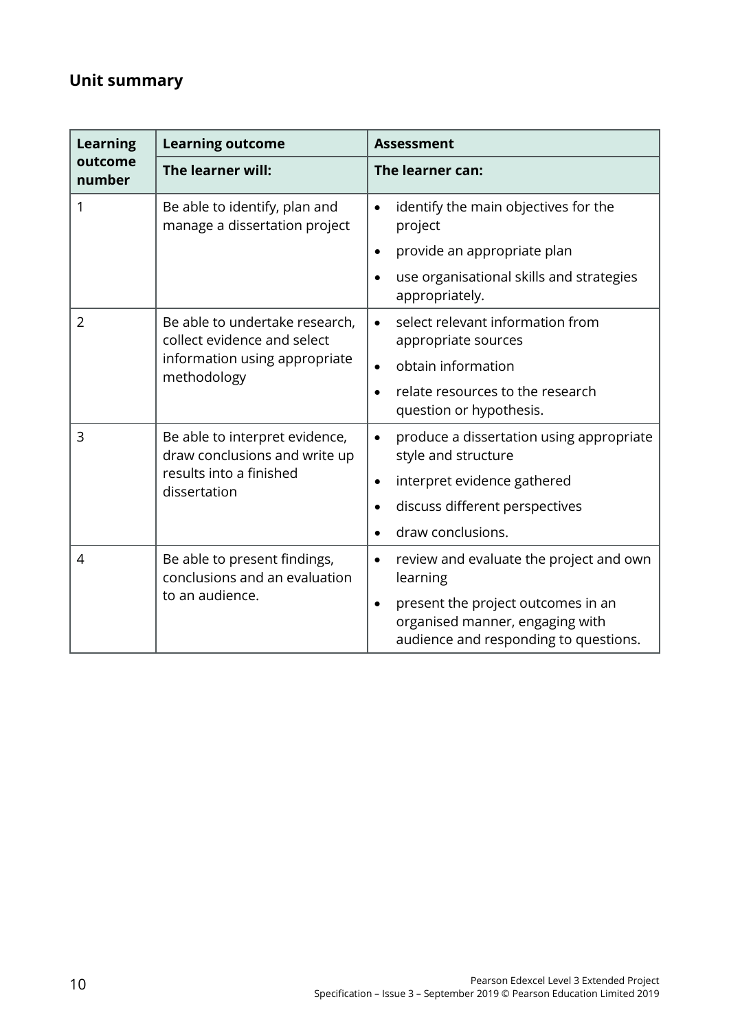## Unit summary

| Learning outcome number | Learning outcome | Assessment |
|---|---|---|
| | **The learner will:** | **The learner can:** |
| 1 | Be able to identify, plan and manage a dissertation project | • identify the main objectives for the project<br>• provide an appropriate plan<br>• use organisational skills and strategies appropriately. |
| 2 | Be able to undertake research, collect evidence and select information using appropriate methodology | • select relevant information from appropriate sources<br>• obtain information<br>• relate resources to the research question or hypothesis. |
| 3 | Be able to interpret evidence, draw conclusions and write up results into a finished dissertation | • produce a dissertation using appropriate style and structure<br>• interpret evidence gathered<br>• discuss different perspectives<br>• draw conclusions. |
| 4 | Be able to present findings, conclusions and an evaluation to an audience. | • review and evaluate the project and own learning<br>• present the project outcomes in an organised manner, engaging with audience and responding to questions. |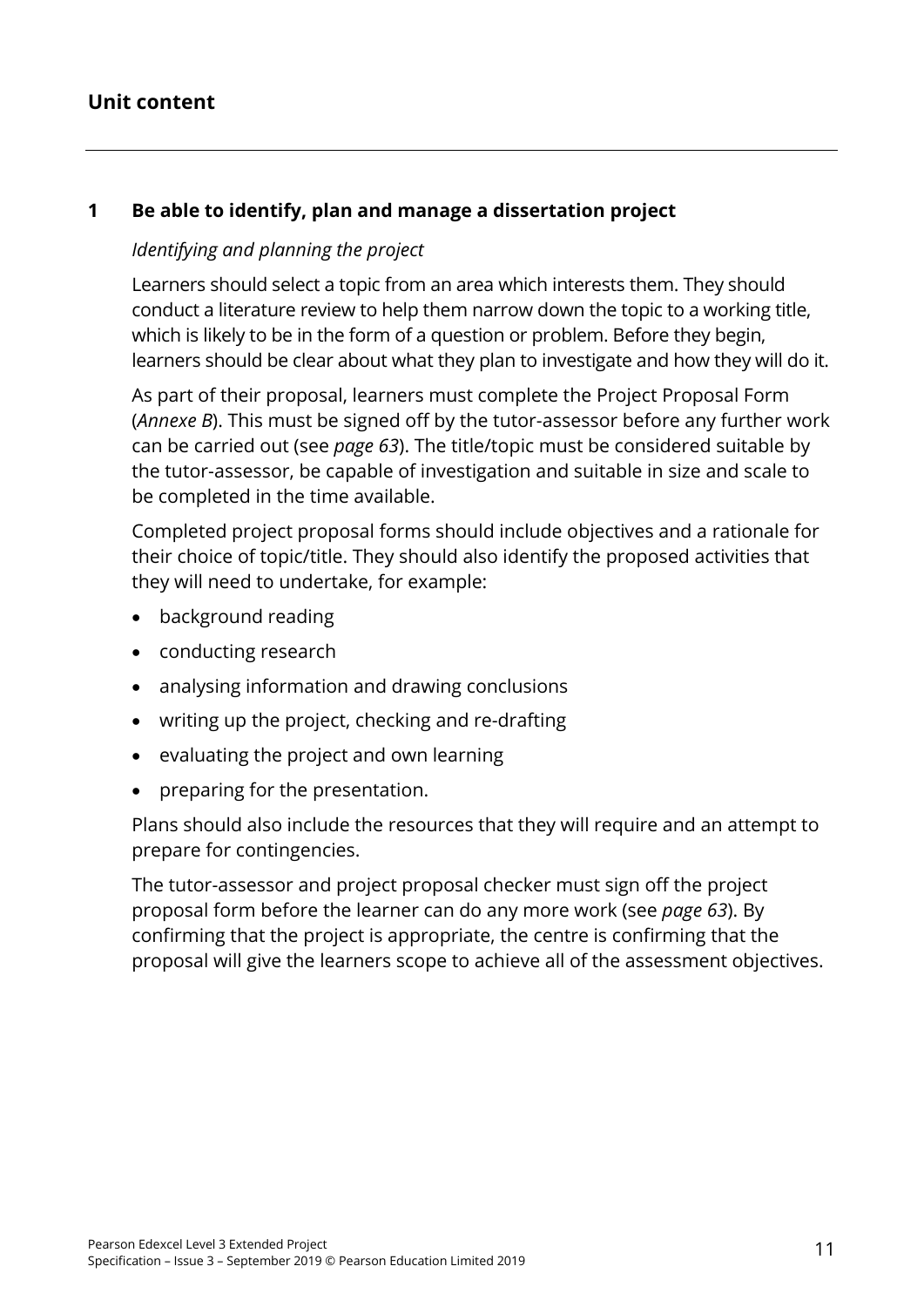## Unit content

### 1 Be able to identify, plan and manage a dissertation project

*Identifying and planning the project*

Learners should select a topic from an area which interests them. They should conduct a literature review to help them narrow down the topic to a working title, which is likely to be in the form of a question or problem. Before they begin, learners should be clear about what they plan to investigate and how they will do it.

As part of their proposal, learners must complete the Project Proposal Form (*Annexe B*). This must be signed off by the tutor-assessor before any further work can be carried out (see *page 63*). The title/topic must be considered suitable by the tutor-assessor, be capable of investigation and suitable in size and scale to be completed in the time available.

Completed project proposal forms should include objectives and a rationale for their choice of topic/title. They should also identify the proposed activities that they will need to undertake, for example:

- background reading
- conducting research
- analysing information and drawing conclusions
- writing up the project, checking and re-drafting
- evaluating the project and own learning
- preparing for the presentation.

Plans should also include the resources that they will require and an attempt to prepare for contingencies.

The tutor-assessor and project proposal checker must sign off the project proposal form before the learner can do any more work (see *page 63*). By confirming that the project is appropriate, the centre is confirming that the proposal will give the learners scope to achieve all of the assessment objectives.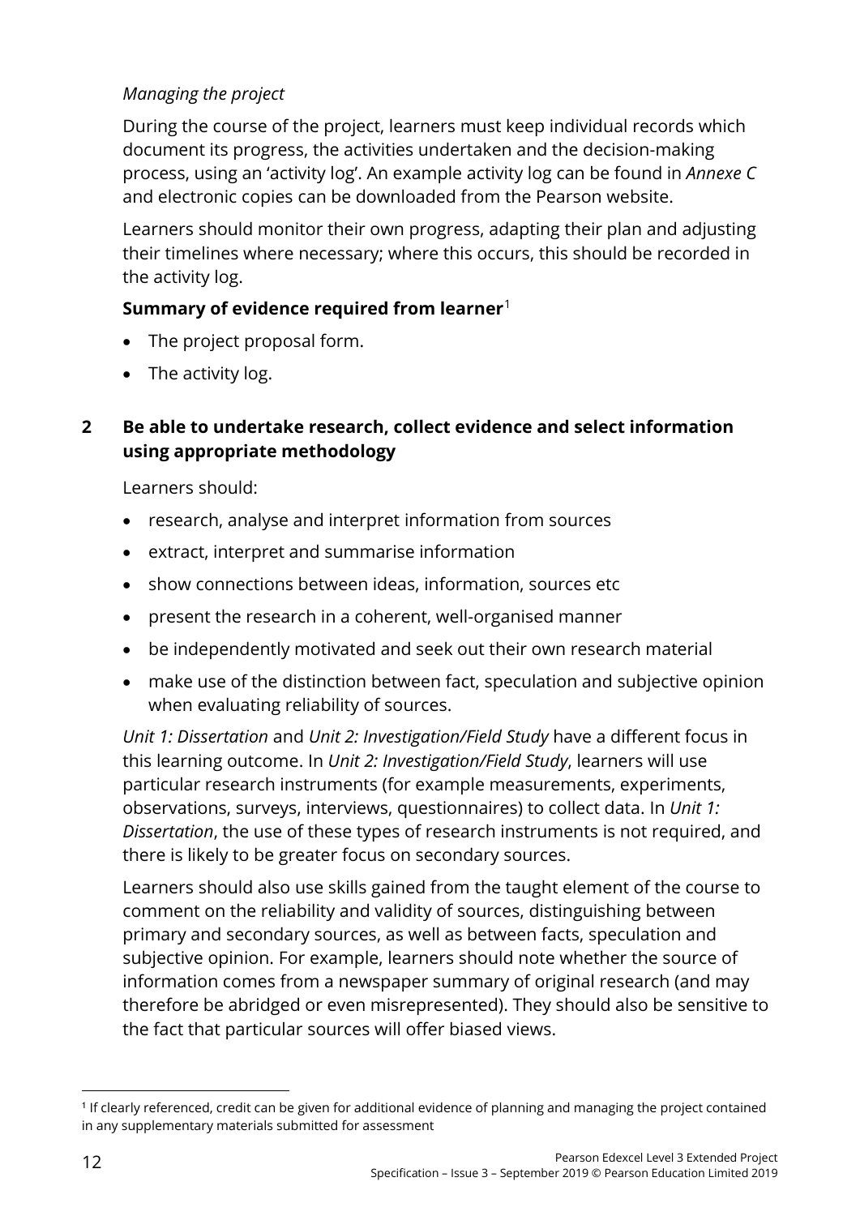*Managing the project*

During the course of the project, learners must keep individual records which document its progress, the activities undertaken and the decision-making process, using an 'activity log'. An example activity log can be found in *Annexe C* and electronic copies can be downloaded from the Pearson website.

Learners should monitor their own progress, adapting their plan and adjusting their timelines where necessary; where this occurs, this should be recorded in the activity log.

**Summary of evidence required from learner**[1]

- The project proposal form.
- The activity log.

**2 Be able to undertake research, collect evidence and select information using appropriate methodology**

Learners should:

- research, analyse and interpret information from sources
- extract, interpret and summarise information
- show connections between ideas, information, sources etc
- present the research in a coherent, well-organised manner
- be independently motivated and seek out their own research material
- make use of the distinction between fact, speculation and subjective opinion when evaluating reliability of sources.

*Unit 1: Dissertation* and *Unit 2: Investigation/Field Study* have a different focus in this learning outcome. In *Unit 2: Investigation/Field Study*, learners will use particular research instruments (for example measurements, experiments, observations, surveys, interviews, questionnaires) to collect data. In *Unit 1: Dissertation*, the use of these types of research instruments is not required, and there is likely to be greater focus on secondary sources.

Learners should also use skills gained from the taught element of the course to comment on the reliability and validity of sources, distinguishing between primary and secondary sources, as well as between facts, speculation and subjective opinion. For example, learners should note whether the source of information comes from a newspaper summary of original research (and may therefore be abridged or even misrepresented). They should also be sensitive to the fact that particular sources will offer biased views.

[1] If clearly referenced, credit can be given for additional evidence of planning and managing the project contained in any supplementary materials submitted for assessment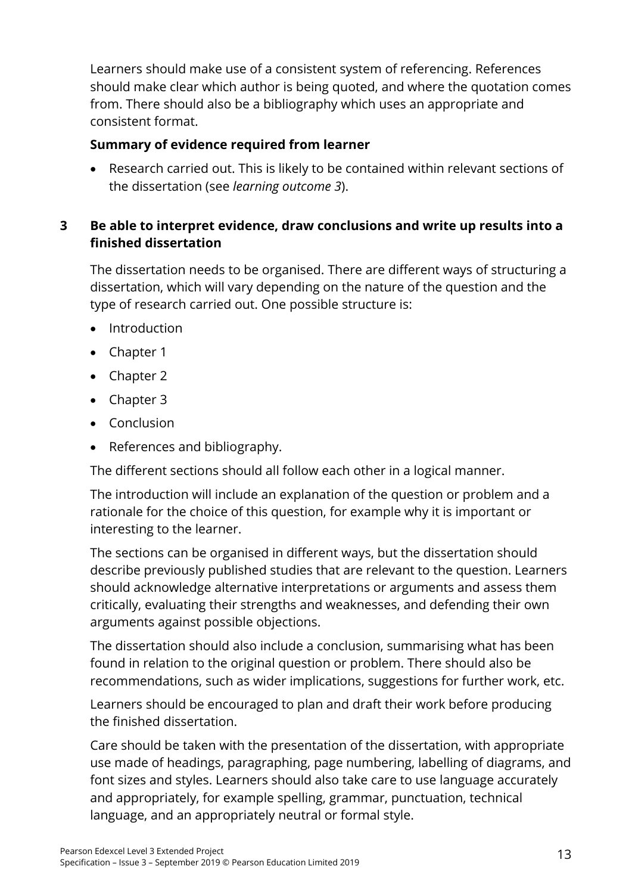Learners should make use of a consistent system of referencing. References should make clear which author is being quoted, and where the quotation comes from. There should also be a bibliography which uses an appropriate and consistent format.

**Summary of evidence required from learner**

- Research carried out. This is likely to be contained within relevant sections of the dissertation (see *learning outcome 3*).

### 3 Be able to interpret evidence, draw conclusions and write up results into a finished dissertation

The dissertation needs to be organised. There are different ways of structuring a dissertation, which will vary depending on the nature of the question and the type of research carried out. One possible structure is:

- Introduction
- Chapter 1
- Chapter 2
- Chapter 3
- Conclusion
- References and bibliography.

The different sections should all follow each other in a logical manner.

The introduction will include an explanation of the question or problem and a rationale for the choice of this question, for example why it is important or interesting to the learner.

The sections can be organised in different ways, but the dissertation should describe previously published studies that are relevant to the question. Learners should acknowledge alternative interpretations or arguments and assess them critically, evaluating their strengths and weaknesses, and defending their own arguments against possible objections.

The dissertation should also include a conclusion, summarising what has been found in relation to the original question or problem. There should also be recommendations, such as wider implications, suggestions for further work, etc.

Learners should be encouraged to plan and draft their work before producing the finished dissertation.

Care should be taken with the presentation of the dissertation, with appropriate use made of headings, paragraphing, page numbering, labelling of diagrams, and font sizes and styles. Learners should also take care to use language accurately and appropriately, for example spelling, grammar, punctuation, technical language, and an appropriately neutral or formal style.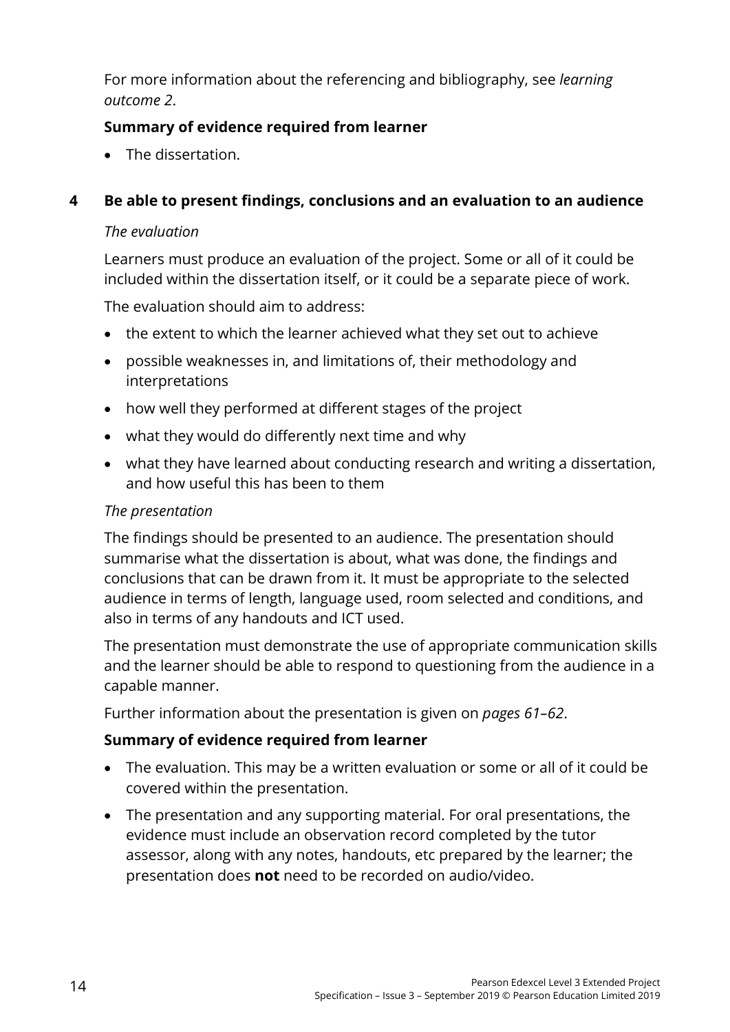For more information about the referencing and bibliography, see *learning outcome 2*.

**Summary of evidence required from learner**

- The dissertation.

## 4 Be able to present findings, conclusions and an evaluation to an audience

*The evaluation*

Learners must produce an evaluation of the project. Some or all of it could be included within the dissertation itself, or it could be a separate piece of work.

The evaluation should aim to address:

- the extent to which the learner achieved what they set out to achieve
- possible weaknesses in, and limitations of, their methodology and interpretations
- how well they performed at different stages of the project
- what they would do differently next time and why
- what they have learned about conducting research and writing a dissertation, and how useful this has been to them

*The presentation*

The findings should be presented to an audience. The presentation should summarise what the dissertation is about, what was done, the findings and conclusions that can be drawn from it. It must be appropriate to the selected audience in terms of length, language used, room selected and conditions, and also in terms of any handouts and ICT used.

The presentation must demonstrate the use of appropriate communication skills and the learner should be able to respond to questioning from the audience in a capable manner.

Further information about the presentation is given on *pages 61–62*.

**Summary of evidence required from learner**

- The evaluation. This may be a written evaluation or some or all of it could be covered within the presentation.
- The presentation and any supporting material. For oral presentations, the evidence must include an observation record completed by the tutor assessor, along with any notes, handouts, etc prepared by the learner; the presentation does **not** need to be recorded on audio/video.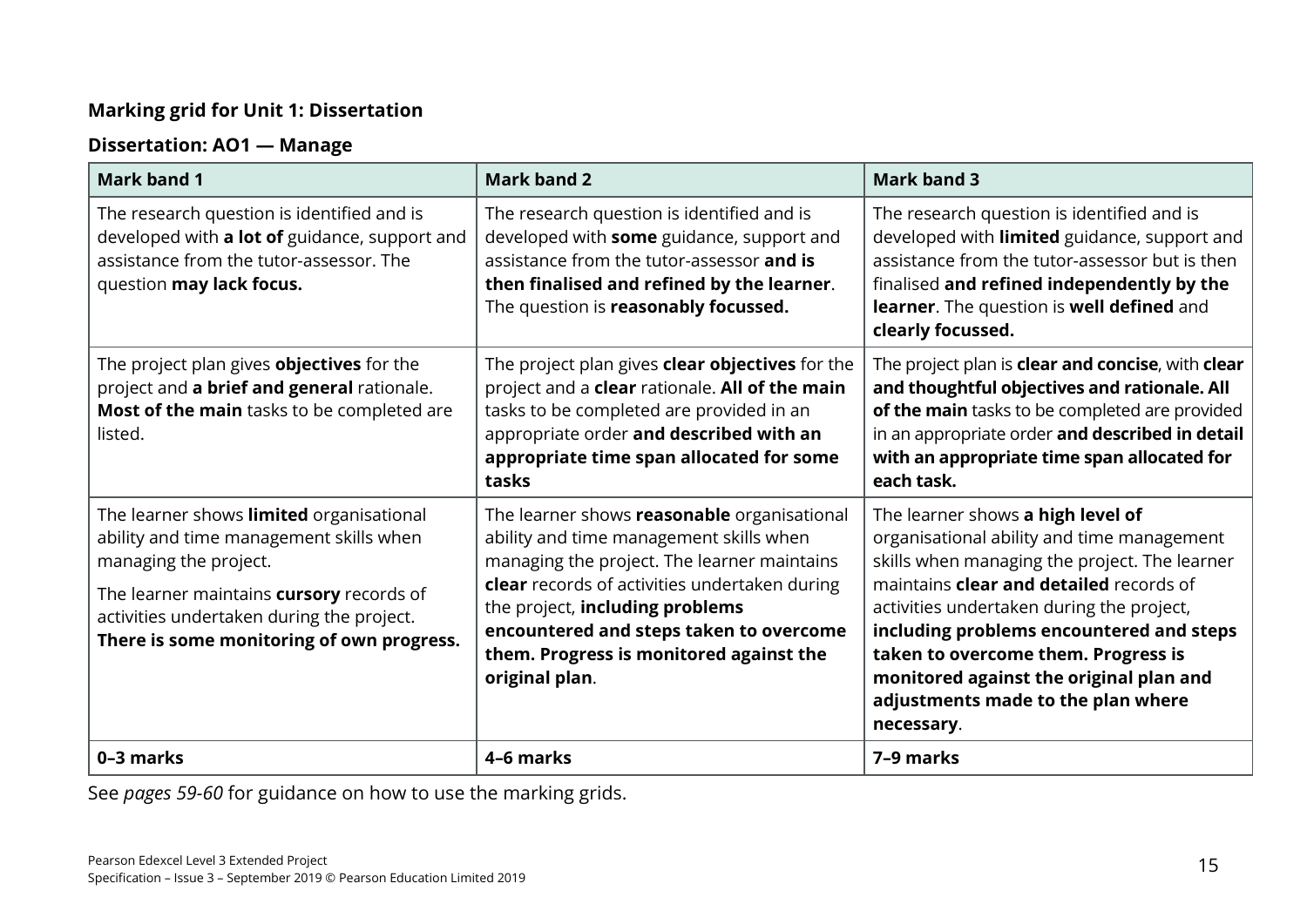**Marking grid for Unit 1: Dissertation**

**Dissertation: AO1 — Manage**

| Mark band 1 | Mark band 2 | Mark band 3 |
|---|---|---|
| The research question is identified and is developed with **a lot of** guidance, support and assistance from the tutor-assessor. The question **may lack focus.** | The research question is identified and is developed with **some** guidance, support and assistance from the tutor-assessor **and is then finalised and refined by the learner**. The question is **reasonably focussed.** | The research question is identified and is developed with **limited** guidance, support and assistance from the tutor-assessor but is then finalised **and refined independently by the learner**. The question is **well defined** and **clearly focussed.** |
| The project plan gives **objectives** for the project and **a brief and general** rationale. **Most of the main** tasks to be completed are listed. | The project plan gives **clear objectives** for the project and a **clear** rationale. **All of the main** tasks to be completed are provided in an appropriate order **and described with an appropriate time span allocated for some tasks** | The project plan is **clear and concise**, with **clear and thoughtful objectives and rationale. All of the main** tasks to be completed are provided in an appropriate order **and described in detail with an appropriate time span allocated for each task.** |
| The learner shows **limited** organisational ability and time management skills when managing the project.<br><br>The learner maintains **cursory** records of activities undertaken during the project. **There is some monitoring of own progress.** | The learner shows **reasonable** organisational ability and time management skills when managing the project. The learner maintains **clear** records of activities undertaken during the project, **including problems encountered and steps taken to overcome them. Progress is monitored against the original plan**. | The learner shows **a high level of** organisational ability and time management skills when managing the project. The learner maintains **clear and detailed** records of activities undertaken during the project, **including problems encountered and steps taken to overcome them. Progress is monitored against the original plan and adjustments made to the plan where necessary**. |
| **0–3 marks** | **4–6 marks** | **7–9 marks** |

See *pages 59-60* for guidance on how to use the marking grids.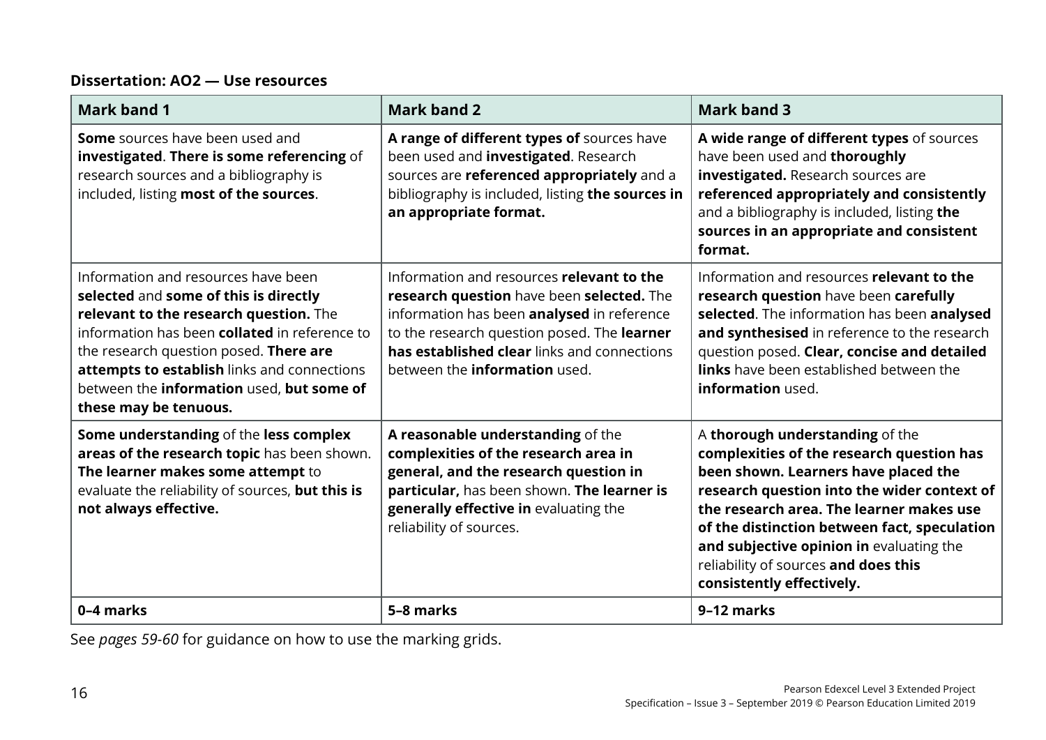**Dissertation: AO2 — Use resources**

| Mark band 1 | Mark band 2 | Mark band 3 |
|---|---|---|
| **Some** sources have been used and **investigated**. **There is some referencing** of research sources and a bibliography is included, listing **most of the sources**. | **A range of different types of** sources have been used and **investigated**. Research sources are **referenced appropriately** and a bibliography is included, listing **the sources in an appropriate format.** | **A wide range of different types** of sources have been used and **thoroughly investigated.** Research sources are **referenced appropriately and consistently** and a bibliography is included, listing **the sources in an appropriate and consistent format.** |
| Information and resources have been **selected** and **some of this is directly relevant to the research question.** The information has been **collated** in reference to the research question posed. **There are attempts to establish** links and connections between the **information** used, **but some of these may be tenuous.** | Information and resources **relevant to the research question** have been **selected.** The information has been **analysed** in reference to the research question posed. The **learner has established clear** links and connections between the **information** used. | Information and resources **relevant to the research question** have been **carefully selected**. The information has been **analysed and synthesised** in reference to the research question posed. **Clear, concise and detailed links** have been established between the **information** used. |
| **Some understanding** of the **less complex areas of the research topic** has been shown. **The learner makes some attempt** to evaluate the reliability of sources, **but this is not always effective.** | **A reasonable understanding** of the **complexities of the research area in general, and the research question in particular,** has been shown. **The learner is generally effective in** evaluating the reliability of sources. | A **thorough understanding** of the **complexities of the research question has been shown. Learners have placed the research question into the wider context of the research area. The learner makes use of the distinction between fact, speculation and subjective opinion in** evaluating the reliability of sources **and does this consistently effectively.** |
| **0–4 marks** | **5–8 marks** | **9–12 marks** |

See *pages 59-60* for guidance on how to use the marking grids.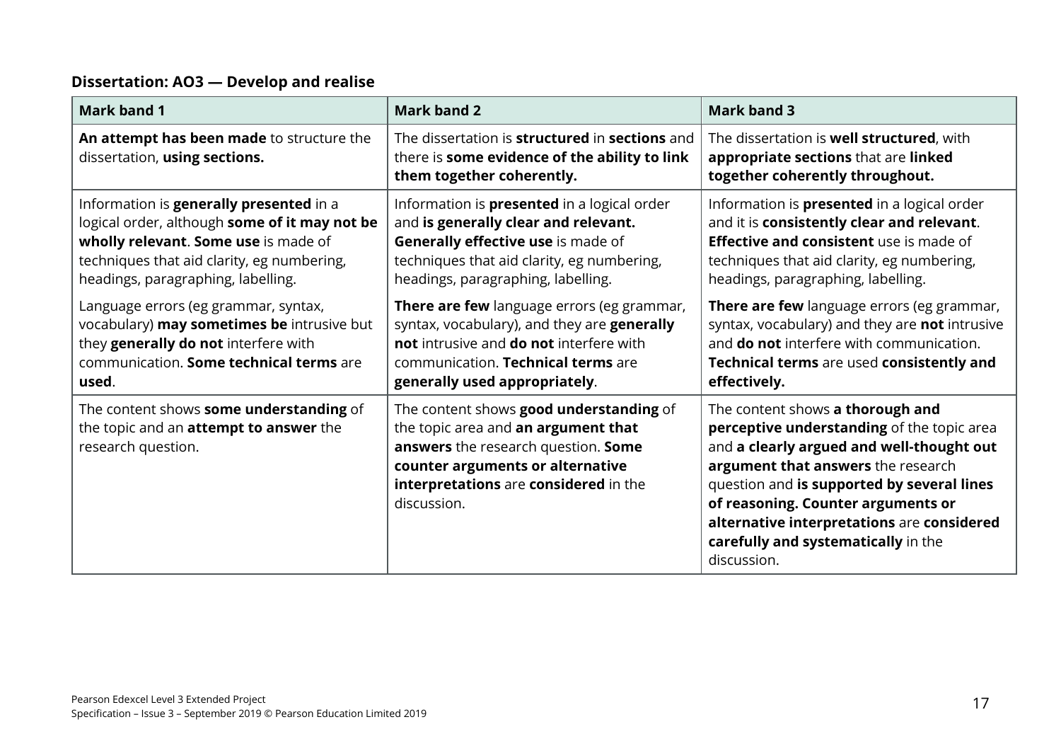**Dissertation: AO3 — Develop and realise**

| Mark band 1 | Mark band 2 | Mark band 3 |
| --- | --- | --- |
| **An attempt has been made** to structure the dissertation, **using sections.** | The dissertation is **structured** in **sections** and there is **some evidence of the ability to link them together coherently.** | The dissertation is **well structured**, with **appropriate sections** that are **linked together coherently throughout.** |
| Information is **generally presented** in a logical order, although **some of it may not be wholly relevant**. **Some use** is made of techniques that aid clarity, eg numbering, headings, paragraphing, labelling.<br><br>Language errors (eg grammar, syntax, vocabulary) **may sometimes be** intrusive but they **generally do not** interfere with communication. **Some technical terms** are **used**. | Information is **presented** in a logical order and **is generally clear and relevant.** **Generally effective use** is made of techniques that aid clarity, eg numbering, headings, paragraphing, labelling.<br><br>**There are few** language errors (eg grammar, syntax, vocabulary), and they are **generally not** intrusive and **do not** interfere with communication. **Technical terms** are **generally used appropriately**. | Information is **presented** in a logical order and it is **consistently clear and relevant**. **Effective and consistent** use is made of techniques that aid clarity, eg numbering, headings, paragraphing, labelling.<br><br>**There are few** language errors (eg grammar, syntax, vocabulary) and they are **not** intrusive and **do not** interfere with communication. **Technical terms** are used **consistently and effectively.** |
| The content shows **some understanding** of the topic and an **attempt to answer** the research question. | The content shows **good understanding** of the topic area and **an argument that answers** the research question. **Some counter arguments or alternative interpretations** are **considered** in the discussion. | The content shows **a thorough and perceptive understanding** of the topic area and **a clearly argued and well-thought out argument that answers** the research question and **is supported by several lines of reasoning. Counter arguments or alternative interpretations** are **considered carefully and systematically** in the discussion. |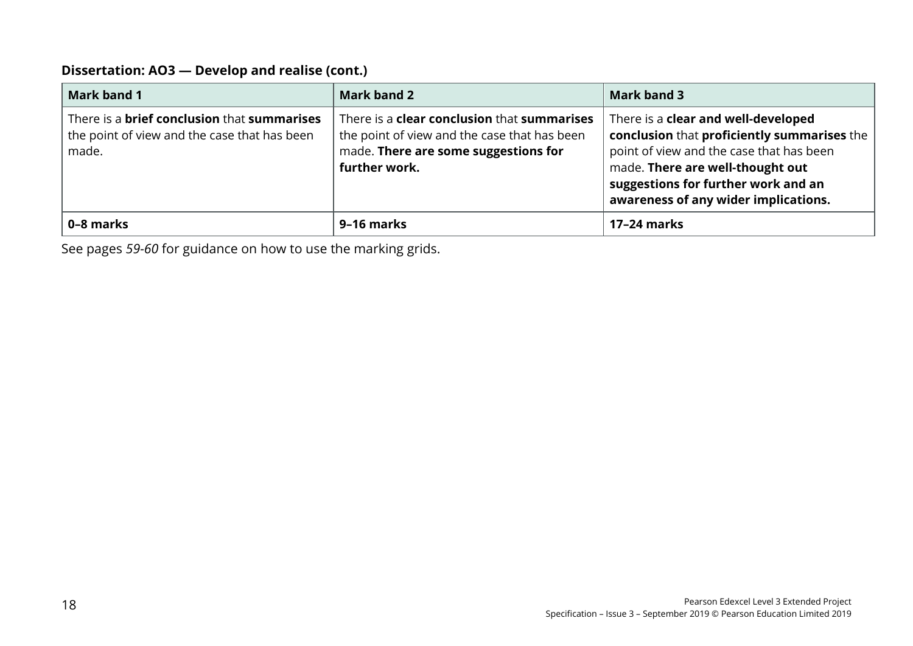**Dissertation: AO3 — Develop and realise (cont.)**

| Mark band 1 | Mark band 2 | Mark band 3 |
|---|---|---|
| There is a **brief conclusion** that **summarises** the point of view and the case that has been made. | There is a **clear conclusion** that **summarises** the point of view and the case that has been made. **There are some suggestions for further work.** | There is a **clear and well-developed conclusion** that **proficiently summarises** the point of view and the case that has been made. **There are well-thought out suggestions for further work and an awareness of any wider implications.** |
| **0–8 marks** | **9–16 marks** | **17–24 marks** |

See pages *59-60* for guidance on how to use the marking grids.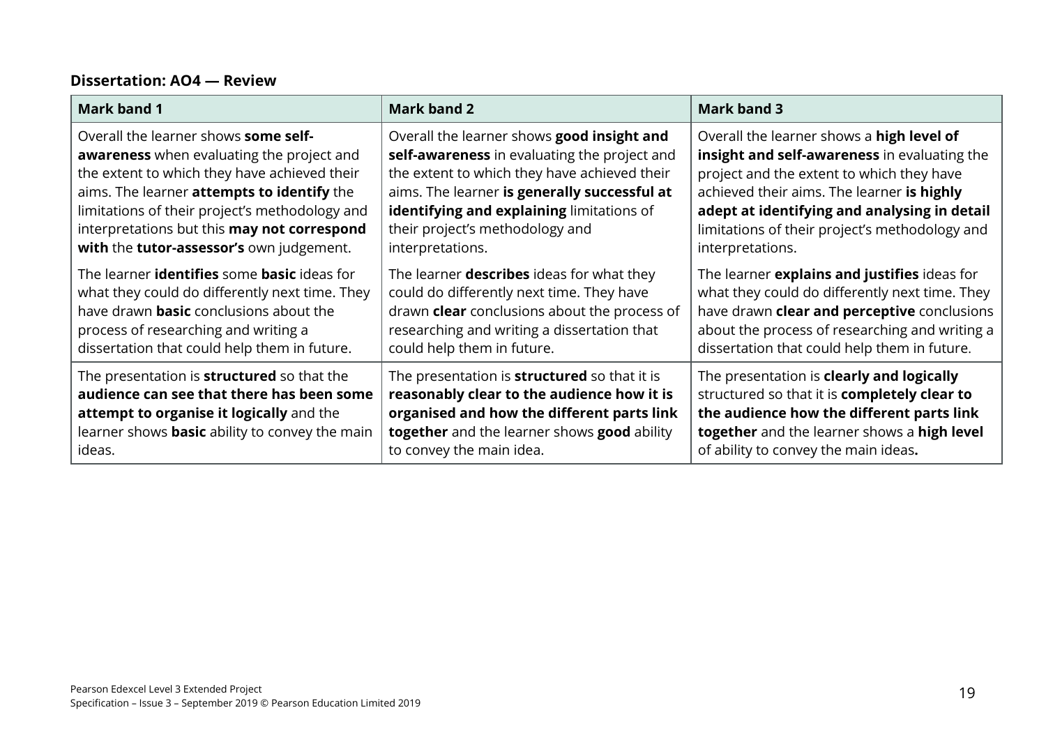**Dissertation: AO4 — Review**

| Mark band 1 | Mark band 2 | Mark band 3 |
| --- | --- | --- |
| Overall the learner shows **some self-awareness** when evaluating the project and the extent to which they have achieved their aims. The learner **attempts to identify** the limitations of their project's methodology and interpretations but this **may not correspond with** the **tutor-assessor's** own judgement.<br><br>The learner **identifies** some **basic** ideas for what they could do differently next time. They have drawn **basic** conclusions about the process of researching and writing a dissertation that could help them in future. | Overall the learner shows **good insight and self-awareness** in evaluating the project and the extent to which they have achieved their aims. The learner **is generally successful at identifying and explaining** limitations of their project's methodology and interpretations.<br><br>The learner **describes** ideas for what they could do differently next time. They have drawn **clear** conclusions about the process of researching and writing a dissertation that could help them in future. | Overall the learner shows a **high level of insight and self-awareness** in evaluating the project and the extent to which they have achieved their aims. The learner **is highly adept at identifying and analysing in detail** limitations of their project's methodology and interpretations.<br><br>The learner **explains and justifies** ideas for what they could do differently next time. They have drawn **clear and perceptive** conclusions about the process of researching and writing a dissertation that could help them in future. |
| The presentation is **structured** so that the **audience can see that there has been some attempt to organise it logically** and the learner shows **basic** ability to convey the main ideas. | The presentation is **structured** so that it is **reasonably clear to the audience how it is organised and how the different parts link together** and the learner shows **good** ability to convey the main idea. | The presentation is **clearly and logically** structured so that it is **completely clear to the audience how the different parts link together** and the learner shows a **high level** of ability to convey the main ideas**.** |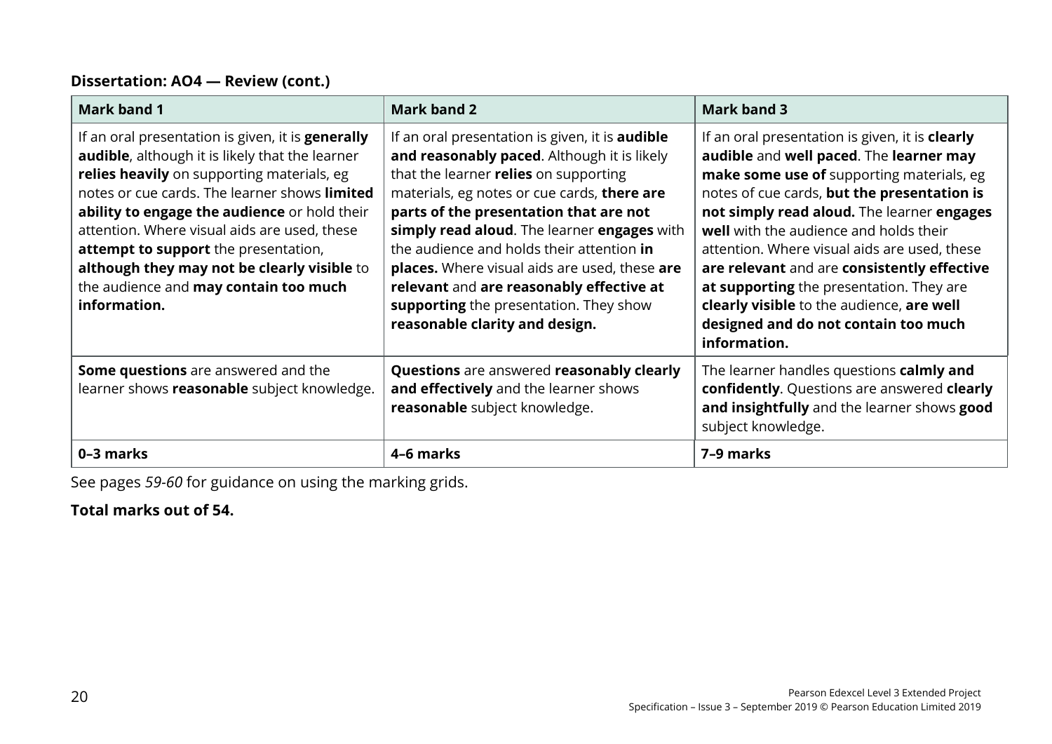**Dissertation: AO4 — Review (cont.)**

| Mark band 1 | Mark band 2 | Mark band 3 |
|---|---|---|
| If an oral presentation is given, it is **generally audible**, although it is likely that the learner **relies heavily** on supporting materials, eg notes or cue cards. The learner shows **limited ability to engage the audience** or hold their attention. Where visual aids are used, these **attempt to support** the presentation, **although they may not be clearly visible** to the audience and **may contain too much information.** | If an oral presentation is given, it is **audible and reasonably paced**. Although it is likely that the learner **relies** on supporting materials, eg notes or cue cards, **there are parts of the presentation that are not simply read aloud**. The learner **engages** with the audience and holds their attention **in places.** Where visual aids are used, these **are relevant** and **are reasonably effective at supporting** the presentation. They show **reasonable clarity and design.** | If an oral presentation is given, it is **clearly audible** and **well paced**. The **learner may make some use of** supporting materials, eg notes of cue cards, **but the presentation is not simply read aloud.** The learner **engages well** with the audience and holds their attention. Where visual aids are used, these **are relevant** and are **consistently effective at supporting** the presentation. They are **clearly visible** to the audience, **are well designed and do not contain too much information.** |
| **Some questions** are answered and the learner shows **reasonable** subject knowledge. | **Questions** are answered **reasonably clearly and effectively** and the learner shows **reasonable** subject knowledge. | The learner handles questions **calmly and confidently**. Questions are answered **clearly and insightfully** and the learner shows **good** subject knowledge. |
| **0–3 marks** | **4–6 marks** | **7–9 marks** |

See pages *59-60* for guidance on using the marking grids.

**Total marks out of 54.**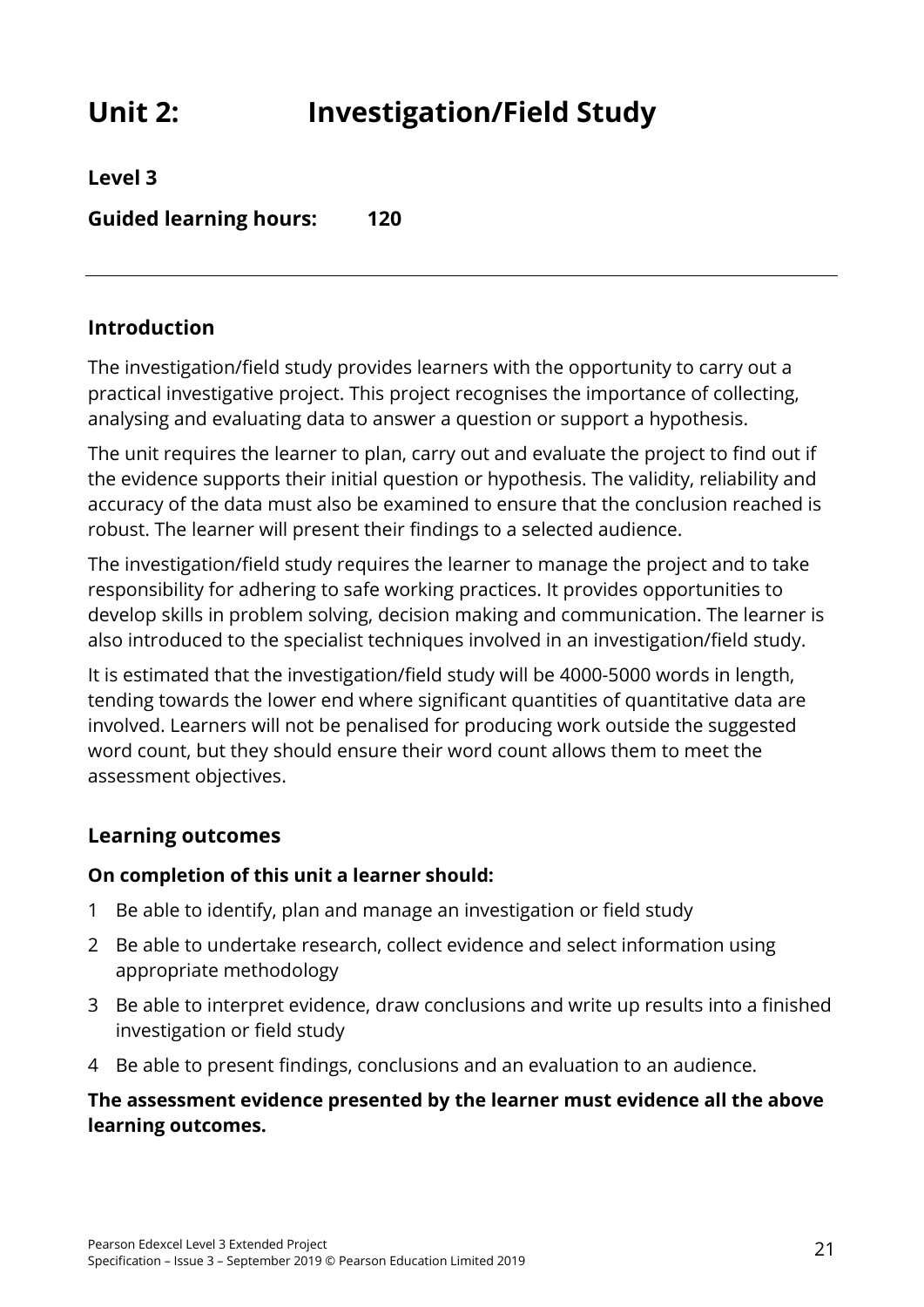# Unit 2: Investigation/Field Study

**Level 3**

**Guided learning hours: 120**

---

## Introduction

The investigation/field study provides learners with the opportunity to carry out a practical investigative project. This project recognises the importance of collecting, analysing and evaluating data to answer a question or support a hypothesis.

The unit requires the learner to plan, carry out and evaluate the project to find out if the evidence supports their initial question or hypothesis. The validity, reliability and accuracy of the data must also be examined to ensure that the conclusion reached is robust. The learner will present their findings to a selected audience.

The investigation/field study requires the learner to manage the project and to take responsibility for adhering to safe working practices. It provides opportunities to develop skills in problem solving, decision making and communication. The learner is also introduced to the specialist techniques involved in an investigation/field study.

It is estimated that the investigation/field study will be 4000-5000 words in length, tending towards the lower end where significant quantities of quantitative data are involved. Learners will not be penalised for producing work outside the suggested word count, but they should ensure their word count allows them to meet the assessment objectives.

## Learning outcomes

**On completion of this unit a learner should:**

1. Be able to identify, plan and manage an investigation or field study
2. Be able to undertake research, collect evidence and select information using appropriate methodology
3. Be able to interpret evidence, draw conclusions and write up results into a finished investigation or field study
4. Be able to present findings, conclusions and an evaluation to an audience.

**The assessment evidence presented by the learner must evidence all the above learning outcomes.**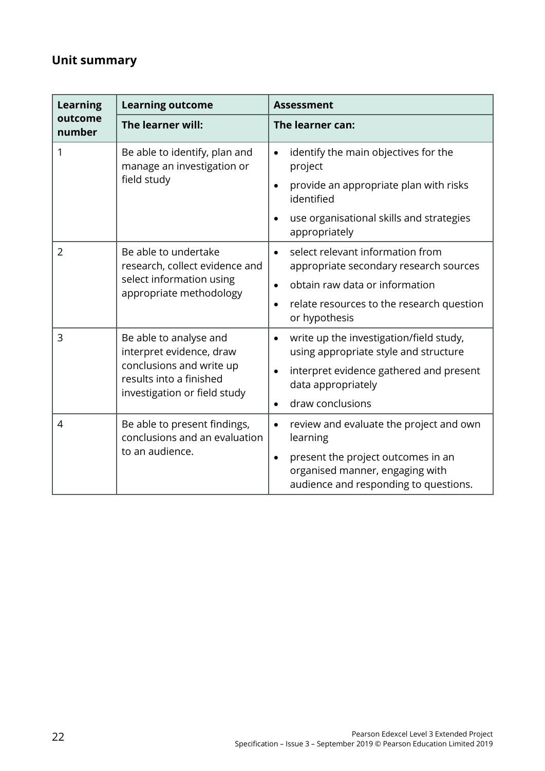## Unit summary

| Learning outcome number | Learning outcome<br>**The learner will:** | Assessment<br>**The learner can:** |
|---|---|---|
| 1 | Be able to identify, plan and manage an investigation or field study | • identify the main objectives for the project<br>• provide an appropriate plan with risks identified<br>• use organisational skills and strategies appropriately |
| 2 | Be able to undertake research, collect evidence and select information using appropriate methodology | • select relevant information from appropriate secondary research sources<br>• obtain raw data or information<br>• relate resources to the research question or hypothesis |
| 3 | Be able to analyse and interpret evidence, draw conclusions and write up results into a finished investigation or field study | • write up the investigation/field study, using appropriate style and structure<br>• interpret evidence gathered and present data appropriately<br>• draw conclusions |
| 4 | Be able to present findings, conclusions and an evaluation to an audience. | • review and evaluate the project and own learning<br>• present the project outcomes in an organised manner, engaging with audience and responding to questions. |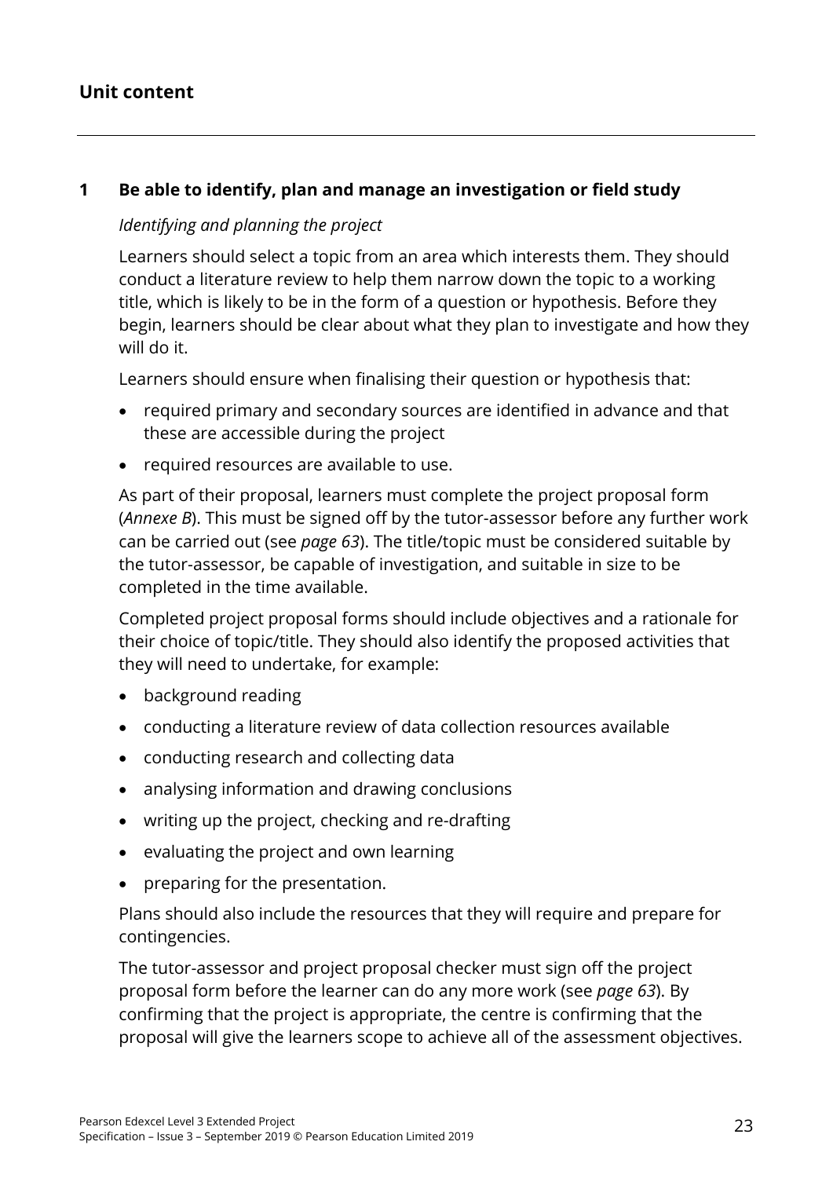## Unit content

### 1 Be able to identify, plan and manage an investigation or field study

*Identifying and planning the project*

Learners should select a topic from an area which interests them. They should conduct a literature review to help them narrow down the topic to a working title, which is likely to be in the form of a question or hypothesis. Before they begin, learners should be clear about what they plan to investigate and how they will do it.

Learners should ensure when finalising their question or hypothesis that:

- required primary and secondary sources are identified in advance and that these are accessible during the project
- required resources are available to use.

As part of their proposal, learners must complete the project proposal form (*Annexe B*). This must be signed off by the tutor-assessor before any further work can be carried out (see *page 63*). The title/topic must be considered suitable by the tutor-assessor, be capable of investigation, and suitable in size to be completed in the time available.

Completed project proposal forms should include objectives and a rationale for their choice of topic/title. They should also identify the proposed activities that they will need to undertake, for example:

- background reading
- conducting a literature review of data collection resources available
- conducting research and collecting data
- analysing information and drawing conclusions
- writing up the project, checking and re-drafting
- evaluating the project and own learning
- preparing for the presentation.

Plans should also include the resources that they will require and prepare for contingencies.

The tutor-assessor and project proposal checker must sign off the project proposal form before the learner can do any more work (see *page 63*). By confirming that the project is appropriate, the centre is confirming that the proposal will give the learners scope to achieve all of the assessment objectives.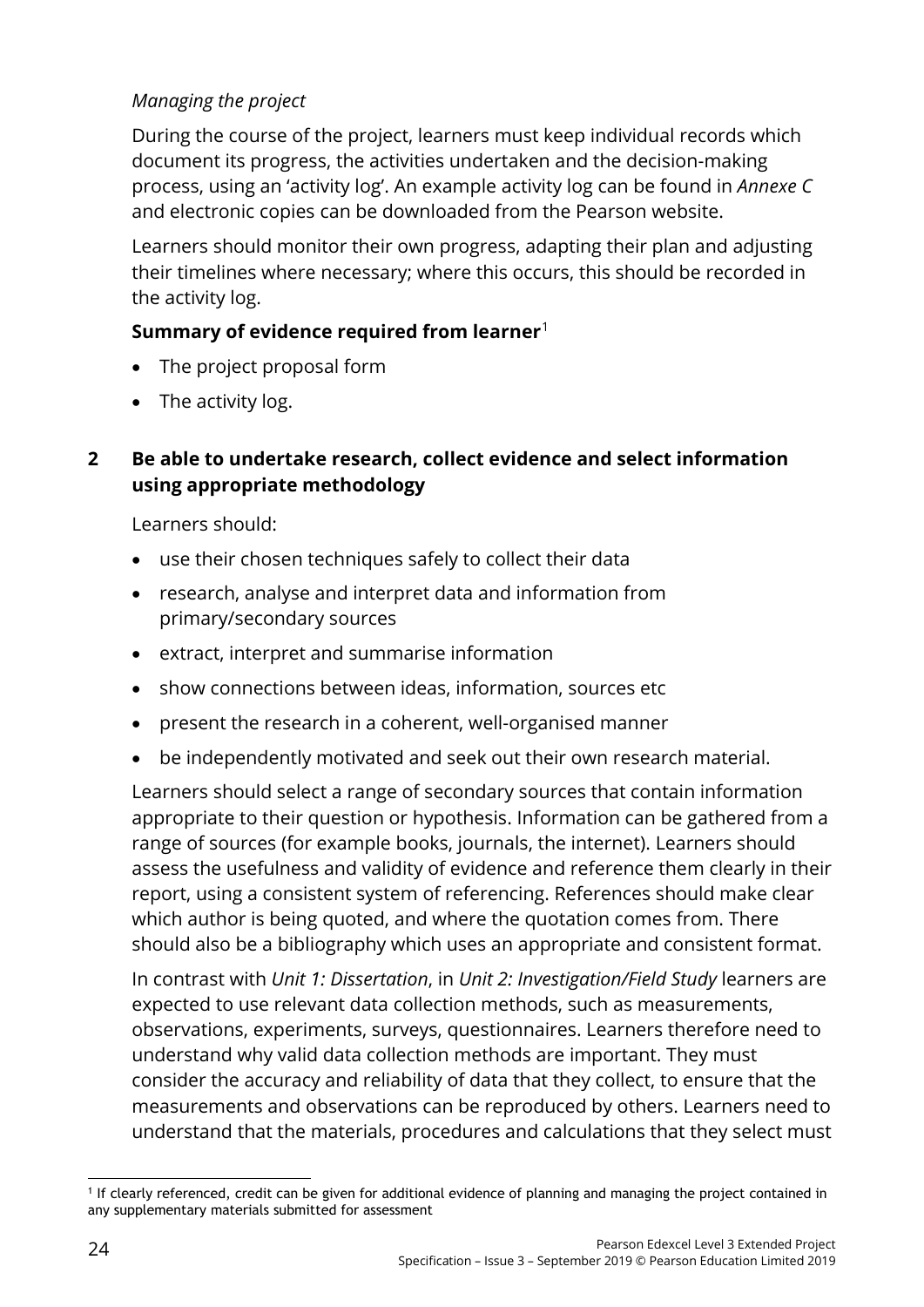*Managing the project*

During the course of the project, learners must keep individual records which document its progress, the activities undertaken and the decision-making process, using an 'activity log'. An example activity log can be found in *Annexe C* and electronic copies can be downloaded from the Pearson website.

Learners should monitor their own progress, adapting their plan and adjusting their timelines where necessary; where this occurs, this should be recorded in the activity log.

**Summary of evidence required from learner**[1]

- The project proposal form
- The activity log.

## 2 Be able to undertake research, collect evidence and select information using appropriate methodology

Learners should:

- use their chosen techniques safely to collect their data
- research, analyse and interpret data and information from primary/secondary sources
- extract, interpret and summarise information
- show connections between ideas, information, sources etc
- present the research in a coherent, well-organised manner
- be independently motivated and seek out their own research material.

Learners should select a range of secondary sources that contain information appropriate to their question or hypothesis. Information can be gathered from a range of sources (for example books, journals, the internet). Learners should assess the usefulness and validity of evidence and reference them clearly in their report, using a consistent system of referencing. References should make clear which author is being quoted, and where the quotation comes from. There should also be a bibliography which uses an appropriate and consistent format.

In contrast with *Unit 1: Dissertation*, in *Unit 2: Investigation/Field Study* learners are expected to use relevant data collection methods, such as measurements, observations, experiments, surveys, questionnaires. Learners therefore need to understand why valid data collection methods are important. They must consider the accuracy and reliability of data that they collect, to ensure that the measurements and observations can be reproduced by others. Learners need to understand that the materials, procedures and calculations that they select must

[1] If clearly referenced, credit can be given for additional evidence of planning and managing the project contained in any supplementary materials submitted for assessment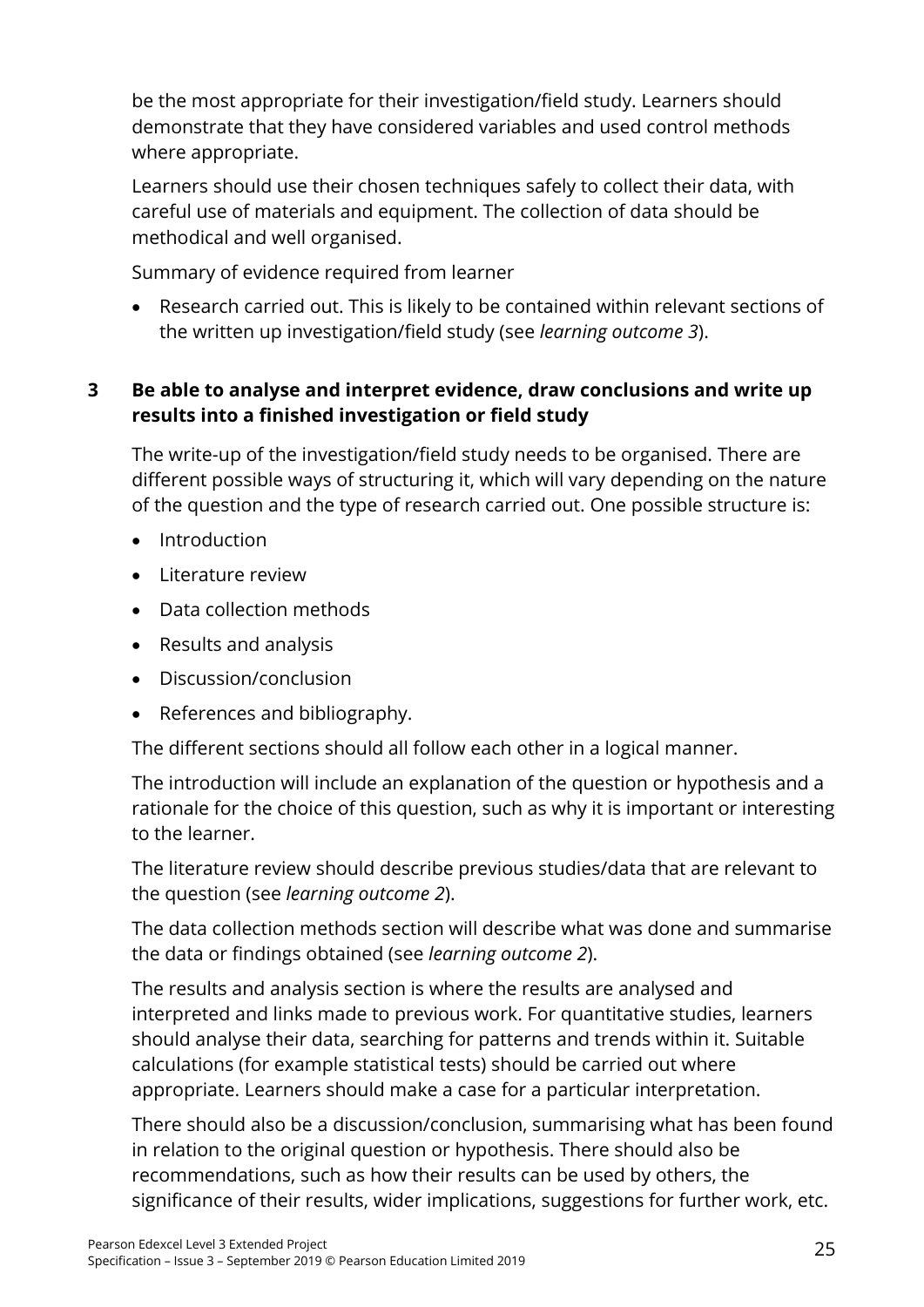be the most appropriate for their investigation/field study. Learners should demonstrate that they have considered variables and used control methods where appropriate.

Learners should use their chosen techniques safely to collect their data, with careful use of materials and equipment. The collection of data should be methodical and well organised.

Summary of evidence required from learner

- Research carried out. This is likely to be contained within relevant sections of the written up investigation/field study (see *learning outcome 3*).

### 3 Be able to analyse and interpret evidence, draw conclusions and write up results into a finished investigation or field study

The write-up of the investigation/field study needs to be organised. There are different possible ways of structuring it, which will vary depending on the nature of the question and the type of research carried out. One possible structure is:

- Introduction
- Literature review
- Data collection methods
- Results and analysis
- Discussion/conclusion
- References and bibliography.

The different sections should all follow each other in a logical manner.

The introduction will include an explanation of the question or hypothesis and a rationale for the choice of this question, such as why it is important or interesting to the learner.

The literature review should describe previous studies/data that are relevant to the question (see *learning outcome 2*).

The data collection methods section will describe what was done and summarise the data or findings obtained (see *learning outcome 2*).

The results and analysis section is where the results are analysed and interpreted and links made to previous work. For quantitative studies, learners should analyse their data, searching for patterns and trends within it. Suitable calculations (for example statistical tests) should be carried out where appropriate. Learners should make a case for a particular interpretation.

There should also be a discussion/conclusion, summarising what has been found in relation to the original question or hypothesis. There should also be recommendations, such as how their results can be used by others, the significance of their results, wider implications, suggestions for further work, etc.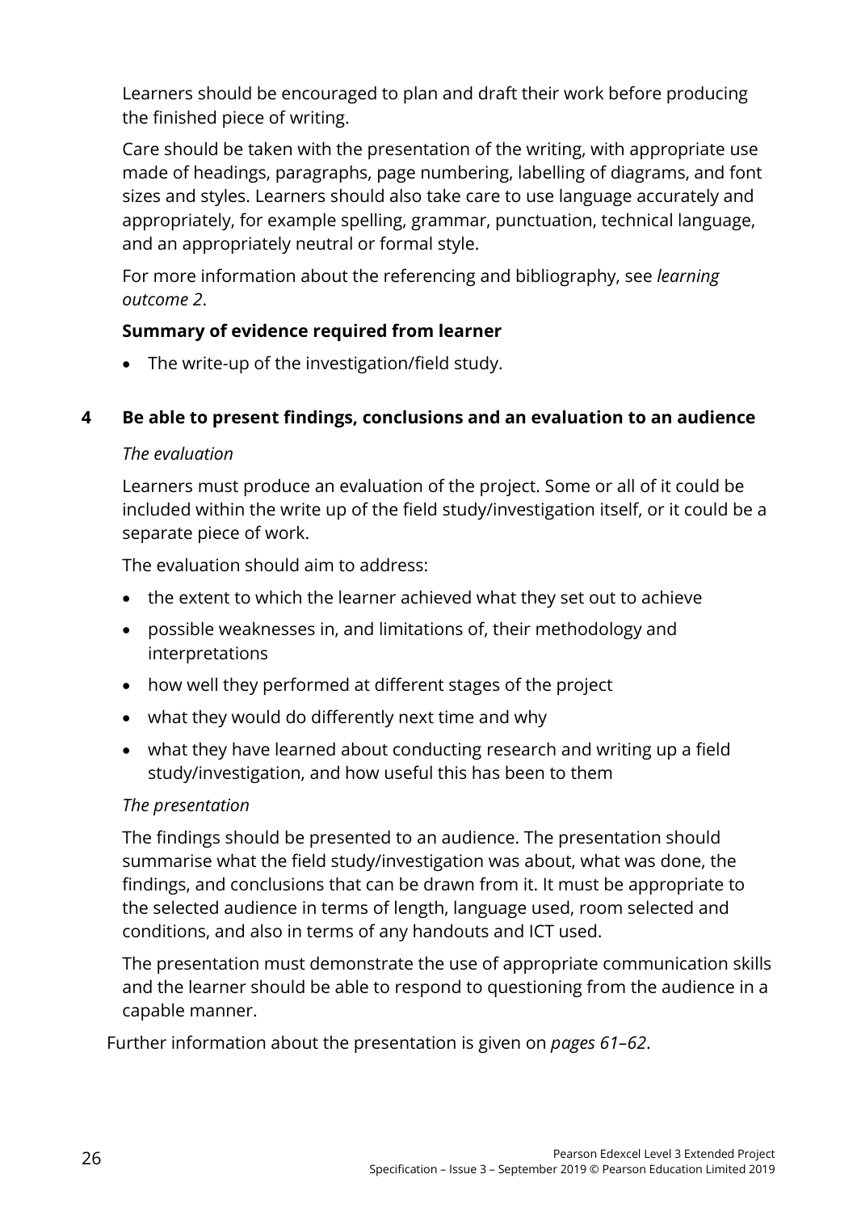Learners should be encouraged to plan and draft their work before producing the finished piece of writing.

Care should be taken with the presentation of the writing, with appropriate use made of headings, paragraphs, page numbering, labelling of diagrams, and font sizes and styles. Learners should also take care to use language accurately and appropriately, for example spelling, grammar, punctuation, technical language, and an appropriately neutral or formal style.

For more information about the referencing and bibliography, see *learning outcome 2*.

**Summary of evidence required from learner**

- The write-up of the investigation/field study.

**4 Be able to present findings, conclusions and an evaluation to an audience**

*The evaluation*

Learners must produce an evaluation of the project. Some or all of it could be included within the write up of the field study/investigation itself, or it could be a separate piece of work.

The evaluation should aim to address:

- the extent to which the learner achieved what they set out to achieve
- possible weaknesses in, and limitations of, their methodology and interpretations
- how well they performed at different stages of the project
- what they would do differently next time and why
- what they have learned about conducting research and writing up a field study/investigation, and how useful this has been to them

*The presentation*

The findings should be presented to an audience. The presentation should summarise what the field study/investigation was about, what was done, the findings, and conclusions that can be drawn from it. It must be appropriate to the selected audience in terms of length, language used, room selected and conditions, and also in terms of any handouts and ICT used.

The presentation must demonstrate the use of appropriate communication skills and the learner should be able to respond to questioning from the audience in a capable manner.

Further information about the presentation is given on *pages 61–62*.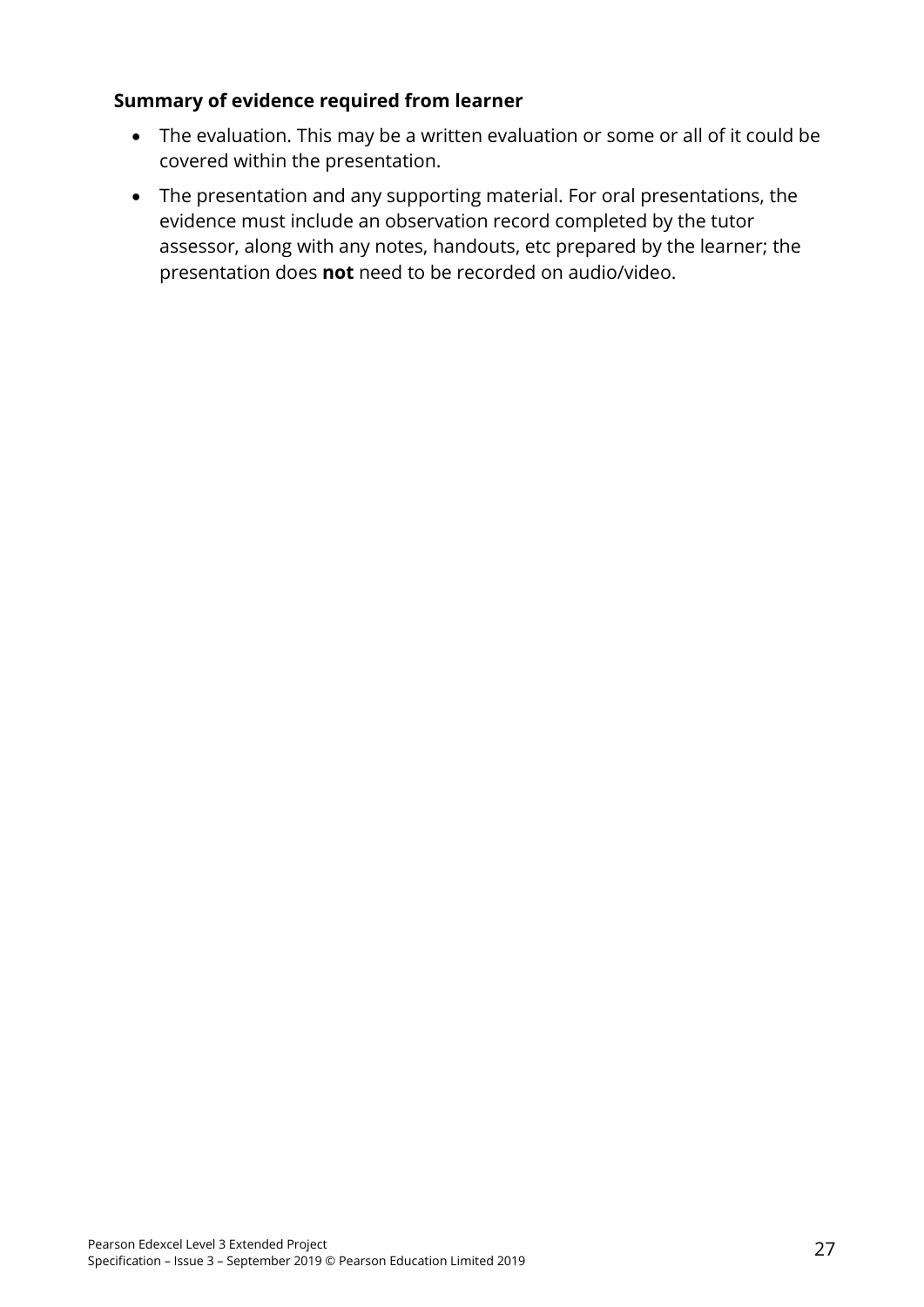**Summary of evidence required from learner**

- The evaluation. This may be a written evaluation or some or all of it could be covered within the presentation.
- The presentation and any supporting material. For oral presentations, the evidence must include an observation record completed by the tutor assessor, along with any notes, handouts, etc prepared by the learner; the presentation does **not** need to be recorded on audio/video.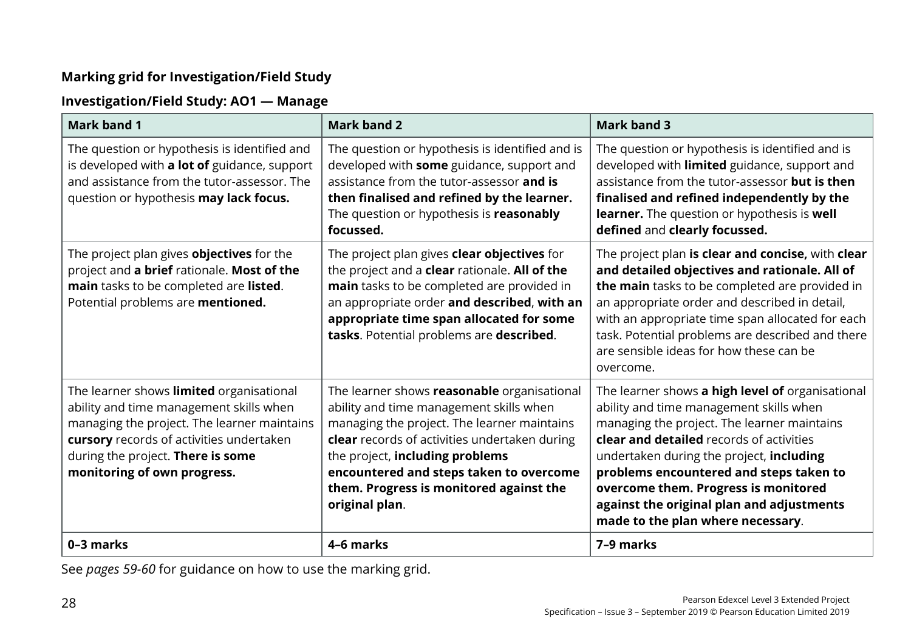**Marking grid for Investigation/Field Study**

**Investigation/Field Study: AO1 — Manage**

| Mark band 1 | Mark band 2 | Mark band 3 |
|---|---|---|
| The question or hypothesis is identified and is developed with **a lot of** guidance, support and assistance from the tutor-assessor. The question or hypothesis **may lack focus.** | The question or hypothesis is identified and is developed with **some** guidance, support and assistance from the tutor-assessor **and is then finalised and refined by the learner.** The question or hypothesis is **reasonably focussed.** | The question or hypothesis is identified and is developed with **limited** guidance, support and assistance from the tutor-assessor **but is then finalised and refined independently by the learner.** The question or hypothesis is **well defined** and **clearly focussed.** |
| The project plan gives **objectives** for the project and **a brief** rationale. **Most of the main** tasks to be completed are **listed**. Potential problems are **mentioned.** | The project plan gives **clear objectives** for the project and a **clear** rationale. **All of the main** tasks to be completed are provided in an appropriate order **and described**, **with an appropriate time span allocated for some tasks**. Potential problems are **described**. | The project plan **is clear and concise,** with **clear and detailed objectives and rationale. All of the main** tasks to be completed are provided in an appropriate order and described in detail, with an appropriate time span allocated for each task. Potential problems are described and there are sensible ideas for how these can be overcome. |
| The learner shows **limited** organisational ability and time management skills when managing the project. The learner maintains **cursory** records of activities undertaken during the project. **There is some monitoring of own progress.** | The learner shows **reasonable** organisational ability and time management skills when managing the project. The learner maintains **clear** records of activities undertaken during the project, **including problems encountered and steps taken to overcome them. Progress is monitored against the original plan**. | The learner shows **a high level of** organisational ability and time management skills when managing the project. The learner maintains **clear and detailed** records of activities undertaken during the project, **including problems encountered and steps taken to overcome them. Progress is monitored against the original plan and adjustments made to the plan where necessary**. |
| **0–3 marks** | **4–6 marks** | **7–9 marks** |

See *pages 59-60* for guidance on how to use the marking grid.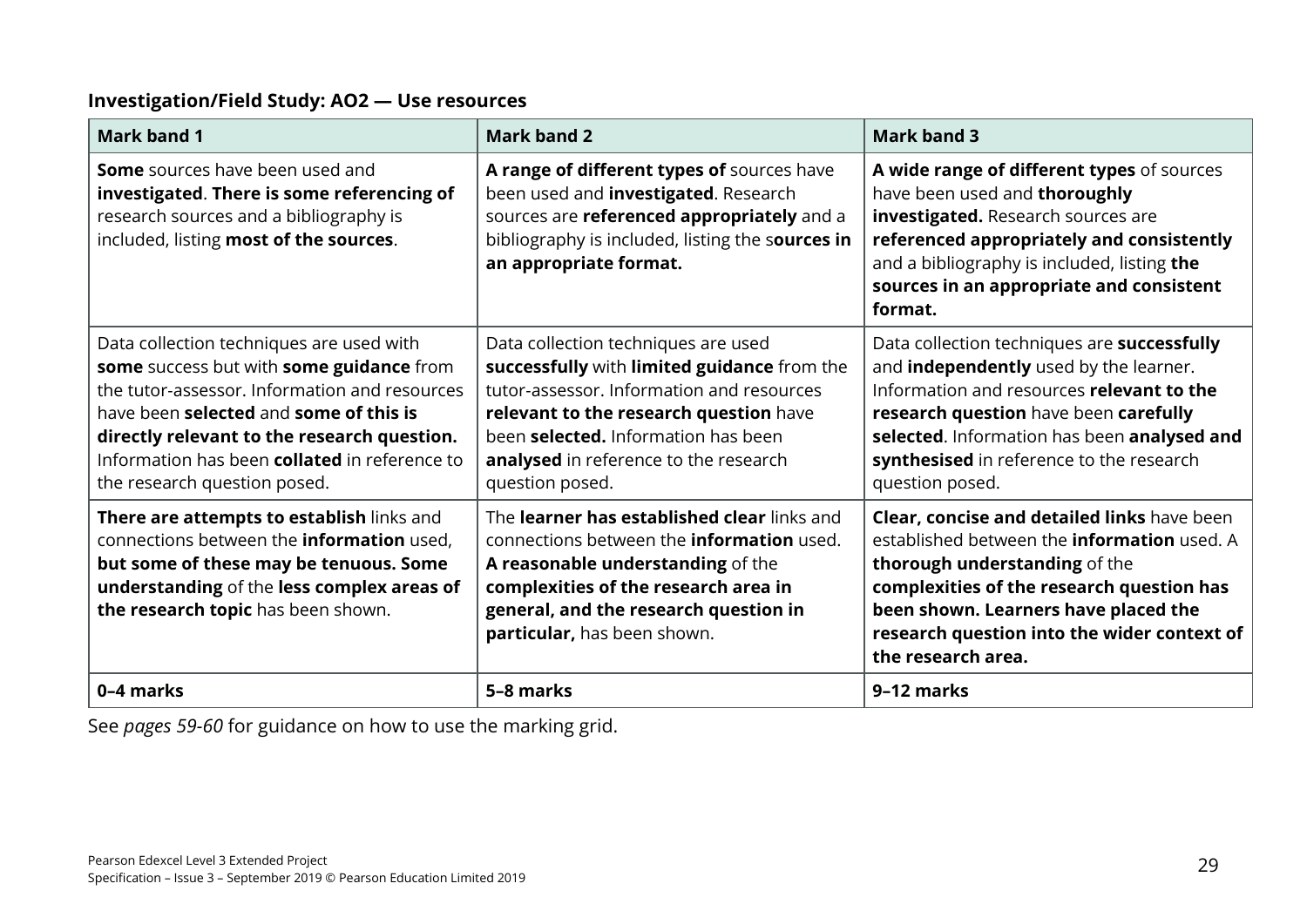**Investigation/Field Study: AO2 — Use resources**

| Mark band 1 | Mark band 2 | Mark band 3 |
|---|---|---|
| **Some** sources have been used and **investigated**. **There is some referencing of** research sources and a bibliography is included, listing **most of the sources**. | **A range of different types of** sources have been used and **investigated**. Research sources are **referenced appropriately** and a bibliography is included, listing the s**ources in an appropriate format.** | **A wide range of different types** of sources have been used and **thoroughly investigated.** Research sources are **referenced appropriately and consistently** and a bibliography is included, listing **the sources in an appropriate and consistent format.** |
| Data collection techniques are used with **some** success but with **some guidance** from the tutor-assessor. Information and resources have been **selected** and **some of this is directly relevant to the research question.** Information has been **collated** in reference to the research question posed. | Data collection techniques are used **successfully** with **limited guidance** from the tutor-assessor. Information and resources **relevant to the research question** have been **selected.** Information has been **analysed** in reference to the research question posed. | Data collection techniques are **successfully** and **independently** used by the learner. Information and resources **relevant to the research question** have been **carefully selected**. Information has been **analysed and synthesised** in reference to the research question posed. |
| **There are attempts to establish** links and connections between the **information** used, **but some of these may be tenuous. Some understanding** of the **less complex areas of the research topic** has been shown. | The **learner has established clear** links and connections between the **information** used. **A reasonable understanding** of the **complexities of the research area in general, and the research question in particular,** has been shown. | **Clear, concise and detailed links** have been established between the **information** used. A **thorough understanding** of the **complexities of the research question has been shown. Learners have placed the research question into the wider context of the research area.** |
| **0–4 marks** | **5–8 marks** | **9–12 marks** |

See *pages 59-60* for guidance on how to use the marking grid.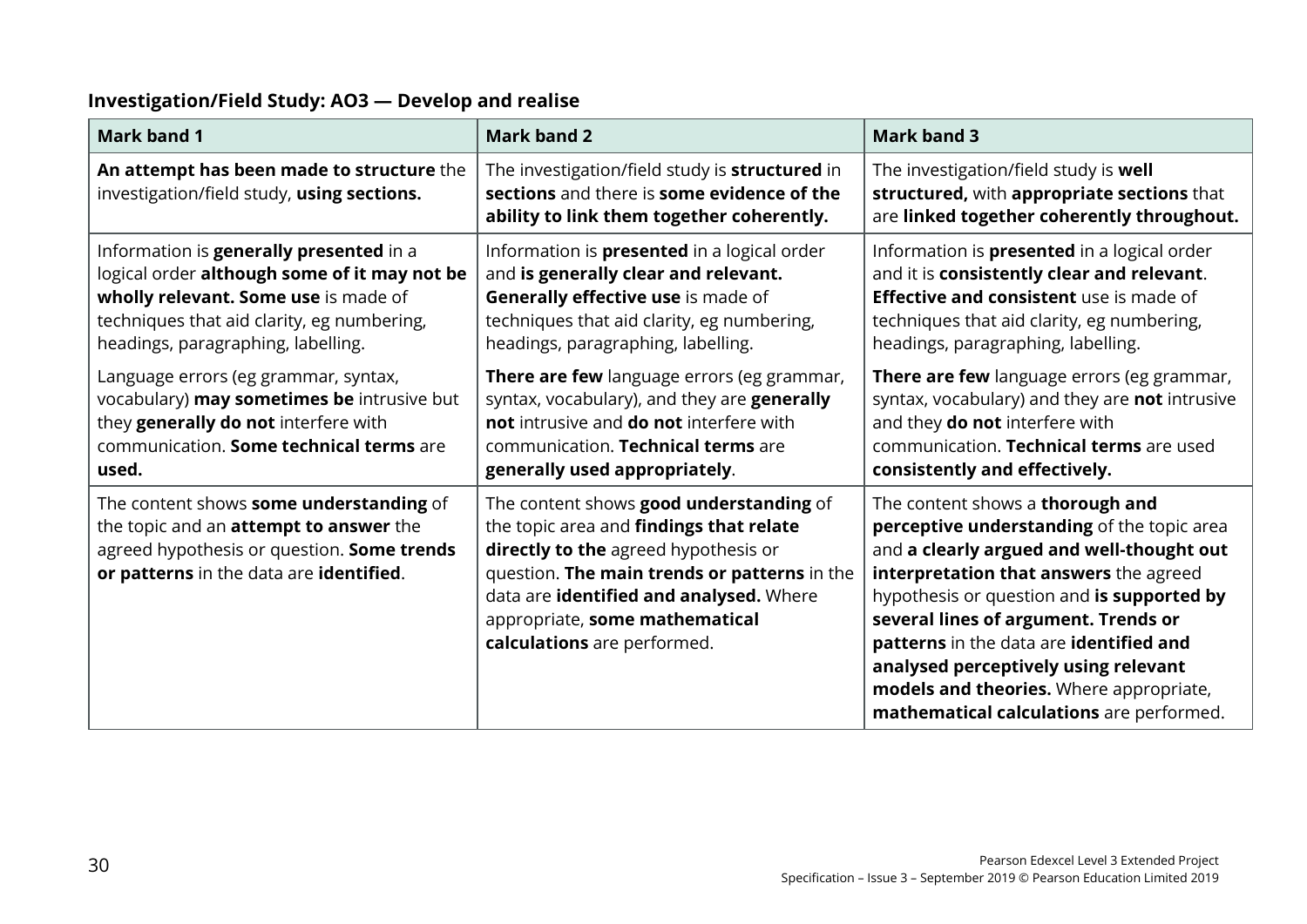**Investigation/Field Study: AO3 — Develop and realise**

| Mark band 1 | Mark band 2 | Mark band 3 |
|---|---|---|
| **An attempt has been made to structure** the investigation/field study, **using sections.** | The investigation/field study is **structured** in **sections** and there is **some evidence of the ability to link them together coherently.** | The investigation/field study is **well structured,** with **appropriate sections** that are **linked together coherently throughout.** |
| Information is **generally presented** in a logical order **although some of it may not be wholly relevant. Some use** is made of techniques that aid clarity, eg numbering, headings, paragraphing, labelling.<br><br>Language errors (eg grammar, syntax, vocabulary) **may sometimes be** intrusive but they **generally do not** interfere with communication. **Some technical terms** are **used.** | Information is **presented** in a logical order and **is generally clear and relevant. Generally effective use** is made of techniques that aid clarity, eg numbering, headings, paragraphing, labelling.<br><br>**There are few** language errors (eg grammar, syntax, vocabulary), and they are **generally not** intrusive and **do not** interfere with communication. **Technical terms** are **generally used appropriately**. | Information is **presented** in a logical order and it is **consistently clear and relevant**. **Effective and consistent** use is made of techniques that aid clarity, eg numbering, headings, paragraphing, labelling.<br><br>**There are few** language errors (eg grammar, syntax, vocabulary) and they are **not** intrusive and they **do not** interfere with communication. **Technical terms** are used **consistently and effectively.** |
| The content shows **some understanding** of the topic and an **attempt to answer** the agreed hypothesis or question. **Some trends or patterns** in the data are **identified**. | The content shows **good understanding** of the topic area and **findings that relate directly to the** agreed hypothesis or question. **The main trends or patterns** in the data are **identified and analysed.** Where appropriate, **some mathematical calculations** are performed. | The content shows a **thorough and perceptive understanding** of the topic area and **a clearly argued and well-thought out interpretation that answers** the agreed hypothesis or question and **is supported by several lines of argument. Trends or patterns** in the data are **identified and analysed perceptively using relevant models and theories.** Where appropriate, **mathematical calculations** are performed. |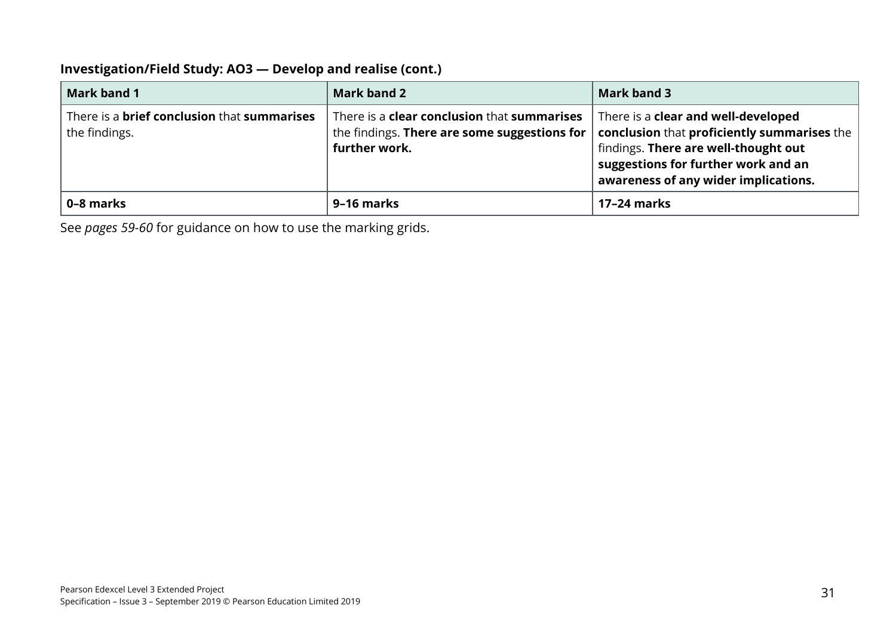**Investigation/Field Study: AO3 — Develop and realise (cont.)**

| Mark band 1 | Mark band 2 | Mark band 3 |
|---|---|---|
| There is a **brief conclusion** that **summarises** the findings. | There is a **clear conclusion** that **summarises** the findings. **There are some suggestions for further work.** | There is a **clear and well-developed conclusion** that **proficiently summarises** the findings. **There are well-thought out suggestions for further work and an awareness of any wider implications.** |
| **0–8 marks** | **9–16 marks** | **17–24 marks** |

See *pages 59-60* for guidance on how to use the marking grids.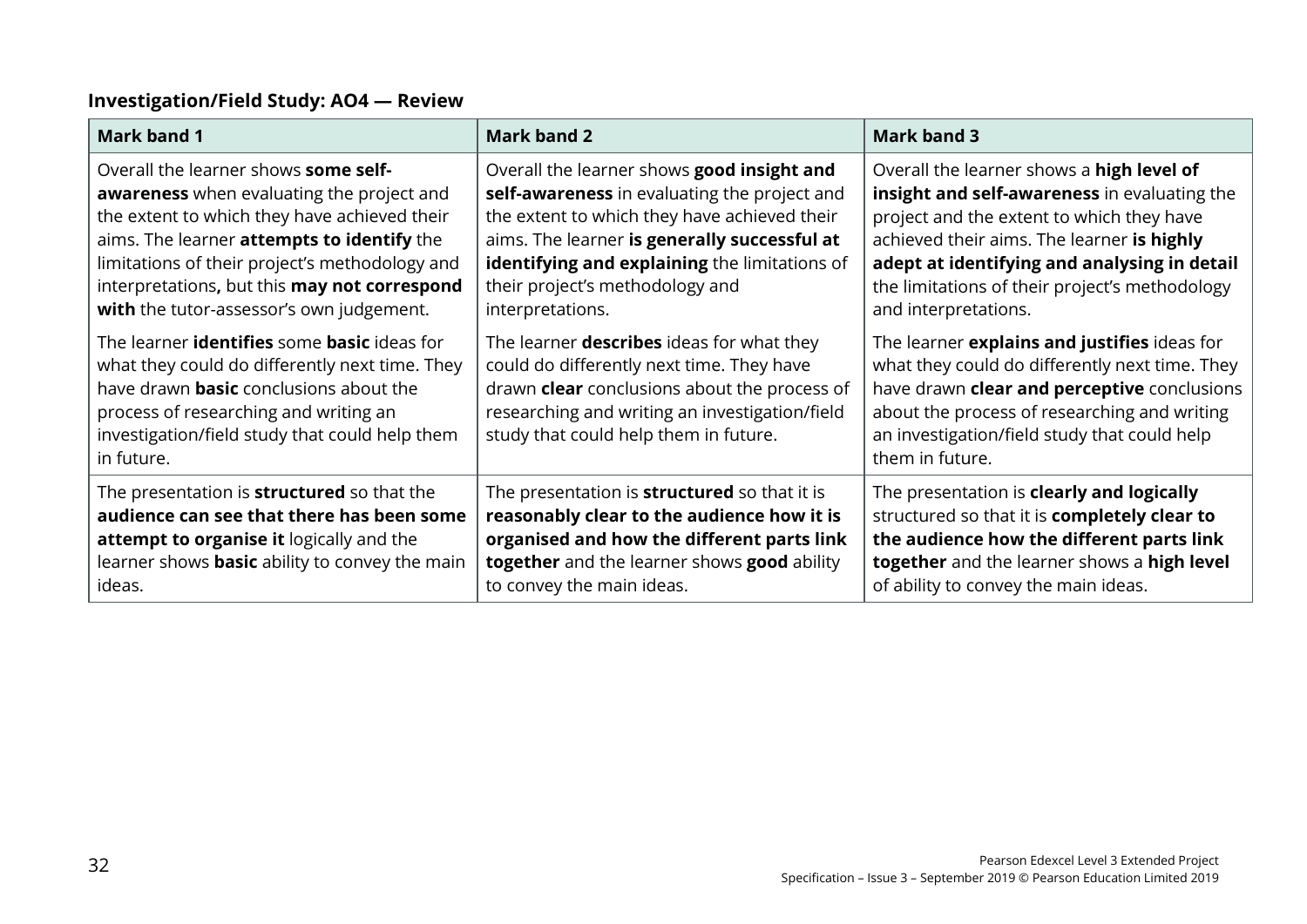**Investigation/Field Study: AO4 — Review**

| Mark band 1 | Mark band 2 | Mark band 3 |
|---|---|---|
| Overall the learner shows **some self-awareness** when evaluating the project and the extent to which they have achieved their aims. The learner **attempts to identify** the limitations of their project's methodology and interpretations**,** but this **may not correspond with** the tutor-assessor's own judgement.<br><br>The learner **identifies** some **basic** ideas for what they could do differently next time. They have drawn **basic** conclusions about the process of researching and writing an investigation/field study that could help them in future. | Overall the learner shows **good insight and self-awareness** in evaluating the project and the extent to which they have achieved their aims. The learner **is generally successful at identifying and explaining** the limitations of their project's methodology and interpretations.<br><br>The learner **describes** ideas for what they could do differently next time. They have drawn **clear** conclusions about the process of researching and writing an investigation/field study that could help them in future. | Overall the learner shows a **high level of insight and self-awareness** in evaluating the project and the extent to which they have achieved their aims. The learner **is highly adept at identifying and analysing in detail** the limitations of their project's methodology and interpretations.<br><br>The learner **explains and justifies** ideas for what they could do differently next time. They have drawn **clear and perceptive** conclusions about the process of researching and writing an investigation/field study that could help them in future. |
| The presentation is **structured** so that the **audience can see that there has been some attempt to organise it** logically and the learner shows **basic** ability to convey the main ideas. | The presentation is **structured** so that it is **reasonably clear to the audience how it is organised and how the different parts link together** and the learner shows **good** ability to convey the main ideas. | The presentation is **clearly and logically** structured so that it is **completely clear to the audience how the different parts link together** and the learner shows a **high level** of ability to convey the main ideas. |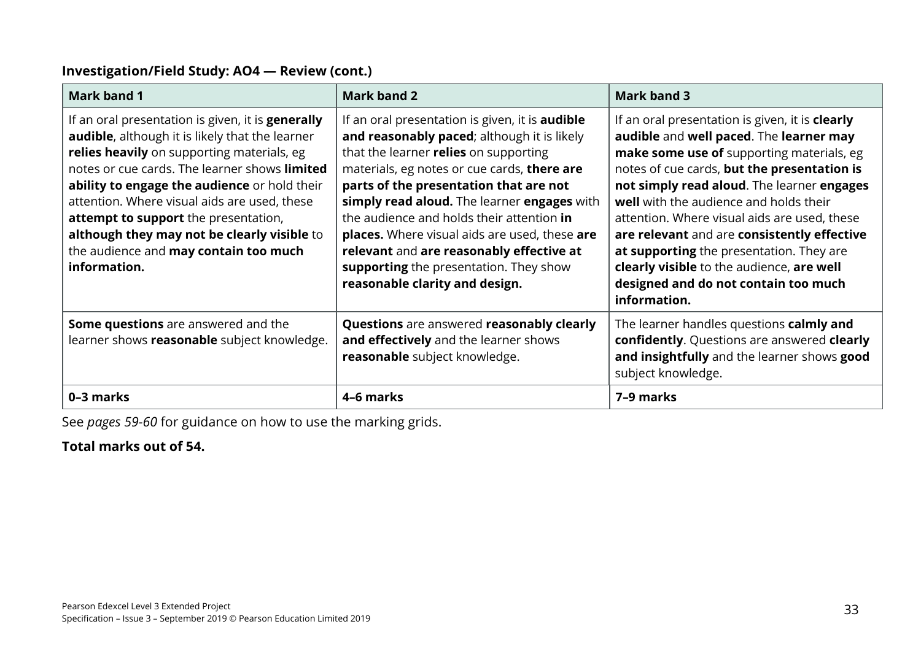**Investigation/Field Study: AO4 — Review (cont.)**

| Mark band 1 | Mark band 2 | Mark band 3 |
|---|---|---|
| If an oral presentation is given, it is **generally audible**, although it is likely that the learner **relies heavily** on supporting materials, eg notes or cue cards. The learner shows **limited ability to engage the audience** or hold their attention. Where visual aids are used, these **attempt to support** the presentation, **although they may not be clearly visible** to the audience and **may contain too much information.** | If an oral presentation is given, it is **audible and reasonably paced**; although it is likely that the learner **relies** on supporting materials, eg notes or cue cards, **there are parts of the presentation that are not simply read aloud.** The learner **engages** with the audience and holds their attention **in places.** Where visual aids are used, these **are relevant** and **are reasonably effective at supporting** the presentation. They show **reasonable clarity and design.** | If an oral presentation is given, it is **clearly audible** and **well paced**. The **learner may make some use of** supporting materials, eg notes of cue cards, **but the presentation is not simply read aloud**. The learner **engages well** with the audience and holds their attention. Where visual aids are used, these **are relevant** and are **consistently effective at supporting** the presentation. They are **clearly visible** to the audience, **are well designed and do not contain too much information.** |
| **Some questions** are answered and the learner shows **reasonable** subject knowledge. | **Questions** are answered **reasonably clearly and effectively** and the learner shows **reasonable** subject knowledge. | The learner handles questions **calmly and confidently**. Questions are answered **clearly and insightfully** and the learner shows **good** subject knowledge. |
| **0–3 marks** | **4–6 marks** | **7–9 marks** |

See *pages 59-60* for guidance on how to use the marking grids.

**Total marks out of 54.**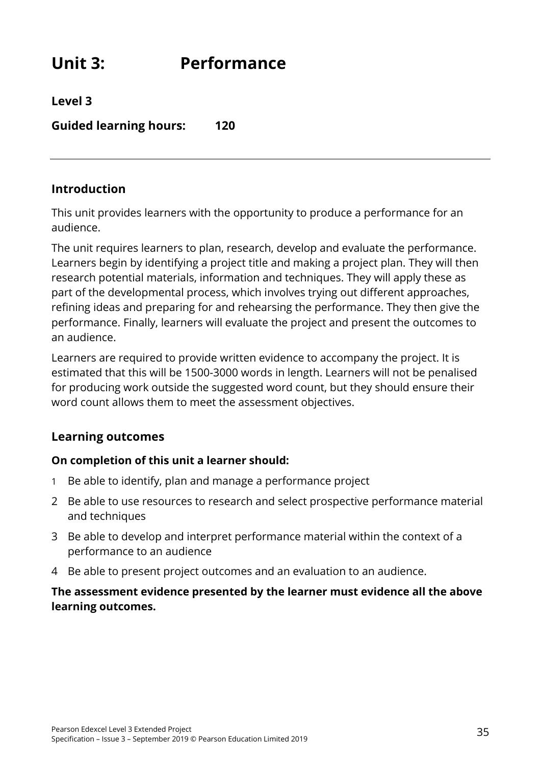# Unit 3: Performance

**Level 3**

**Guided learning hours: 120**

## Introduction

This unit provides learners with the opportunity to produce a performance for an audience.

The unit requires learners to plan, research, develop and evaluate the performance. Learners begin by identifying a project title and making a project plan. They will then research potential materials, information and techniques. They will apply these as part of the developmental process, which involves trying out different approaches, refining ideas and preparing for and rehearsing the performance. They then give the performance. Finally, learners will evaluate the project and present the outcomes to an audience.

Learners are required to provide written evidence to accompany the project. It is estimated that this will be 1500-3000 words in length. Learners will not be penalised for producing work outside the suggested word count, but they should ensure their word count allows them to meet the assessment objectives.

## Learning outcomes

**On completion of this unit a learner should:**

1. Be able to identify, plan and manage a performance project
2. Be able to use resources to research and select prospective performance material and techniques
3. Be able to develop and interpret performance material within the context of a performance to an audience
4. Be able to present project outcomes and an evaluation to an audience.

**The assessment evidence presented by the learner must evidence all the above learning outcomes.**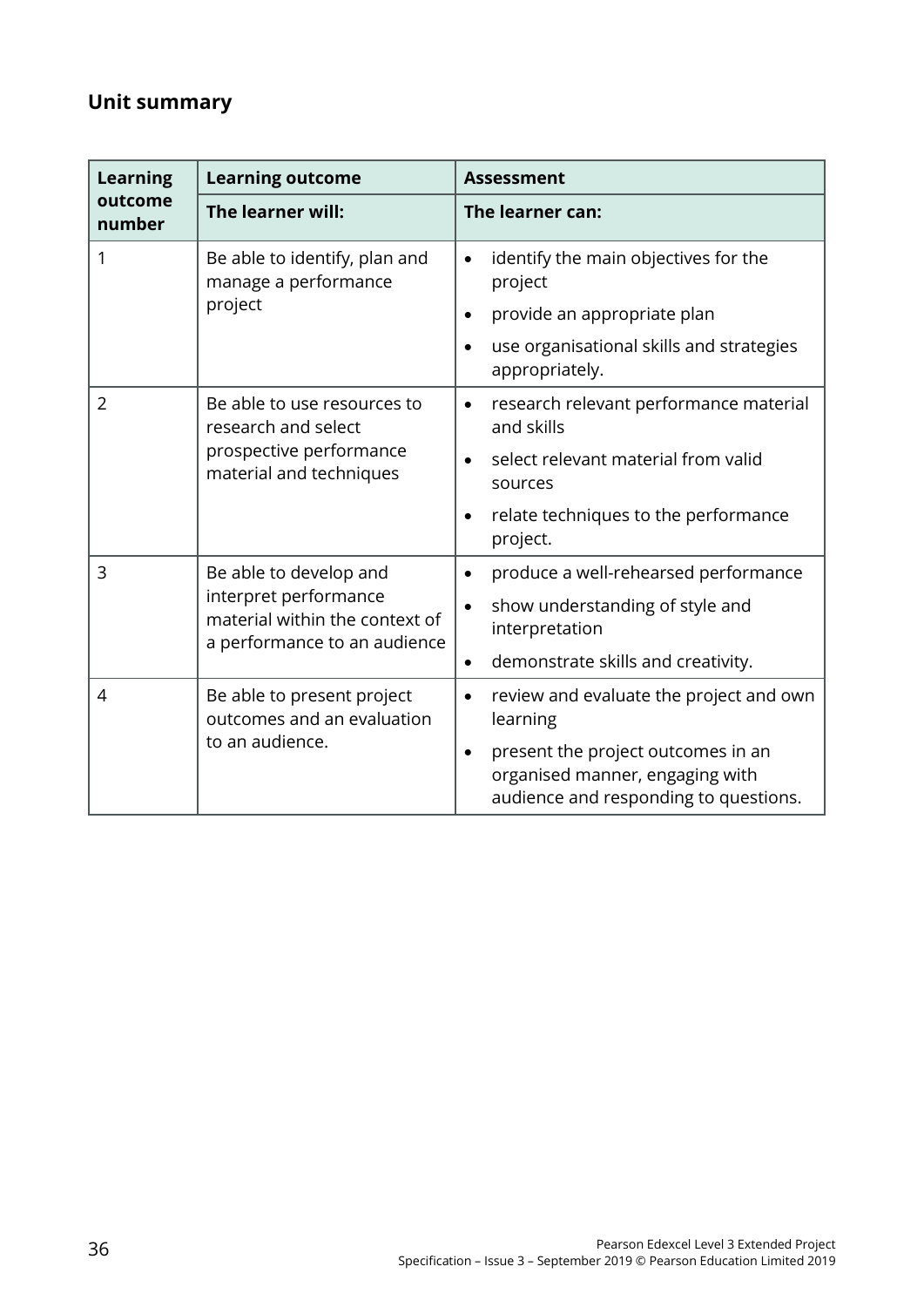## Unit summary

| Learning outcome number | Learning outcome<br>**The learner will:** | Assessment<br>**The learner can:** |
|---|---|---|
| 1 | Be able to identify, plan and manage a performance project | • identify the main objectives for the project<br>• provide an appropriate plan<br>• use organisational skills and strategies appropriately. |
| 2 | Be able to use resources to research and select prospective performance material and techniques | • research relevant performance material and skills<br>• select relevant material from valid sources<br>• relate techniques to the performance project. |
| 3 | Be able to develop and interpret performance material within the context of a performance to an audience | • produce a well-rehearsed performance<br>• show understanding of style and interpretation<br>• demonstrate skills and creativity. |
| 4 | Be able to present project outcomes and an evaluation to an audience. | • review and evaluate the project and own learning<br>• present the project outcomes in an organised manner, engaging with audience and responding to questions. |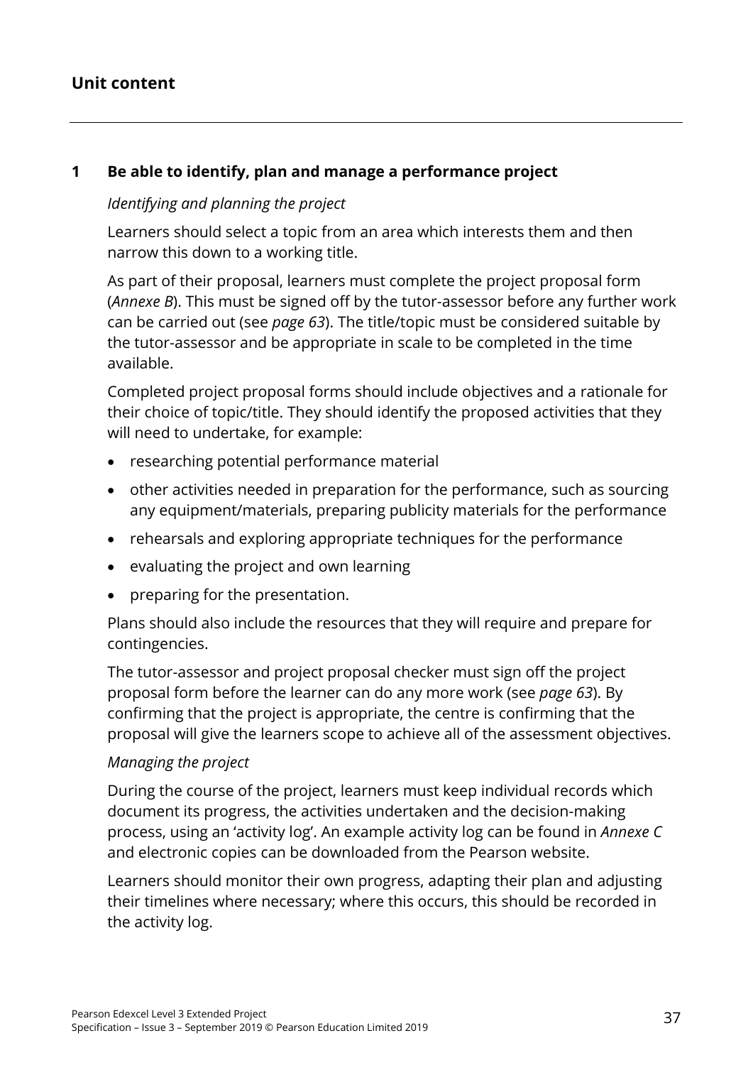## Unit content

---

### 1 Be able to identify, plan and manage a performance project

*Identifying and planning the project*

Learners should select a topic from an area which interests them and then narrow this down to a working title.

As part of their proposal, learners must complete the project proposal form (*Annexe B*). This must be signed off by the tutor-assessor before any further work can be carried out (see *page 63*). The title/topic must be considered suitable by the tutor-assessor and be appropriate in scale to be completed in the time available.

Completed project proposal forms should include objectives and a rationale for their choice of topic/title. They should identify the proposed activities that they will need to undertake, for example:

- researching potential performance material
- other activities needed in preparation for the performance, such as sourcing any equipment/materials, preparing publicity materials for the performance
- rehearsals and exploring appropriate techniques for the performance
- evaluating the project and own learning
- preparing for the presentation.

Plans should also include the resources that they will require and prepare for contingencies.

The tutor-assessor and project proposal checker must sign off the project proposal form before the learner can do any more work (see *page 63*). By confirming that the project is appropriate, the centre is confirming that the proposal will give the learners scope to achieve all of the assessment objectives.

*Managing the project*

During the course of the project, learners must keep individual records which document its progress, the activities undertaken and the decision-making process, using an 'activity log'. An example activity log can be found in *Annexe C* and electronic copies can be downloaded from the Pearson website.

Learners should monitor their own progress, adapting their plan and adjusting their timelines where necessary; where this occurs, this should be recorded in the activity log.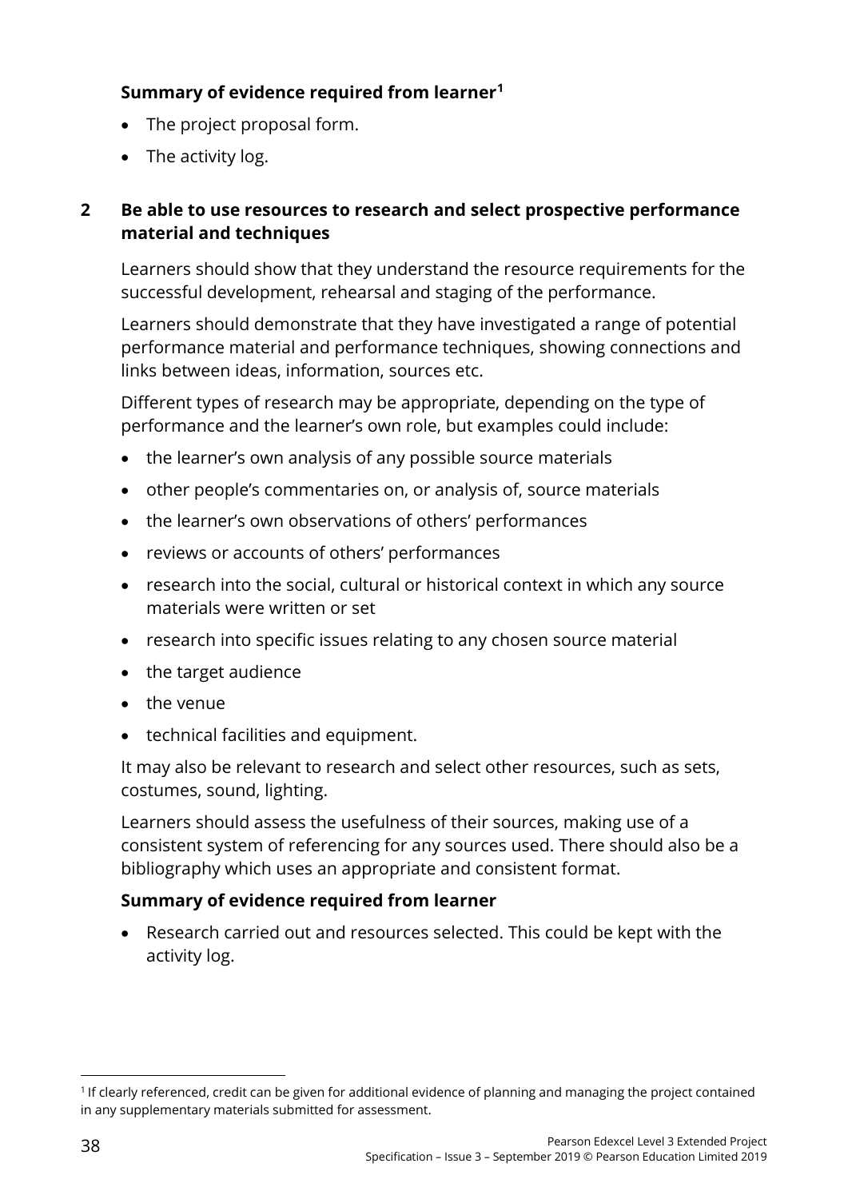**Summary of evidence required from learner**[1]

- The project proposal form.
- The activity log.

**2 Be able to use resources to research and select prospective performance material and techniques**

Learners should show that they understand the resource requirements for the successful development, rehearsal and staging of the performance.

Learners should demonstrate that they have investigated a range of potential performance material and performance techniques, showing connections and links between ideas, information, sources etc.

Different types of research may be appropriate, depending on the type of performance and the learner's own role, but examples could include:

- the learner's own analysis of any possible source materials
- other people's commentaries on, or analysis of, source materials
- the learner's own observations of others' performances
- reviews or accounts of others' performances
- research into the social, cultural or historical context in which any source materials were written or set
- research into specific issues relating to any chosen source material
- the target audience
- the venue
- technical facilities and equipment.

It may also be relevant to research and select other resources, such as sets, costumes, sound, lighting.

Learners should assess the usefulness of their sources, making use of a consistent system of referencing for any sources used. There should also be a bibliography which uses an appropriate and consistent format.

**Summary of evidence required from learner**

- Research carried out and resources selected. This could be kept with the activity log.

[1] If clearly referenced, credit can be given for additional evidence of planning and managing the project contained in any supplementary materials submitted for assessment.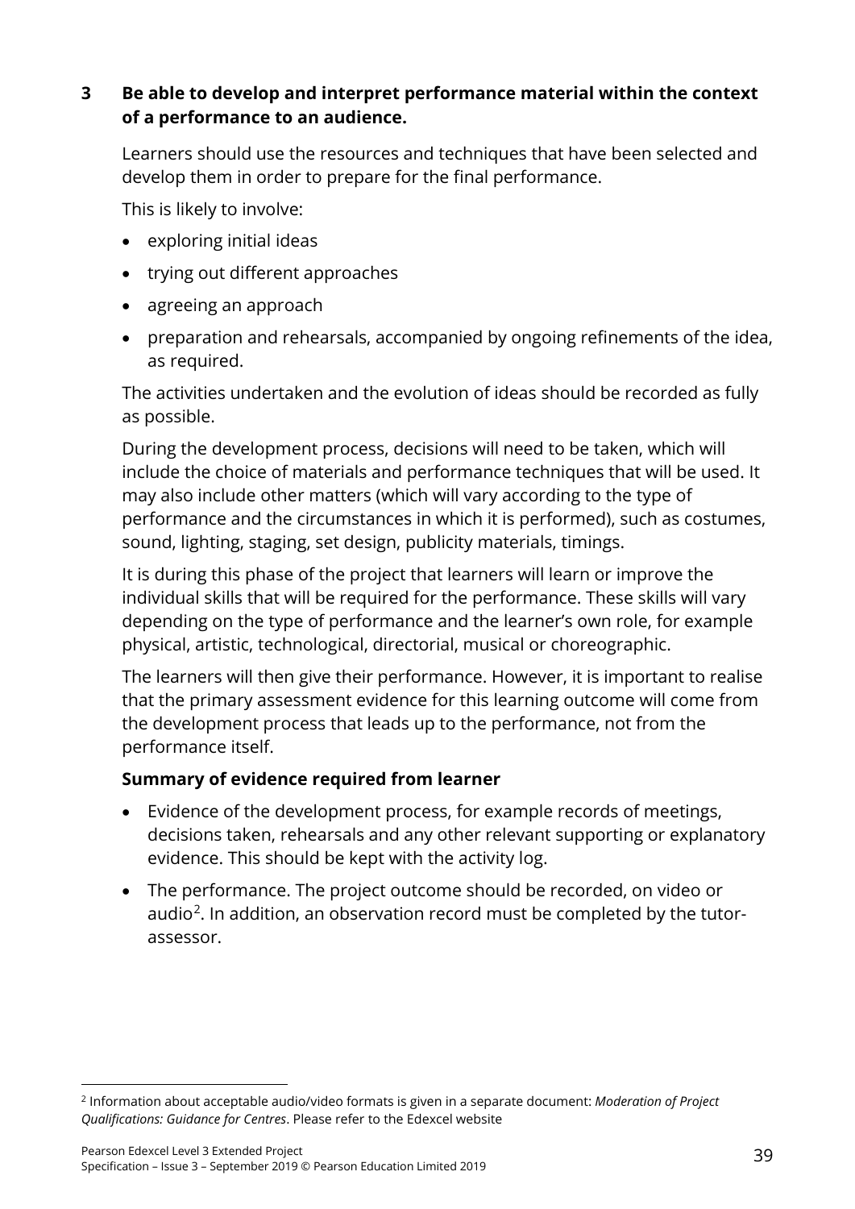**3 Be able to develop and interpret performance material within the context of a performance to an audience.**

Learners should use the resources and techniques that have been selected and develop them in order to prepare for the final performance.

This is likely to involve:

- exploring initial ideas
- trying out different approaches
- agreeing an approach
- preparation and rehearsals, accompanied by ongoing refinements of the idea, as required.

The activities undertaken and the evolution of ideas should be recorded as fully as possible.

During the development process, decisions will need to be taken, which will include the choice of materials and performance techniques that will be used. It may also include other matters (which will vary according to the type of performance and the circumstances in which it is performed), such as costumes, sound, lighting, staging, set design, publicity materials, timings.

It is during this phase of the project that learners will learn or improve the individual skills that will be required for the performance. These skills will vary depending on the type of performance and the learner's own role, for example physical, artistic, technological, directorial, musical or choreographic.

The learners will then give their performance. However, it is important to realise that the primary assessment evidence for this learning outcome will come from the development process that leads up to the performance, not from the performance itself.

**Summary of evidence required from learner**

- Evidence of the development process, for example records of meetings, decisions taken, rehearsals and any other relevant supporting or explanatory evidence. This should be kept with the activity log.
- The performance. The project outcome should be recorded, on video or audio[2]. In addition, an observation record must be completed by the tutor-assessor.

[2] Information about acceptable audio/video formats is given in a separate document: *Moderation of Project Qualifications: Guidance for Centres*. Please refer to the Edexcel website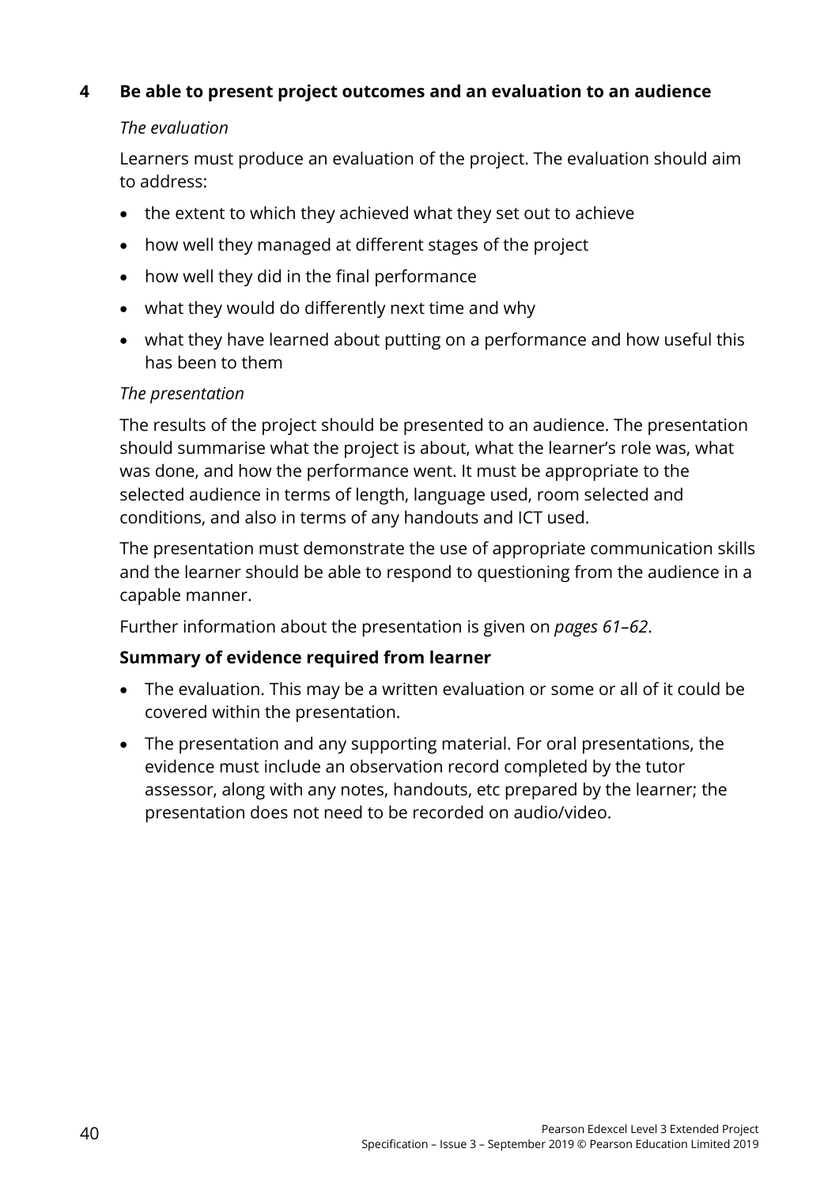### 4 Be able to present project outcomes and an evaluation to an audience

*The evaluation*

Learners must produce an evaluation of the project. The evaluation should aim to address:

- the extent to which they achieved what they set out to achieve
- how well they managed at different stages of the project
- how well they did in the final performance
- what they would do differently next time and why
- what they have learned about putting on a performance and how useful this has been to them

*The presentation*

The results of the project should be presented to an audience. The presentation should summarise what the project is about, what the learner's role was, what was done, and how the performance went. It must be appropriate to the selected audience in terms of length, language used, room selected and conditions, and also in terms of any handouts and ICT used.

The presentation must demonstrate the use of appropriate communication skills and the learner should be able to respond to questioning from the audience in a capable manner.

Further information about the presentation is given on *pages 61–62*.

**Summary of evidence required from learner**

- The evaluation. This may be a written evaluation or some or all of it could be covered within the presentation.
- The presentation and any supporting material. For oral presentations, the evidence must include an observation record completed by the tutor assessor, along with any notes, handouts, etc prepared by the learner; the presentation does not need to be recorded on audio/video.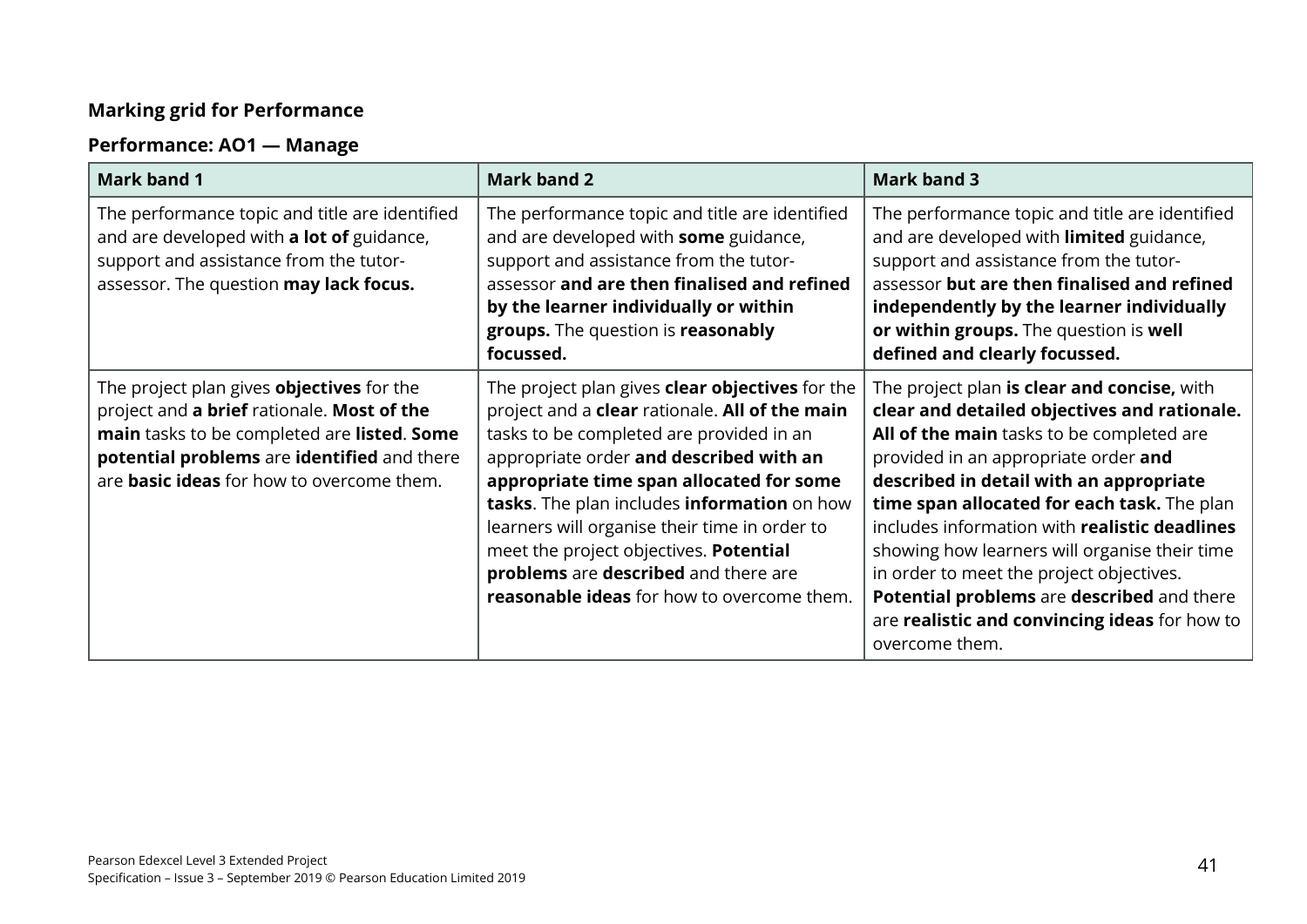**Marking grid for Performance**

**Performance: AO1 — Manage**

| Mark band 1 | Mark band 2 | Mark band 3 |
|---|---|---|
| The performance topic and title are identified and are developed with **a lot of** guidance, support and assistance from the tutor-assessor. The question **may lack focus.** | The performance topic and title are identified and are developed with **some** guidance, support and assistance from the tutor-assessor **and are then finalised and refined by the learner individually or within groups.** The question is **reasonably focussed.** | The performance topic and title are identified and are developed with **limited** guidance, support and assistance from the tutor-assessor **but are then finalised and refined independently by the learner individually or within groups.** The question is **well defined and clearly focussed.** |
| The project plan gives **objectives** for the project and **a brief** rationale. **Most of the main** tasks to be completed are **listed**. **Some potential problems** are **identified** and there are **basic ideas** for how to overcome them. | The project plan gives **clear objectives** for the project and a **clear** rationale. **All of the main** tasks to be completed are provided in an appropriate order **and described with an appropriate time span allocated for some tasks**. The plan includes **information** on how learners will organise their time in order to meet the project objectives. **Potential problems** are **described** and there are **reasonable ideas** for how to overcome them. | The project plan **is clear and concise,** with **clear and detailed objectives and rationale. All of the main** tasks to be completed are provided in an appropriate order **and described in detail with an appropriate time span allocated for each task.** The plan includes information with **realistic deadlines** showing how learners will organise their time in order to meet the project objectives. **Potential problems** are **described** and there are **realistic and convincing ideas** for how to overcome them. |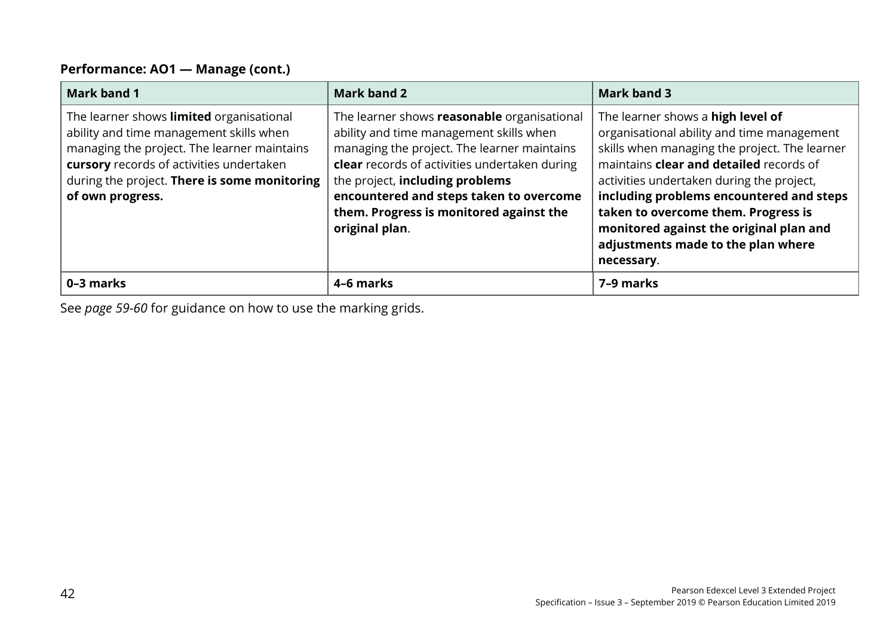**Performance: AO1 — Manage (cont.)**

| Mark band 1 | Mark band 2 | Mark band 3 |
|---|---|---|
| The learner shows **limited** organisational ability and time management skills when managing the project. The learner maintains **cursory** records of activities undertaken during the project. **There is some monitoring of own progress.** | The learner shows **reasonable** organisational ability and time management skills when managing the project. The learner maintains **clear** records of activities undertaken during the project, **including problems encountered and steps taken to overcome them. Progress is monitored against the original plan**. | The learner shows a **high level of** organisational ability and time management skills when managing the project. The learner maintains **clear and detailed** records of activities undertaken during the project, **including problems encountered and steps taken to overcome them. Progress is monitored against the original plan and adjustments made to the plan where necessary**. |
| **0–3 marks** | **4–6 marks** | **7–9 marks** |

See *page 59-60* for guidance on how to use the marking grids.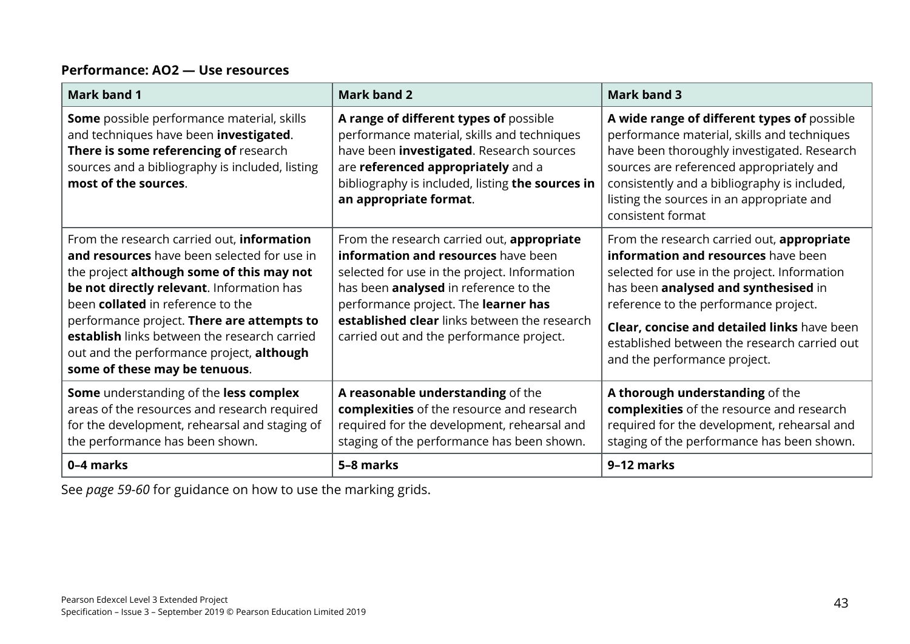**Performance: AO2 — Use resources**

| Mark band 1 | Mark band 2 | Mark band 3 |
|---|---|---|
| **Some** possible performance material, skills and techniques have been **investigated**. **There is some referencing of** research sources and a bibliography is included, listing **most of the sources**. | **A range of different types of** possible performance material, skills and techniques have been **investigated**. Research sources are **referenced appropriately** and a bibliography is included, listing **the sources in an appropriate format**. | **A wide range of different types of** possible performance material, skills and techniques have been thoroughly investigated. Research sources are referenced appropriately and consistently and a bibliography is included, listing the sources in an appropriate and consistent format |
| From the research carried out, **information and resources** have been selected for use in the project **although some of this may not be not directly relevant**. Information has been **collated** in reference to the performance project. **There are attempts to establish** links between the research carried out and the performance project, **although some of these may be tenuous**. | From the research carried out, **appropriate information and resources** have been selected for use in the project. Information has been **analysed** in reference to the performance project. The **learner has established clear** links between the research carried out and the performance project. | From the research carried out, **appropriate information and resources** have been selected for use in the project. Information has been **analysed and synthesised** in reference to the performance project. **Clear, concise and detailed links** have been established between the research carried out and the performance project. |
| **Some** understanding of the **less complex** areas of the resources and research required for the development, rehearsal and staging of the performance has been shown. | **A reasonable understanding** of the **complexities** of the resource and research required for the development, rehearsal and staging of the performance has been shown. | **A thorough understanding** of the **complexities** of the resource and research required for the development, rehearsal and staging of the performance has been shown. |
| **0–4 marks** | **5–8 marks** | **9–12 marks** |

See *page 59-60* for guidance on how to use the marking grids.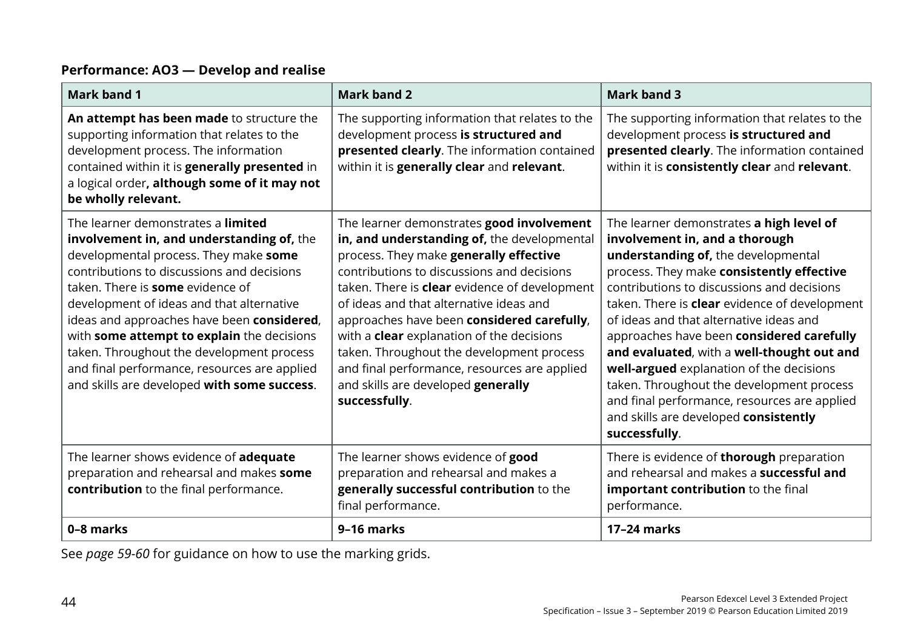**Performance: AO3 — Develop and realise**

| Mark band 1 | Mark band 2 | Mark band 3 |
|---|---|---|
| **An attempt has been made** to structure the supporting information that relates to the development process. The information contained within it is **generally presented** in a logical order**, although some of it may not be wholly relevant.** | The supporting information that relates to the development process **is structured and presented clearly**. The information contained within it is **generally clear** and **relevant**. | The supporting information that relates to the development process **is structured and presented clearly**. The information contained within it is **consistently clear** and **relevant**. |
| The learner demonstrates a **limited involvement in, and understanding of,** the developmental process. They make **some** contributions to discussions and decisions taken. There is **some** evidence of development of ideas and that alternative ideas and approaches have been **considered**, with **some attempt to explain** the decisions taken. Throughout the development process and final performance, resources are applied and skills are developed **with some success**. | The learner demonstrates **good involvement in, and understanding of,** the developmental process. They make **generally effective** contributions to discussions and decisions taken. There is **clear** evidence of development of ideas and that alternative ideas and approaches have been **considered carefully**, with a **clear** explanation of the decisions taken. Throughout the development process and final performance, resources are applied and skills are developed **generally successfully**. | The learner demonstrates **a high level of involvement in, and a thorough understanding of,** the developmental process. They make **consistently effective** contributions to discussions and decisions taken. There is **clear** evidence of development of ideas and that alternative ideas and approaches have been **considered carefully and evaluated**, with a **well-thought out and well-argued** explanation of the decisions taken. Throughout the development process and final performance, resources are applied and skills are developed **consistently successfully**. |
| The learner shows evidence of **adequate** preparation and rehearsal and makes **some contribution** to the final performance. | The learner shows evidence of **good** preparation and rehearsal and makes a **generally successful contribution** to the final performance. | There is evidence of **thorough** preparation and rehearsal and makes a **successful and important contribution** to the final performance. |
| **0–8 marks** | **9–16 marks** | **17–24 marks** |

See *page 59-60* for guidance on how to use the marking grids.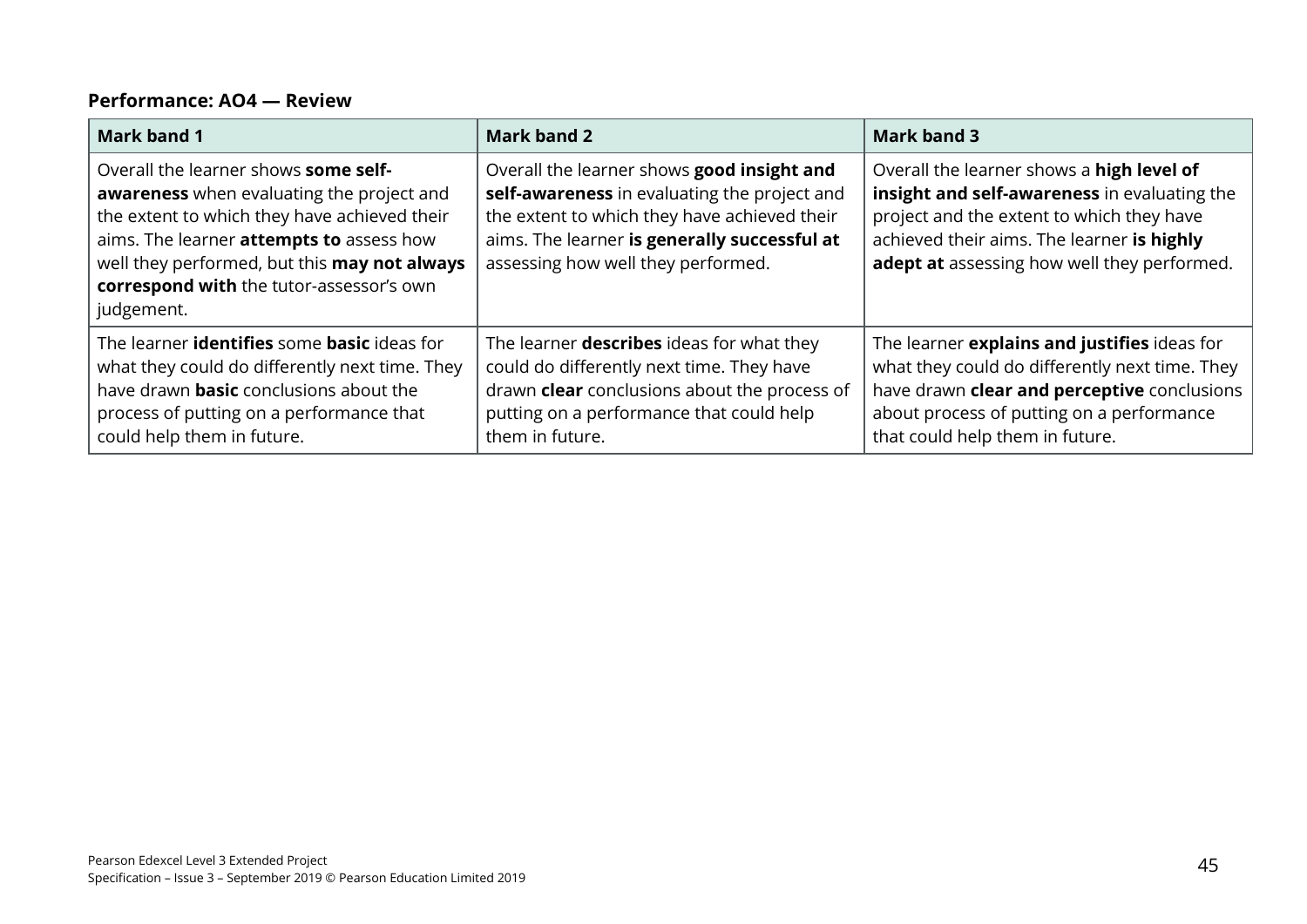**Performance: AO4 — Review**

| Mark band 1 | Mark band 2 | Mark band 3 |
|---|---|---|
| Overall the learner shows **some self-awareness** when evaluating the project and the extent to which they have achieved their aims. The learner **attempts to** assess how well they performed, but this **may not always correspond with** the tutor-assessor's own judgement. | Overall the learner shows **good insight and self-awareness** in evaluating the project and the extent to which they have achieved their aims. The learner **is generally successful at** assessing how well they performed. | Overall the learner shows a **high level of insight and self-awareness** in evaluating the project and the extent to which they have achieved their aims. The learner **is highly adept at** assessing how well they performed. |
| The learner **identifies** some **basic** ideas for what they could do differently next time. They have drawn **basic** conclusions about the process of putting on a performance that could help them in future. | The learner **describes** ideas for what they could do differently next time. They have drawn **clear** conclusions about the process of putting on a performance that could help them in future. | The learner **explains and justifies** ideas for what they could do differently next time. They have drawn **clear and perceptive** conclusions about process of putting on a performance that could help them in future. |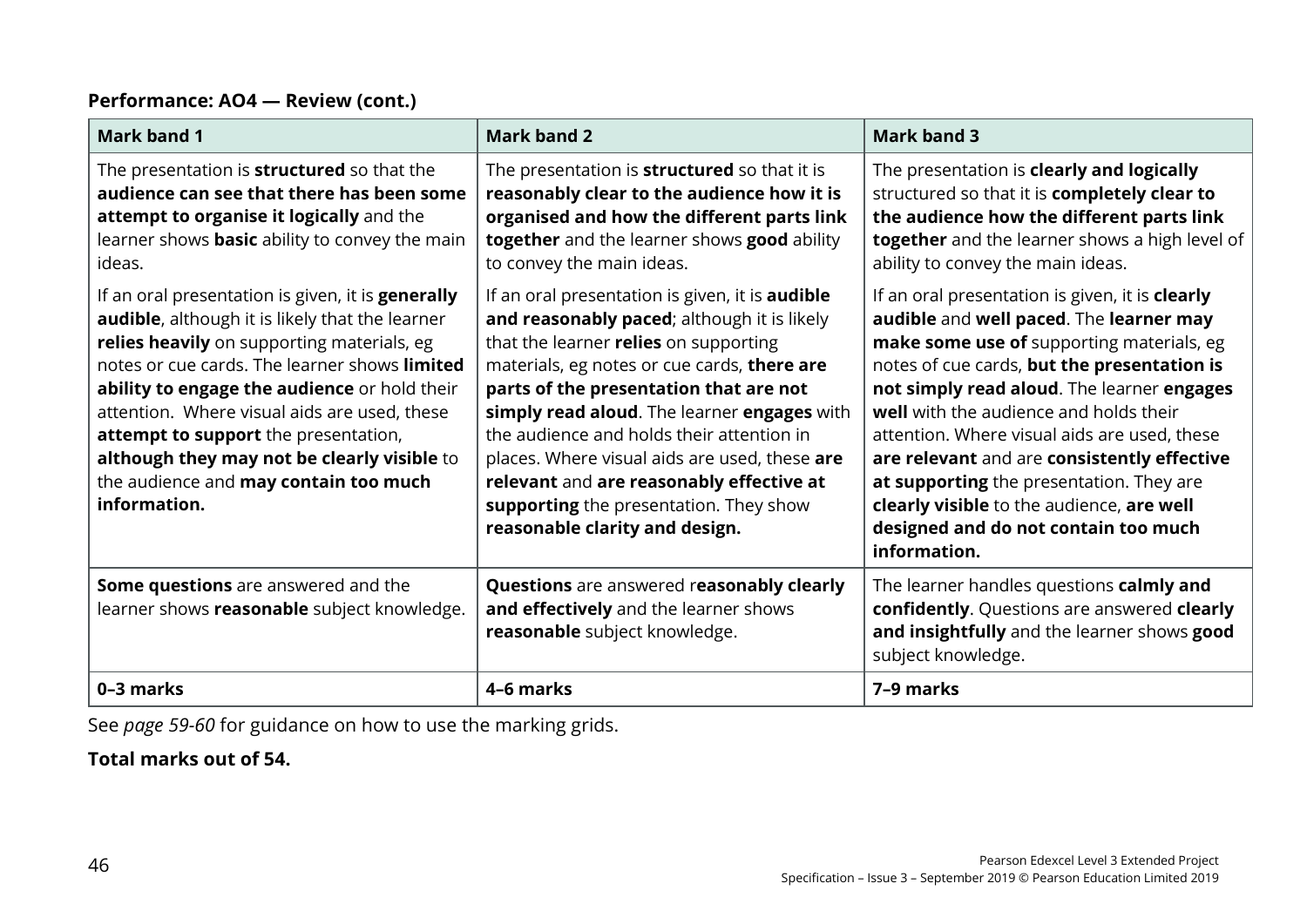**Performance: AO4 — Review (cont.)**

| Mark band 1 | Mark band 2 | Mark band 3 |
|---|---|---|
| The presentation is **structured** so that the **audience can see that there has been some attempt to organise it logically** and the learner shows **basic** ability to convey the main ideas.<br><br>If an oral presentation is given, it is **generally audible**, although it is likely that the learner **relies heavily** on supporting materials, eg notes or cue cards. The learner shows **limited ability to engage the audience** or hold their attention. Where visual aids are used, these **attempt to support** the presentation, **although they may not be clearly visible** to the audience and **may contain too much information.** | The presentation is **structured** so that it is **reasonably clear to the audience how it is organised and how the different parts link together** and the learner shows **good** ability to convey the main ideas.<br><br>If an oral presentation is given, it is **audible and reasonably paced**; although it is likely that the learner **relies** on supporting materials, eg notes or cue cards, **there are parts of the presentation that are not simply read aloud**. The learner **engages** with the audience and holds their attention in places. Where visual aids are used, these **are relevant** and **are reasonably effective at supporting** the presentation. They show **reasonable clarity and design.** | The presentation is **clearly and logically** structured so that it is **completely clear to the audience how the different parts link together** and the learner shows a high level of ability to convey the main ideas.<br><br>If an oral presentation is given, it is **clearly audible** and **well paced**. The **learner may make some use of** supporting materials, eg notes of cue cards, **but the presentation is not simply read aloud**. The learner **engages well** with the audience and holds their attention. Where visual aids are used, these **are relevant** and are **consistently effective at supporting** the presentation. They are **clearly visible** to the audience, **are well designed and do not contain too much information.** |
| **Some questions** are answered and the learner shows **reasonable** subject knowledge. | **Questions** are answered r**easonably clearly and effectively** and the learner shows **reasonable** subject knowledge. | The learner handles questions **calmly and confidently**. Questions are answered **clearly and insightfully** and the learner shows **good** subject knowledge. |
| **0–3 marks** | **4–6 marks** | **7–9 marks** |

See *page 59-60* for guidance on how to use the marking grids.

**Total marks out of 54.**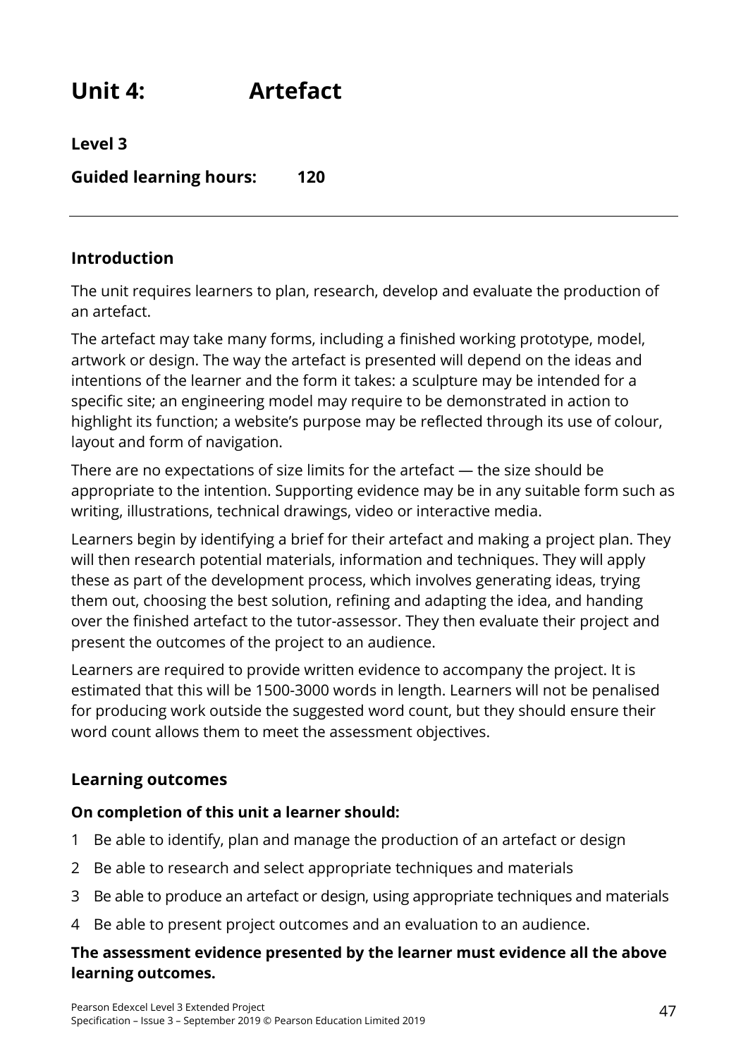# Unit 4: Artefact

**Level 3**

**Guided learning hours: 120**

---

## Introduction

The unit requires learners to plan, research, develop and evaluate the production of an artefact.

The artefact may take many forms, including a finished working prototype, model, artwork or design. The way the artefact is presented will depend on the ideas and intentions of the learner and the form it takes: a sculpture may be intended for a specific site; an engineering model may require to be demonstrated in action to highlight its function; a website's purpose may be reflected through its use of colour, layout and form of navigation.

There are no expectations of size limits for the artefact — the size should be appropriate to the intention. Supporting evidence may be in any suitable form such as writing, illustrations, technical drawings, video or interactive media.

Learners begin by identifying a brief for their artefact and making a project plan. They will then research potential materials, information and techniques. They will apply these as part of the development process, which involves generating ideas, trying them out, choosing the best solution, refining and adapting the idea, and handing over the finished artefact to the tutor-assessor. They then evaluate their project and present the outcomes of the project to an audience.

Learners are required to provide written evidence to accompany the project. It is estimated that this will be 1500-3000 words in length. Learners will not be penalised for producing work outside the suggested word count, but they should ensure their word count allows them to meet the assessment objectives.

## Learning outcomes

**On completion of this unit a learner should:**

1. Be able to identify, plan and manage the production of an artefact or design
2. Be able to research and select appropriate techniques and materials
3. Be able to produce an artefact or design, using appropriate techniques and materials
4. Be able to present project outcomes and an evaluation to an audience.

**The assessment evidence presented by the learner must evidence all the above learning outcomes.**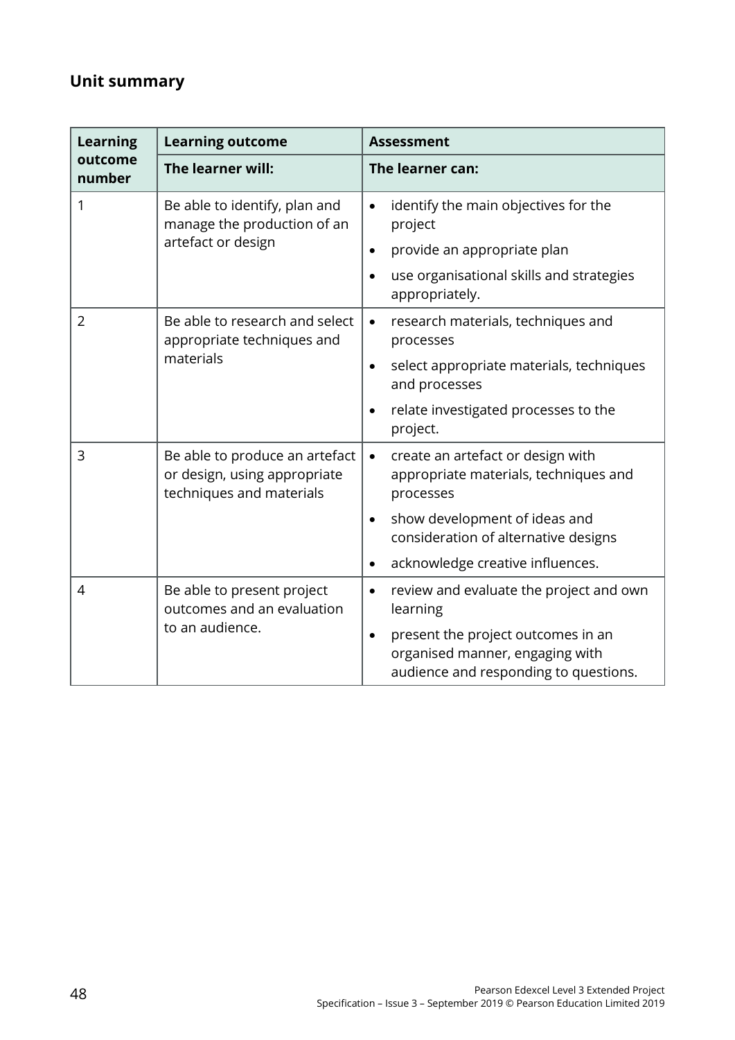## Unit summary

| Learning outcome number | Learning outcome<br>**The learner will:** | Assessment<br>**The learner can:** |
|---|---|---|
| 1 | Be able to identify, plan and manage the production of an artefact or design | • identify the main objectives for the project<br>• provide an appropriate plan<br>• use organisational skills and strategies appropriately. |
| 2 | Be able to research and select appropriate techniques and materials | • research materials, techniques and processes<br>• select appropriate materials, techniques and processes<br>• relate investigated processes to the project. |
| 3 | Be able to produce an artefact or design, using appropriate techniques and materials | • create an artefact or design with appropriate materials, techniques and processes<br>• show development of ideas and consideration of alternative designs<br>• acknowledge creative influences. |
| 4 | Be able to present project outcomes and an evaluation to an audience. | • review and evaluate the project and own learning<br>• present the project outcomes in an organised manner, engaging with audience and responding to questions. |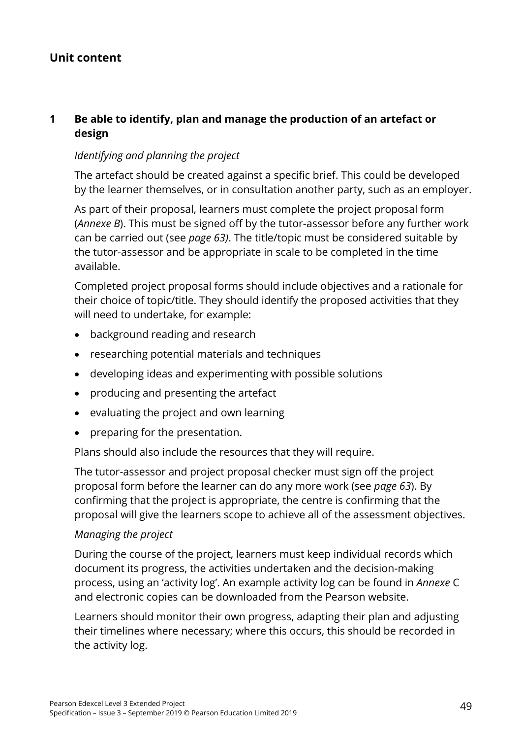## Unit content

### 1 Be able to identify, plan and manage the production of an artefact or design

*Identifying and planning the project*

The artefact should be created against a specific brief. This could be developed by the learner themselves, or in consultation another party, such as an employer.

As part of their proposal, learners must complete the project proposal form (*Annexe B*). This must be signed off by the tutor-assessor before any further work can be carried out (see *page 63)*. The title/topic must be considered suitable by the tutor-assessor and be appropriate in scale to be completed in the time available.

Completed project proposal forms should include objectives and a rationale for their choice of topic/title. They should identify the proposed activities that they will need to undertake, for example:

- background reading and research
- researching potential materials and techniques
- developing ideas and experimenting with possible solutions
- producing and presenting the artefact
- evaluating the project and own learning
- preparing for the presentation.

Plans should also include the resources that they will require.

The tutor-assessor and project proposal checker must sign off the project proposal form before the learner can do any more work (see *page 63*). By confirming that the project is appropriate, the centre is confirming that the proposal will give the learners scope to achieve all of the assessment objectives.

*Managing the project*

During the course of the project, learners must keep individual records which document its progress, the activities undertaken and the decision-making process, using an 'activity log'. An example activity log can be found in *Annexe* C and electronic copies can be downloaded from the Pearson website.

Learners should monitor their own progress, adapting their plan and adjusting their timelines where necessary; where this occurs, this should be recorded in the activity log.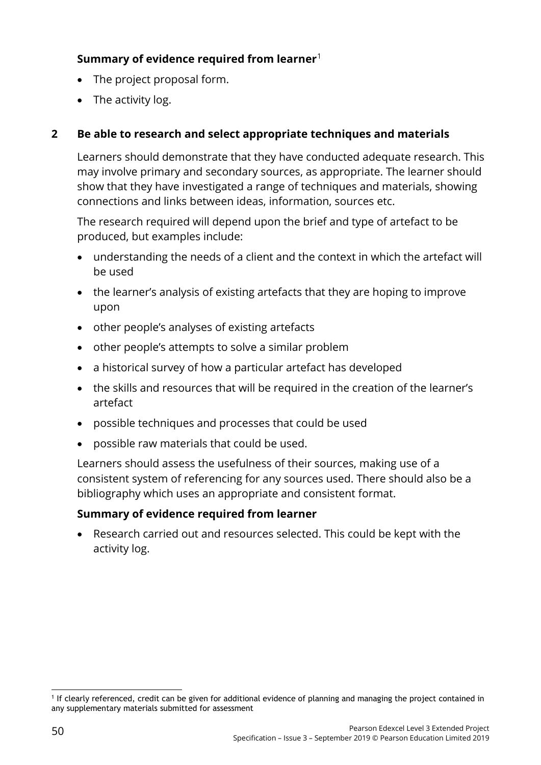**Summary of evidence required from learner**[1]

- The project proposal form.
- The activity log.

## 2 Be able to research and select appropriate techniques and materials

Learners should demonstrate that they have conducted adequate research. This may involve primary and secondary sources, as appropriate. The learner should show that they have investigated a range of techniques and materials, showing connections and links between ideas, information, sources etc.

The research required will depend upon the brief and type of artefact to be produced, but examples include:

- understanding the needs of a client and the context in which the artefact will be used
- the learner's analysis of existing artefacts that they are hoping to improve upon
- other people's analyses of existing artefacts
- other people's attempts to solve a similar problem
- a historical survey of how a particular artefact has developed
- the skills and resources that will be required in the creation of the learner's artefact
- possible techniques and processes that could be used
- possible raw materials that could be used.

Learners should assess the usefulness of their sources, making use of a consistent system of referencing for any sources used. There should also be a bibliography which uses an appropriate and consistent format.

**Summary of evidence required from learner**

- Research carried out and resources selected. This could be kept with the activity log.

[1] If clearly referenced, credit can be given for additional evidence of planning and managing the project contained in any supplementary materials submitted for assessment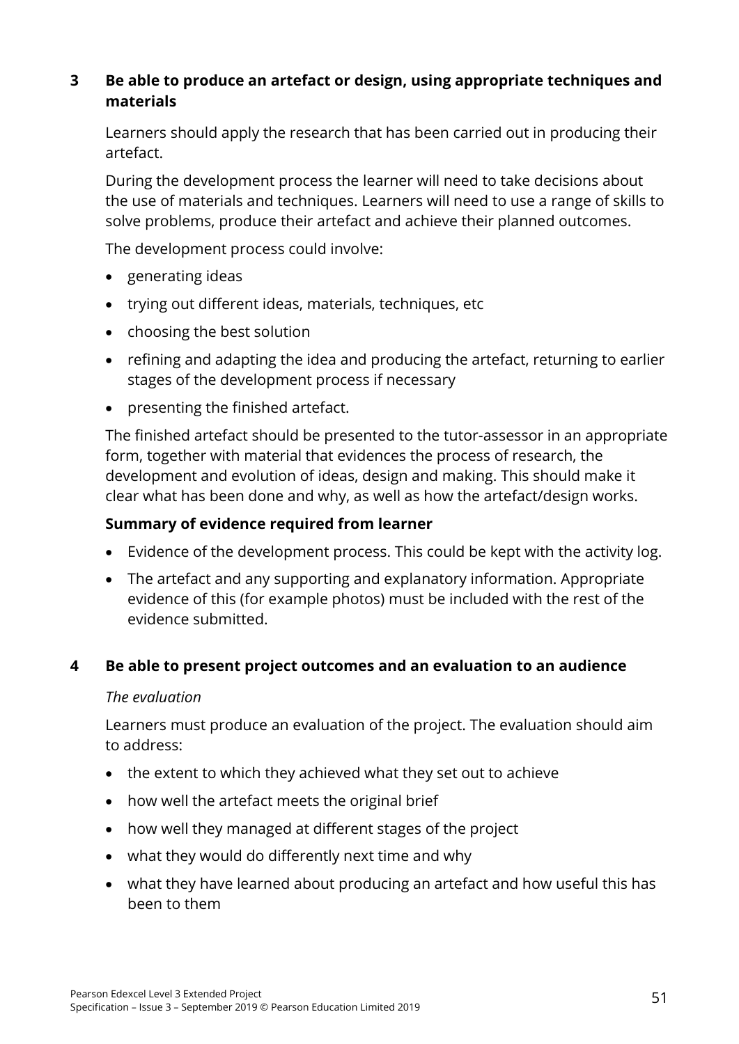### 3 Be able to produce an artefact or design, using appropriate techniques and materials

Learners should apply the research that has been carried out in producing their artefact.

During the development process the learner will need to take decisions about the use of materials and techniques. Learners will need to use a range of skills to solve problems, produce their artefact and achieve their planned outcomes.

The development process could involve:

- generating ideas
- trying out different ideas, materials, techniques, etc
- choosing the best solution
- refining and adapting the idea and producing the artefact, returning to earlier stages of the development process if necessary
- presenting the finished artefact.

The finished artefact should be presented to the tutor-assessor in an appropriate form, together with material that evidences the process of research, the development and evolution of ideas, design and making. This should make it clear what has been done and why, as well as how the artefact/design works.

**Summary of evidence required from learner**

- Evidence of the development process. This could be kept with the activity log.
- The artefact and any supporting and explanatory information. Appropriate evidence of this (for example photos) must be included with the rest of the evidence submitted.

### 4 Be able to present project outcomes and an evaluation to an audience

*The evaluation*

Learners must produce an evaluation of the project. The evaluation should aim to address:

- the extent to which they achieved what they set out to achieve
- how well the artefact meets the original brief
- how well they managed at different stages of the project
- what they would do differently next time and why
- what they have learned about producing an artefact and how useful this has been to them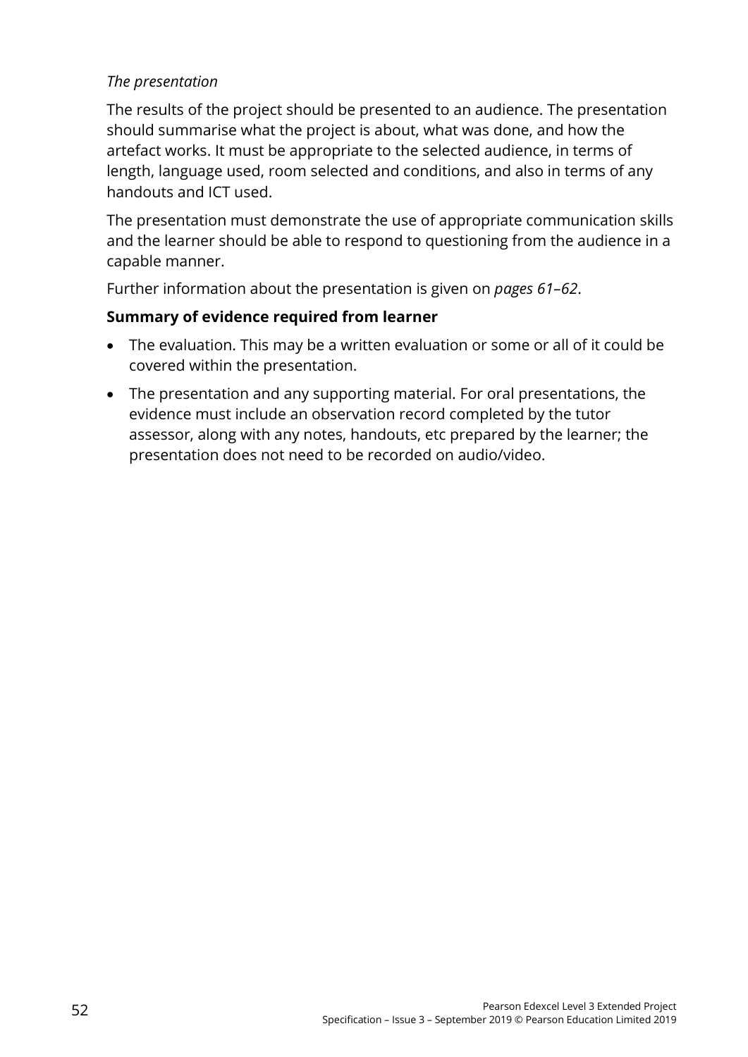*The presentation*

The results of the project should be presented to an audience. The presentation should summarise what the project is about, what was done, and how the artefact works. It must be appropriate to the selected audience, in terms of length, language used, room selected and conditions, and also in terms of any handouts and ICT used.

The presentation must demonstrate the use of appropriate communication skills and the learner should be able to respond to questioning from the audience in a capable manner.

Further information about the presentation is given on *pages 61–62*.

**Summary of evidence required from learner**

- The evaluation. This may be a written evaluation or some or all of it could be covered within the presentation.
- The presentation and any supporting material. For oral presentations, the evidence must include an observation record completed by the tutor assessor, along with any notes, handouts, etc prepared by the learner; the presentation does not need to be recorded on audio/video.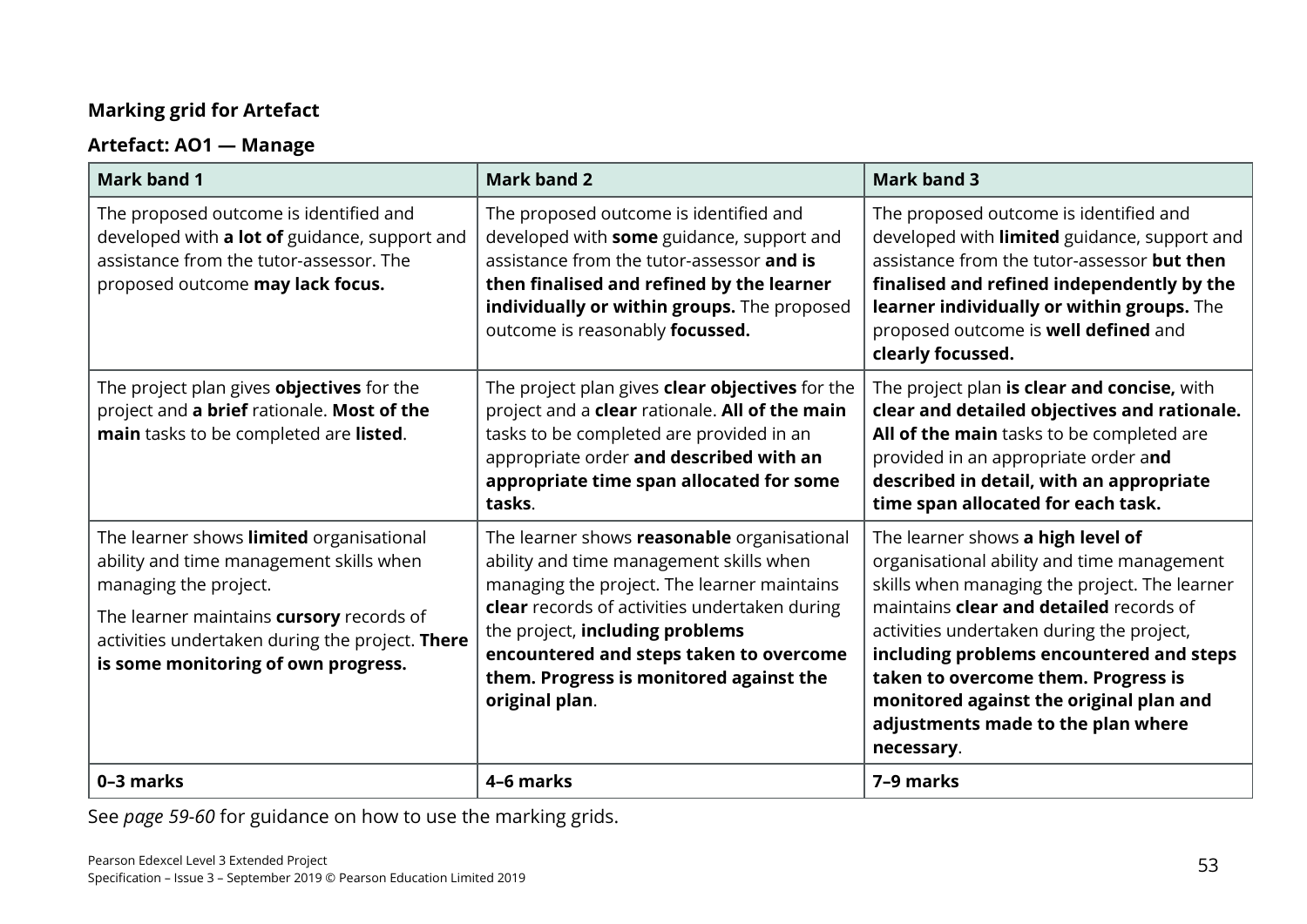**Marking grid for Artefact**

**Artefact: AO1 — Manage**

| Mark band 1 | Mark band 2 | Mark band 3 |
|---|---|---|
| The proposed outcome is identified and developed with **a lot of** guidance, support and assistance from the tutor-assessor. The proposed outcome **may lack focus.** | The proposed outcome is identified and developed with **some** guidance, support and assistance from the tutor-assessor **and is then finalised and refined by the learner individually or within groups.** The proposed outcome is reasonably **focussed.** | The proposed outcome is identified and developed with **limited** guidance, support and assistance from the tutor-assessor **but then finalised and refined independently by the learner individually or within groups.** The proposed outcome is **well defined** and **clearly focussed.** |
| The project plan gives **objectives** for the project and **a brief** rationale. **Most of the main** tasks to be completed are **listed**. | The project plan gives **clear objectives** for the project and a **clear** rationale. **All of the main** tasks to be completed are provided in an appropriate order **and described with an appropriate time span allocated for some tasks**. | The project plan **is clear and concise,** with **clear and detailed objectives and rationale. All of the main** tasks to be completed are provided in an appropriate order a**nd described in detail, with an appropriate time span allocated for each task.** |
| The learner shows **limited** organisational ability and time management skills when managing the project.<br><br>The learner maintains **cursory** records of activities undertaken during the project. **There is some monitoring of own progress.** | The learner shows **reasonable** organisational ability and time management skills when managing the project. The learner maintains **clear** records of activities undertaken during the project, **including problems encountered and steps taken to overcome them. Progress is monitored against the original plan**. | The learner shows **a high level of** organisational ability and time management skills when managing the project. The learner maintains **clear and detailed** records of activities undertaken during the project, **including problems encountered and steps taken to overcome them. Progress is monitored against the original plan and adjustments made to the plan where necessary**. |
| **0–3 marks** | **4–6 marks** | **7–9 marks** |

See *page 59-60* for guidance on how to use the marking grids.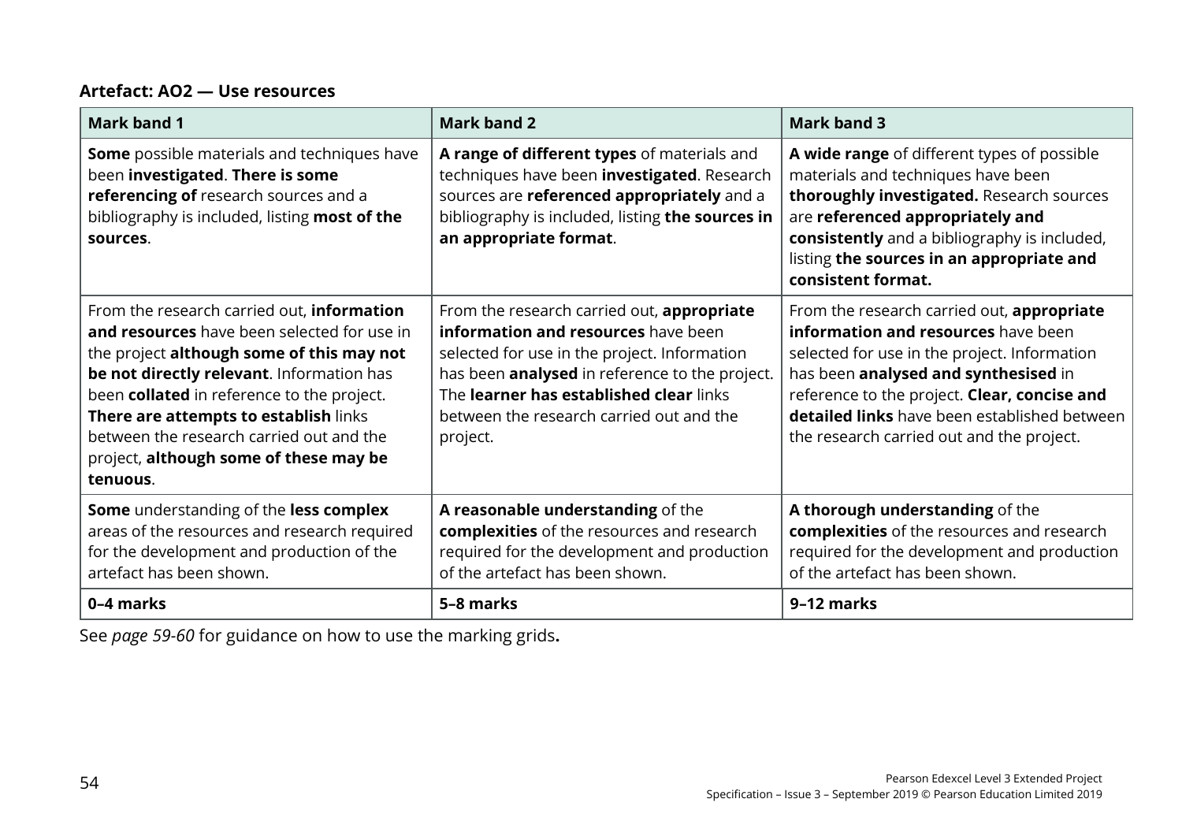**Artefact: AO2 — Use resources**

| Mark band 1 | Mark band 2 | Mark band 3 |
|---|---|---|
| **Some** possible materials and techniques have been **investigated**. **There is some referencing of** research sources and a bibliography is included, listing **most of the sources**. | **A range of different types** of materials and techniques have been **investigated**. Research sources are **referenced appropriately** and a bibliography is included, listing **the sources in an appropriate format**. | **A wide range** of different types of possible materials and techniques have been **thoroughly investigated.** Research sources are **referenced appropriately and consistently** and a bibliography is included, listing **the sources in an appropriate and consistent format.** |
| From the research carried out, **information and resources** have been selected for use in the project **although some of this may not be not directly relevant**. Information has been **collated** in reference to the project. **There are attempts to establish** links between the research carried out and the project, **although some of these may be tenuous**. | From the research carried out, **appropriate information and resources** have been selected for use in the project. Information has been **analysed** in reference to the project. The **learner has established clear** links between the research carried out and the project. | From the research carried out, **appropriate information and resources** have been selected for use in the project. Information has been **analysed and synthesised** in reference to the project. **Clear, concise and detailed links** have been established between the research carried out and the project. |
| **Some** understanding of the **less complex** areas of the resources and research required for the development and production of the artefact has been shown. | **A reasonable understanding** of the **complexities** of the resources and research required for the development and production of the artefact has been shown. | **A thorough understanding** of the **complexities** of the resources and research required for the development and production of the artefact has been shown. |
| **0–4 marks** | **5–8 marks** | **9–12 marks** |

See *page 59-60* for guidance on how to use the marking grids**.**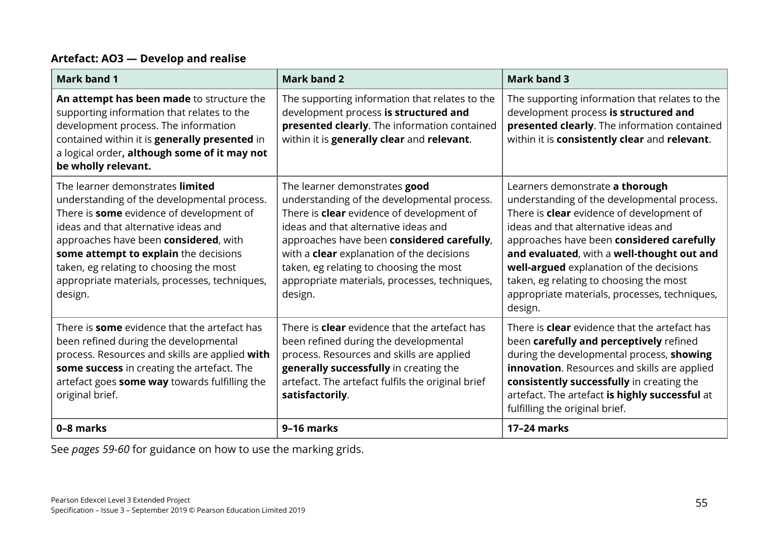**Artefact: AO3 — Develop and realise**

| Mark band 1 | Mark band 2 | Mark band 3 |
|---|---|---|
| **An attempt has been made** to structure the supporting information that relates to the development process. The information contained within it is **generally presented** in a logical order**, although some of it may not be wholly relevant.** | The supporting information that relates to the development process **is structured and presented clearly**. The information contained within it is **generally clear** and **relevant**. | The supporting information that relates to the development process **is structured and presented clearly**. The information contained within it is **consistently clear** and **relevant**. |
| The learner demonstrates **limited** understanding of the developmental process. There is **some** evidence of development of ideas and that alternative ideas and approaches have been **considered**, with **some attempt to explain** the decisions taken, eg relating to choosing the most appropriate materials, processes, techniques, design. | The learner demonstrates **good** understanding of the developmental process. There is **clear** evidence of development of ideas and that alternative ideas and approaches have been **considered carefully**, with a **clear** explanation of the decisions taken, eg relating to choosing the most appropriate materials, processes, techniques, design. | Learners demonstrate **a thorough** understanding of the developmental process. There is **clear** evidence of development of ideas and that alternative ideas and approaches have been **considered carefully and evaluated**, with a **well-thought out and well-argued** explanation of the decisions taken, eg relating to choosing the most appropriate materials, processes, techniques, design. |
| There is **some** evidence that the artefact has been refined during the developmental process. Resources and skills are applied **with some success** in creating the artefact. The artefact goes **some way** towards fulfilling the original brief. | There is **clear** evidence that the artefact has been refined during the developmental process. Resources and skills are applied **generally successfully** in creating the artefact. The artefact fulfils the original brief **satisfactorily**. | There is **clear** evidence that the artefact has been **carefully and perceptively** refined during the developmental process, **showing innovation**. Resources and skills are applied **consistently successfully** in creating the artefact. The artefact **is highly successful** at fulfilling the original brief. |
| **0–8 marks** | **9–16 marks** | **17–24 marks** |

See *pages 59-60* for guidance on how to use the marking grids.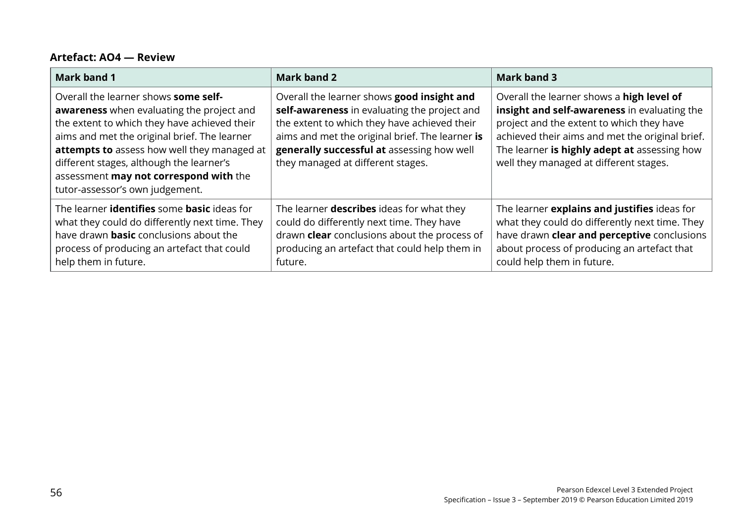**Artefact: AO4 — Review**

| Mark band 1 | Mark band 2 | Mark band 3 |
|---|---|---|
| Overall the learner shows **some self-awareness** when evaluating the project and the extent to which they have achieved their aims and met the original brief. The learner **attempts to** assess how well they managed at different stages, although the learner's assessment **may not correspond with** the tutor-assessor's own judgement. | Overall the learner shows **good insight and self-awareness** in evaluating the project and the extent to which they have achieved their aims and met the original brief. The learner **is generally successful at** assessing how well they managed at different stages. | Overall the learner shows a **high level of insight and self-awareness** in evaluating the project and the extent to which they have achieved their aims and met the original brief. The learner **is highly adept at** assessing how well they managed at different stages. |
| The learner **identifies** some **basic** ideas for what they could do differently next time. They have drawn **basic** conclusions about the process of producing an artefact that could help them in future. | The learner **describes** ideas for what they could do differently next time. They have drawn **clear** conclusions about the process of producing an artefact that could help them in future. | The learner **explains and justifies** ideas for what they could do differently next time. They have drawn **clear and perceptive** conclusions about process of producing an artefact that could help them in future. |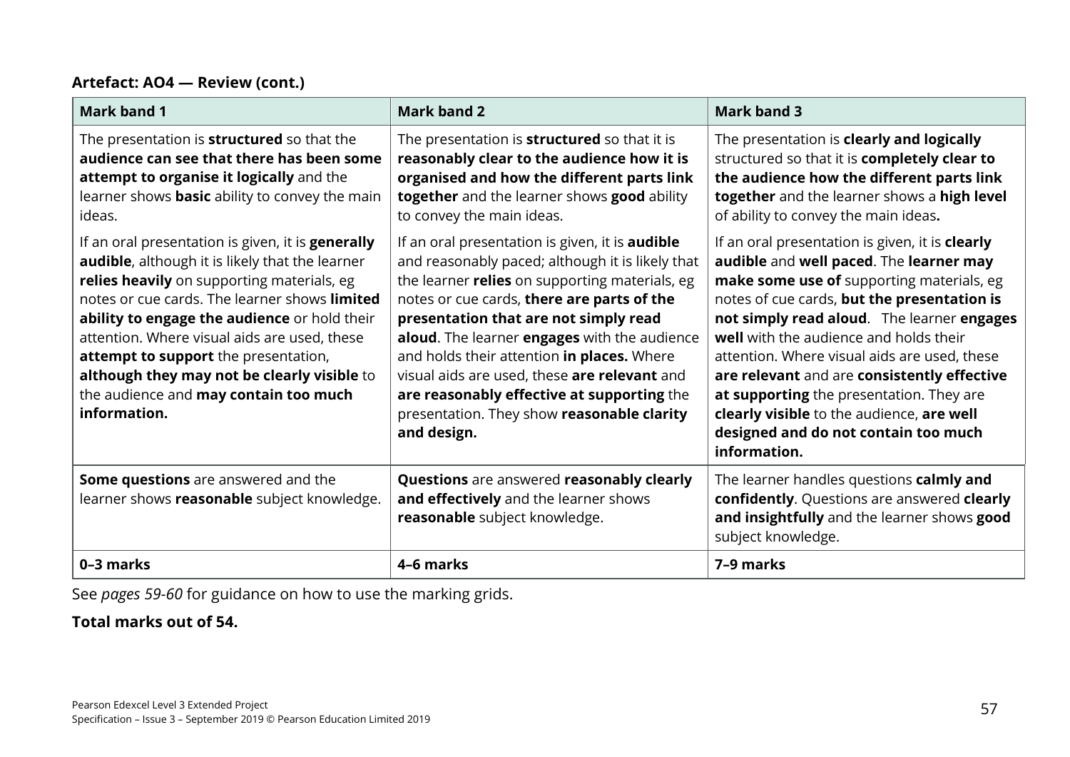**Artefact: AO4 — Review (cont.)**

| Mark band 1 | Mark band 2 | Mark band 3 |
|---|---|---|
| The presentation is **structured** so that the **audience can see that there has been some attempt to organise it logically** and the learner shows **basic** ability to convey the main ideas.<br><br>If an oral presentation is given, it is **generally audible**, although it is likely that the learner **relies heavily** on supporting materials, eg notes or cue cards. The learner shows **limited ability to engage the audience** or hold their attention. Where visual aids are used, these **attempt to support** the presentation, **although they may not be clearly visible** to the audience and **may contain too much information.** | The presentation is **structured** so that it is **reasonably clear to the audience how it is organised and how the different parts link together** and the learner shows **good** ability to convey the main ideas.<br><br>If an oral presentation is given, it is **audible** and reasonably paced; although it is likely that the learner **relies** on supporting materials, eg notes or cue cards, **there are parts of the presentation that are not simply read aloud**. The learner **engages** with the audience and holds their attention **in places.** Where visual aids are used, these **are relevant** and **are reasonably effective at supporting** the presentation. They show **reasonable clarity and design.** | The presentation is **clearly and logically** structured so that it is **completely clear to the audience how the different parts link together** and the learner shows a **high level** of ability to convey the main ideas**.**<br><br>If an oral presentation is given, it is **clearly audible** and **well paced**. The **learner may make some use of** supporting materials, eg notes of cue cards, **but the presentation is not simply read aloud**. The learner **engages well** with the audience and holds their attention. Where visual aids are used, these **are relevant** and are **consistently effective at supporting** the presentation. They are **clearly visible** to the audience, **are well designed and do not contain too much information.** |
| **Some questions** are answered and the learner shows **reasonable** subject knowledge. | **Questions** are answered **reasonably clearly and effectively** and the learner shows **reasonable** subject knowledge. | The learner handles questions **calmly and confidently**. Questions are answered **clearly and insightfully** and the learner shows **good** subject knowledge. |
| **0–3 marks** | **4–6 marks** | **7–9 marks** |

See *pages 59-60* for guidance on how to use the marking grids.

**Total marks out of 54.**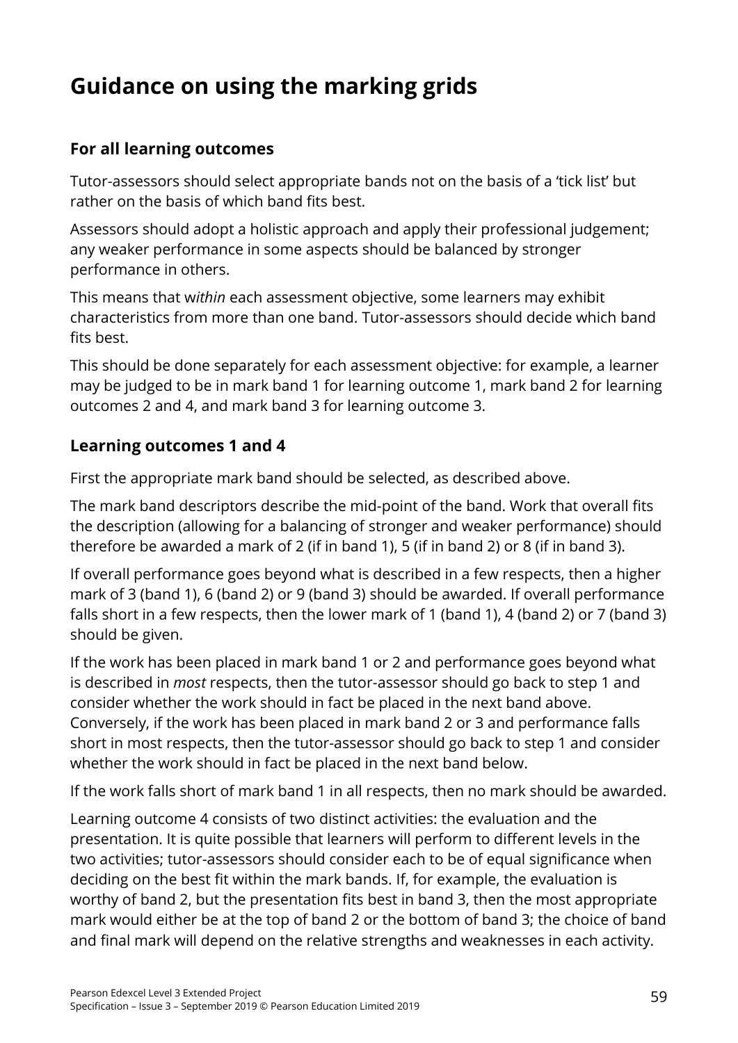# Guidance on using the marking grids

## For all learning outcomes

Tutor-assessors should select appropriate bands not on the basis of a 'tick list' but rather on the basis of which band fits best.

Assessors should adopt a holistic approach and apply their professional judgement; any weaker performance in some aspects should be balanced by stronger performance in others.

This means that w*ithin* each assessment objective, some learners may exhibit characteristics from more than one band. Tutor-assessors should decide which band fits best.

This should be done separately for each assessment objective: for example, a learner may be judged to be in mark band 1 for learning outcome 1, mark band 2 for learning outcomes 2 and 4, and mark band 3 for learning outcome 3.

## Learning outcomes 1 and 4

First the appropriate mark band should be selected, as described above.

The mark band descriptors describe the mid-point of the band. Work that overall fits the description (allowing for a balancing of stronger and weaker performance) should therefore be awarded a mark of 2 (if in band 1), 5 (if in band 2) or 8 (if in band 3).

If overall performance goes beyond what is described in a few respects, then a higher mark of 3 (band 1), 6 (band 2) or 9 (band 3) should be awarded. If overall performance falls short in a few respects, then the lower mark of 1 (band 1), 4 (band 2) or 7 (band 3) should be given.

If the work has been placed in mark band 1 or 2 and performance goes beyond what is described in *most* respects, then the tutor-assessor should go back to step 1 and consider whether the work should in fact be placed in the next band above. Conversely, if the work has been placed in mark band 2 or 3 and performance falls short in most respects, then the tutor-assessor should go back to step 1 and consider whether the work should in fact be placed in the next band below.

If the work falls short of mark band 1 in all respects, then no mark should be awarded.

Learning outcome 4 consists of two distinct activities: the evaluation and the presentation. It is quite possible that learners will perform to different levels in the two activities; tutor-assessors should consider each to be of equal significance when deciding on the best fit within the mark bands. If, for example, the evaluation is worthy of band 2, but the presentation fits best in band 3, then the most appropriate mark would either be at the top of band 2 or the bottom of band 3; the choice of band and final mark will depend on the relative strengths and weaknesses in each activity.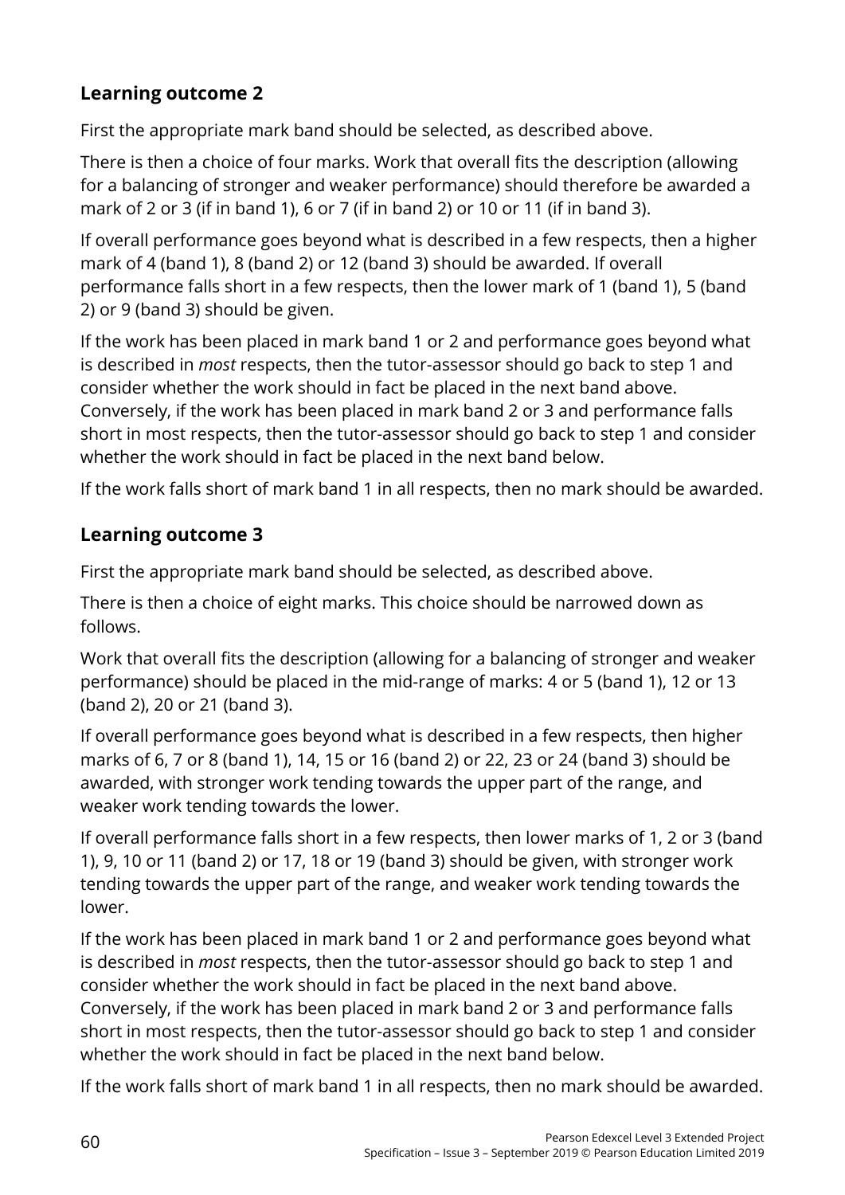## Learning outcome 2

First the appropriate mark band should be selected, as described above.

There is then a choice of four marks. Work that overall fits the description (allowing for a balancing of stronger and weaker performance) should therefore be awarded a mark of 2 or 3 (if in band 1), 6 or 7 (if in band 2) or 10 or 11 (if in band 3).

If overall performance goes beyond what is described in a few respects, then a higher mark of 4 (band 1), 8 (band 2) or 12 (band 3) should be awarded. If overall performance falls short in a few respects, then the lower mark of 1 (band 1), 5 (band 2) or 9 (band 3) should be given.

If the work has been placed in mark band 1 or 2 and performance goes beyond what is described in *most* respects, then the tutor-assessor should go back to step 1 and consider whether the work should in fact be placed in the next band above. Conversely, if the work has been placed in mark band 2 or 3 and performance falls short in most respects, then the tutor-assessor should go back to step 1 and consider whether the work should in fact be placed in the next band below.

If the work falls short of mark band 1 in all respects, then no mark should be awarded.

## Learning outcome 3

First the appropriate mark band should be selected, as described above.

There is then a choice of eight marks. This choice should be narrowed down as follows.

Work that overall fits the description (allowing for a balancing of stronger and weaker performance) should be placed in the mid-range of marks: 4 or 5 (band 1), 12 or 13 (band 2), 20 or 21 (band 3).

If overall performance goes beyond what is described in a few respects, then higher marks of 6, 7 or 8 (band 1), 14, 15 or 16 (band 2) or 22, 23 or 24 (band 3) should be awarded, with stronger work tending towards the upper part of the range, and weaker work tending towards the lower.

If overall performance falls short in a few respects, then lower marks of 1, 2 or 3 (band 1), 9, 10 or 11 (band 2) or 17, 18 or 19 (band 3) should be given, with stronger work tending towards the upper part of the range, and weaker work tending towards the lower.

If the work has been placed in mark band 1 or 2 and performance goes beyond what is described in *most* respects, then the tutor-assessor should go back to step 1 and consider whether the work should in fact be placed in the next band above. Conversely, if the work has been placed in mark band 2 or 3 and performance falls short in most respects, then the tutor-assessor should go back to step 1 and consider whether the work should in fact be placed in the next band below.

If the work falls short of mark band 1 in all respects, then no mark should be awarded.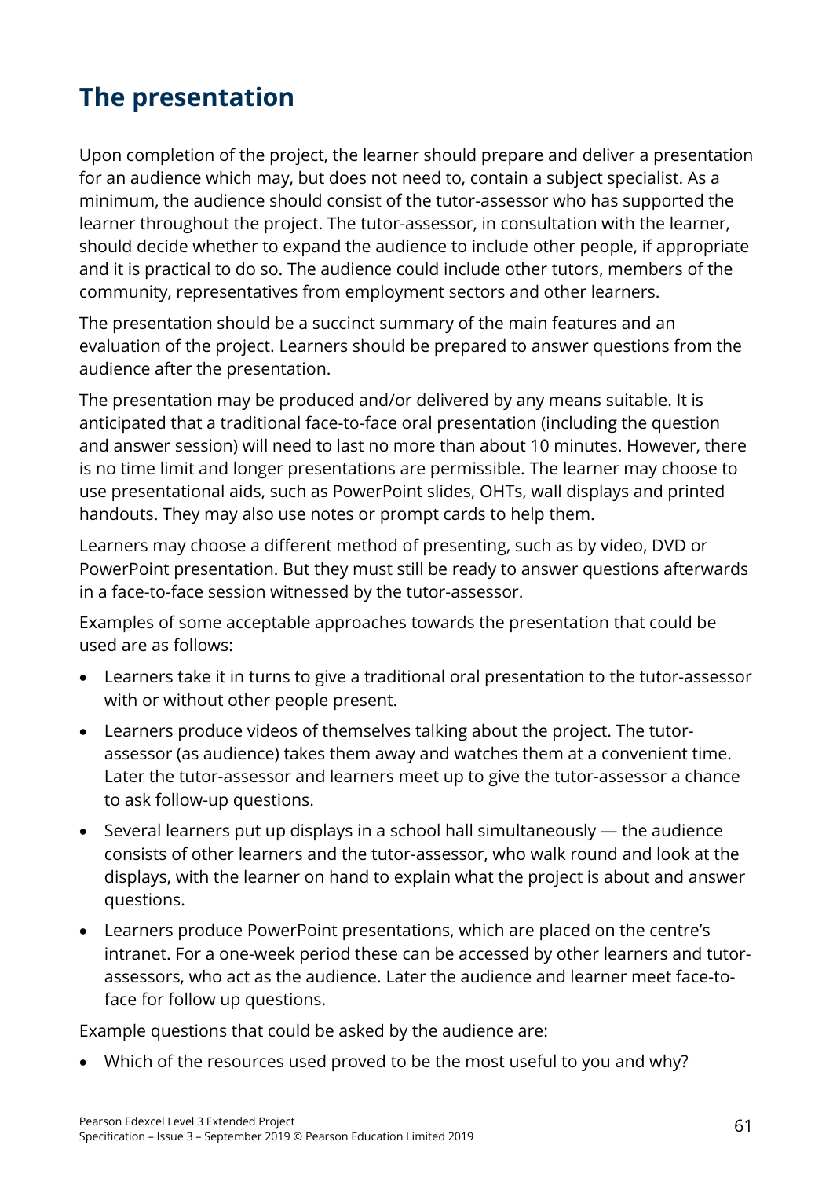## The presentation

Upon completion of the project, the learner should prepare and deliver a presentation for an audience which may, but does not need to, contain a subject specialist. As a minimum, the audience should consist of the tutor-assessor who has supported the learner throughout the project. The tutor-assessor, in consultation with the learner, should decide whether to expand the audience to include other people, if appropriate and it is practical to do so. The audience could include other tutors, members of the community, representatives from employment sectors and other learners.

The presentation should be a succinct summary of the main features and an evaluation of the project. Learners should be prepared to answer questions from the audience after the presentation.

The presentation may be produced and/or delivered by any means suitable. It is anticipated that a traditional face-to-face oral presentation (including the question and answer session) will need to last no more than about 10 minutes. However, there is no time limit and longer presentations are permissible. The learner may choose to use presentational aids, such as PowerPoint slides, OHTs, wall displays and printed handouts. They may also use notes or prompt cards to help them.

Learners may choose a different method of presenting, such as by video, DVD or PowerPoint presentation. But they must still be ready to answer questions afterwards in a face-to-face session witnessed by the tutor-assessor.

Examples of some acceptable approaches towards the presentation that could be used are as follows:

- Learners take it in turns to give a traditional oral presentation to the tutor-assessor with or without other people present.
- Learners produce videos of themselves talking about the project. The tutor-assessor (as audience) takes them away and watches them at a convenient time. Later the tutor-assessor and learners meet up to give the tutor-assessor a chance to ask follow-up questions.
- Several learners put up displays in a school hall simultaneously — the audience consists of other learners and the tutor-assessor, who walk round and look at the displays, with the learner on hand to explain what the project is about and answer questions.
- Learners produce PowerPoint presentations, which are placed on the centre's intranet. For a one-week period these can be accessed by other learners and tutor-assessors, who act as the audience. Later the audience and learner meet face-to-face for follow up questions.

Example questions that could be asked by the audience are:

- Which of the resources used proved to be the most useful to you and why?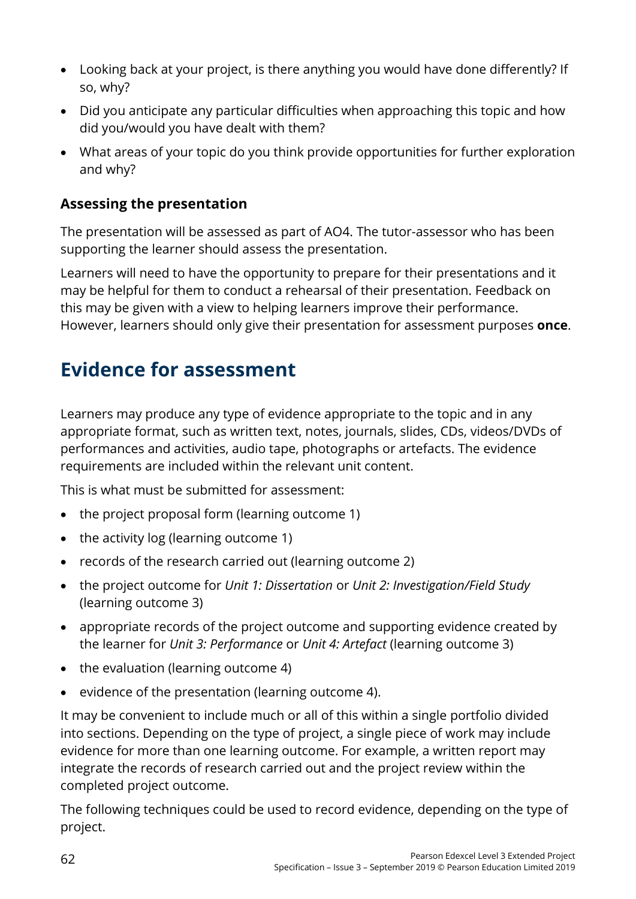- Looking back at your project, is there anything you would have done differently? If so, why?
- Did you anticipate any particular difficulties when approaching this topic and how did you/would you have dealt with them?
- What areas of your topic do you think provide opportunities for further exploration and why?

### Assessing the presentation

The presentation will be assessed as part of AO4. The tutor-assessor who has been supporting the learner should assess the presentation.

Learners will need to have the opportunity to prepare for their presentations and it may be helpful for them to conduct a rehearsal of their presentation. Feedback on this may be given with a view to helping learners improve their performance. However, learners should only give their presentation for assessment purposes **once**.

## Evidence for assessment

Learners may produce any type of evidence appropriate to the topic and in any appropriate format, such as written text, notes, journals, slides, CDs, videos/DVDs of performances and activities, audio tape, photographs or artefacts. The evidence requirements are included within the relevant unit content.

This is what must be submitted for assessment:

- the project proposal form (learning outcome 1)
- the activity log (learning outcome 1)
- records of the research carried out (learning outcome 2)
- the project outcome for *Unit 1: Dissertation* or *Unit 2: Investigation/Field Study* (learning outcome 3)
- appropriate records of the project outcome and supporting evidence created by the learner for *Unit 3: Performance* or *Unit 4: Artefact* (learning outcome 3)
- the evaluation (learning outcome 4)
- evidence of the presentation (learning outcome 4).

It may be convenient to include much or all of this within a single portfolio divided into sections. Depending on the type of project, a single piece of work may include evidence for more than one learning outcome. For example, a written report may integrate the records of research carried out and the project review within the completed project outcome.

The following techniques could be used to record evidence, depending on the type of project.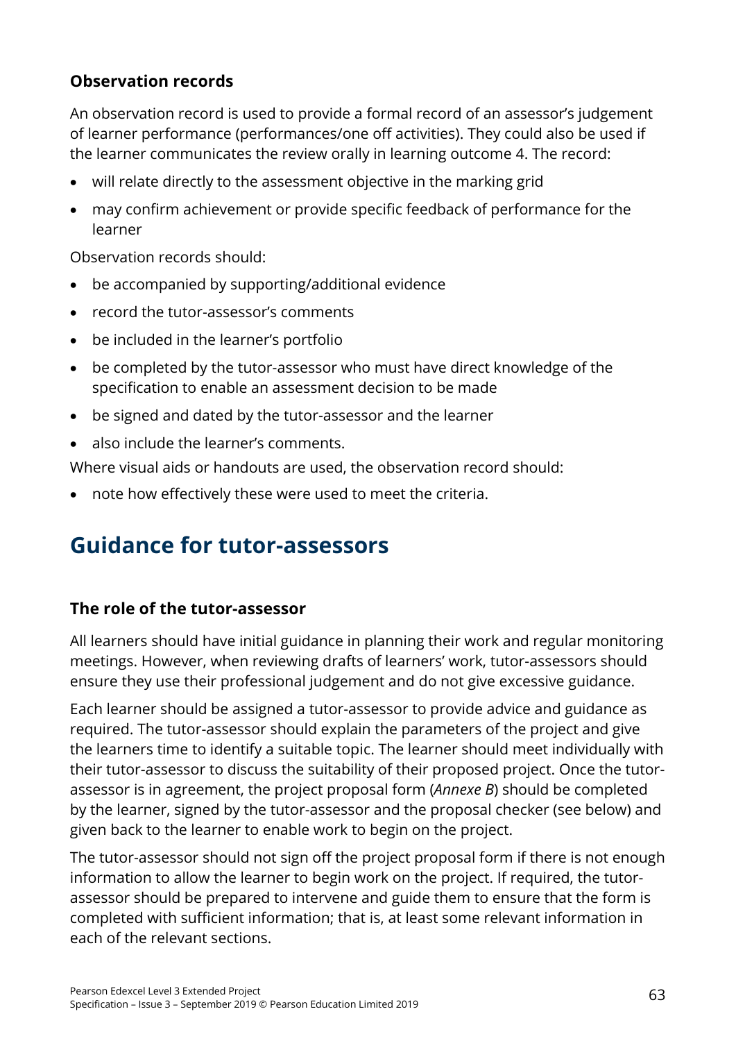### Observation records

An observation record is used to provide a formal record of an assessor's judgement of learner performance (performances/one off activities). They could also be used if the learner communicates the review orally in learning outcome 4. The record:

- will relate directly to the assessment objective in the marking grid
- may confirm achievement or provide specific feedback of performance for the learner

Observation records should:

- be accompanied by supporting/additional evidence
- record the tutor-assessor's comments
- be included in the learner's portfolio
- be completed by the tutor-assessor who must have direct knowledge of the specification to enable an assessment decision to be made
- be signed and dated by the tutor-assessor and the learner
- also include the learner's comments.

Where visual aids or handouts are used, the observation record should:

- note how effectively these were used to meet the criteria.

## Guidance for tutor-assessors

### The role of the tutor-assessor

All learners should have initial guidance in planning their work and regular monitoring meetings. However, when reviewing drafts of learners' work, tutor-assessors should ensure they use their professional judgement and do not give excessive guidance.

Each learner should be assigned a tutor-assessor to provide advice and guidance as required. The tutor-assessor should explain the parameters of the project and give the learners time to identify a suitable topic. The learner should meet individually with their tutor-assessor to discuss the suitability of their proposed project. Once the tutor-assessor is in agreement, the project proposal form (*Annexe B*) should be completed by the learner, signed by the tutor-assessor and the proposal checker (see below) and given back to the learner to enable work to begin on the project.

The tutor-assessor should not sign off the project proposal form if there is not enough information to allow the learner to begin work on the project. If required, the tutor-assessor should be prepared to intervene and guide them to ensure that the form is completed with sufficient information; that is, at least some relevant information in each of the relevant sections.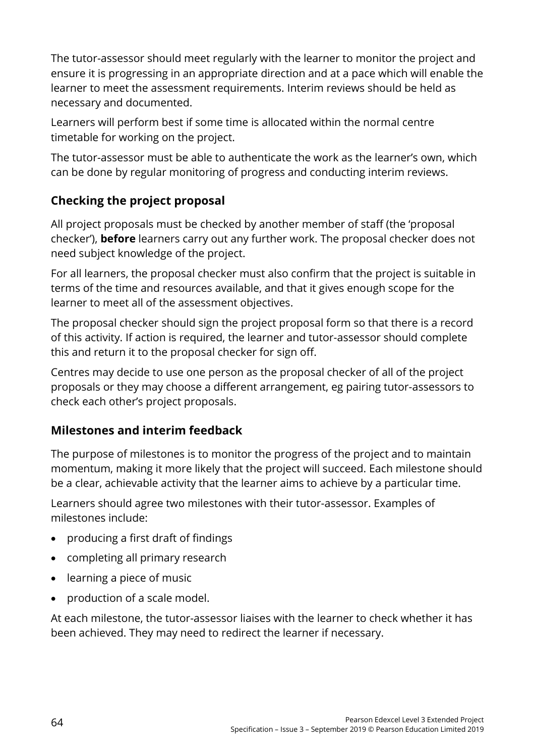The tutor-assessor should meet regularly with the learner to monitor the project and ensure it is progressing in an appropriate direction and at a pace which will enable the learner to meet the assessment requirements. Interim reviews should be held as necessary and documented.

Learners will perform best if some time is allocated within the normal centre timetable for working on the project.

The tutor-assessor must be able to authenticate the work as the learner's own, which can be done by regular monitoring of progress and conducting interim reviews.

### Checking the project proposal

All project proposals must be checked by another member of staff (the 'proposal checker'), **before** learners carry out any further work. The proposal checker does not need subject knowledge of the project.

For all learners, the proposal checker must also confirm that the project is suitable in terms of the time and resources available, and that it gives enough scope for the learner to meet all of the assessment objectives.

The proposal checker should sign the project proposal form so that there is a record of this activity. If action is required, the learner and tutor-assessor should complete this and return it to the proposal checker for sign off.

Centres may decide to use one person as the proposal checker of all of the project proposals or they may choose a different arrangement, eg pairing tutor-assessors to check each other's project proposals.

### Milestones and interim feedback

The purpose of milestones is to monitor the progress of the project and to maintain momentum, making it more likely that the project will succeed. Each milestone should be a clear, achievable activity that the learner aims to achieve by a particular time.

Learners should agree two milestones with their tutor-assessor. Examples of milestones include:

- producing a first draft of findings
- completing all primary research
- learning a piece of music
- production of a scale model.

At each milestone, the tutor-assessor liaises with the learner to check whether it has been achieved. They may need to redirect the learner if necessary.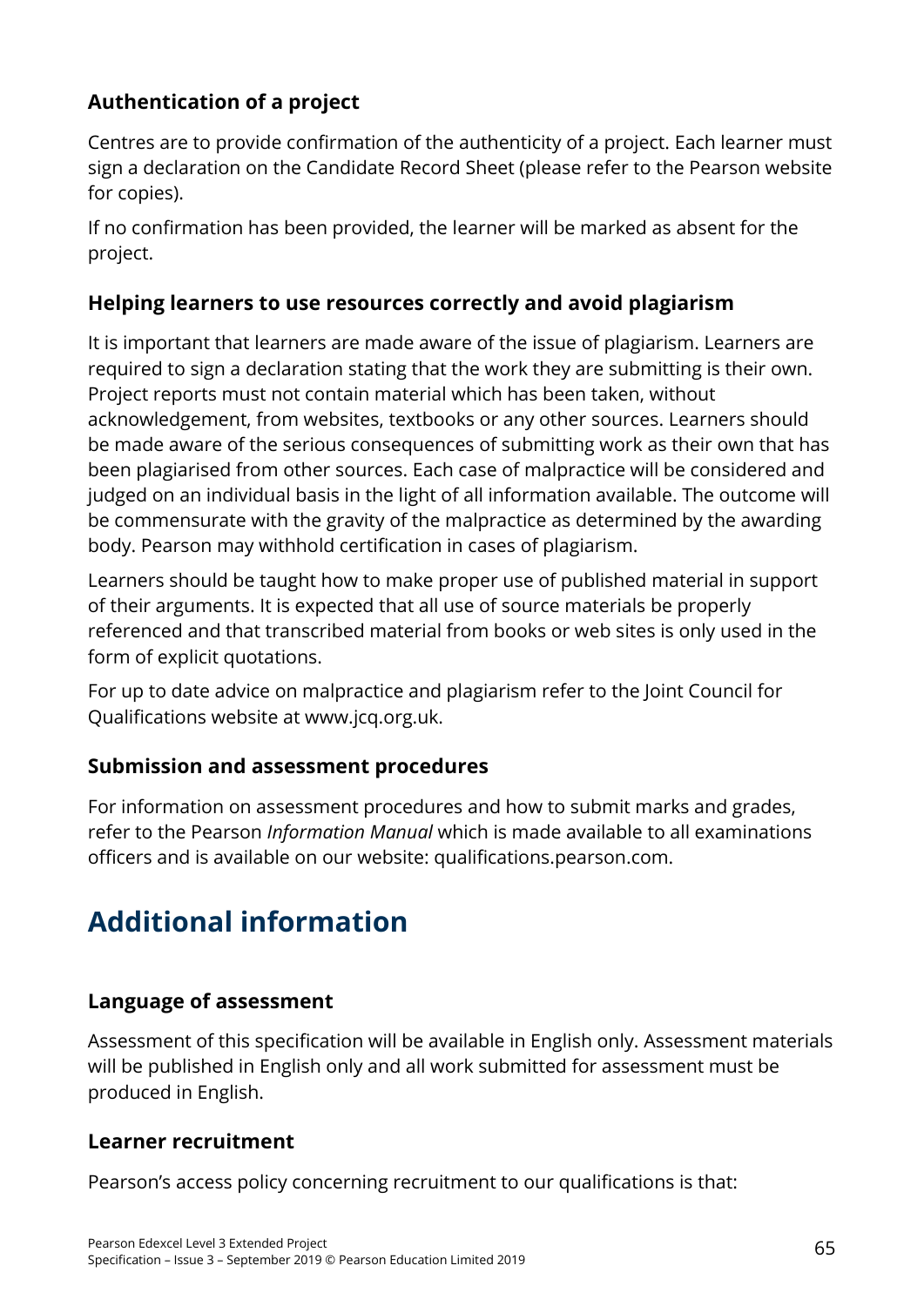### Authentication of a project

Centres are to provide confirmation of the authenticity of a project. Each learner must sign a declaration on the Candidate Record Sheet (please refer to the Pearson website for copies).

If no confirmation has been provided, the learner will be marked as absent for the project.

### Helping learners to use resources correctly and avoid plagiarism

It is important that learners are made aware of the issue of plagiarism. Learners are required to sign a declaration stating that the work they are submitting is their own. Project reports must not contain material which has been taken, without acknowledgement, from websites, textbooks or any other sources. Learners should be made aware of the serious consequences of submitting work as their own that has been plagiarised from other sources. Each case of malpractice will be considered and judged on an individual basis in the light of all information available. The outcome will be commensurate with the gravity of the malpractice as determined by the awarding body. Pearson may withhold certification in cases of plagiarism.

Learners should be taught how to make proper use of published material in support of their arguments. It is expected that all use of source materials be properly referenced and that transcribed material from books or web sites is only used in the form of explicit quotations.

For up to date advice on malpractice and plagiarism refer to the Joint Council for Qualifications website at www.jcq.org.uk.

### Submission and assessment procedures

For information on assessment procedures and how to submit marks and grades, refer to the Pearson *Information Manual* which is made available to all examinations officers and is available on our website: qualifications.pearson.com.

## Additional information

### Language of assessment

Assessment of this specification will be available in English only. Assessment materials will be published in English only and all work submitted for assessment must be produced in English.

### Learner recruitment

Pearson's access policy concerning recruitment to our qualifications is that: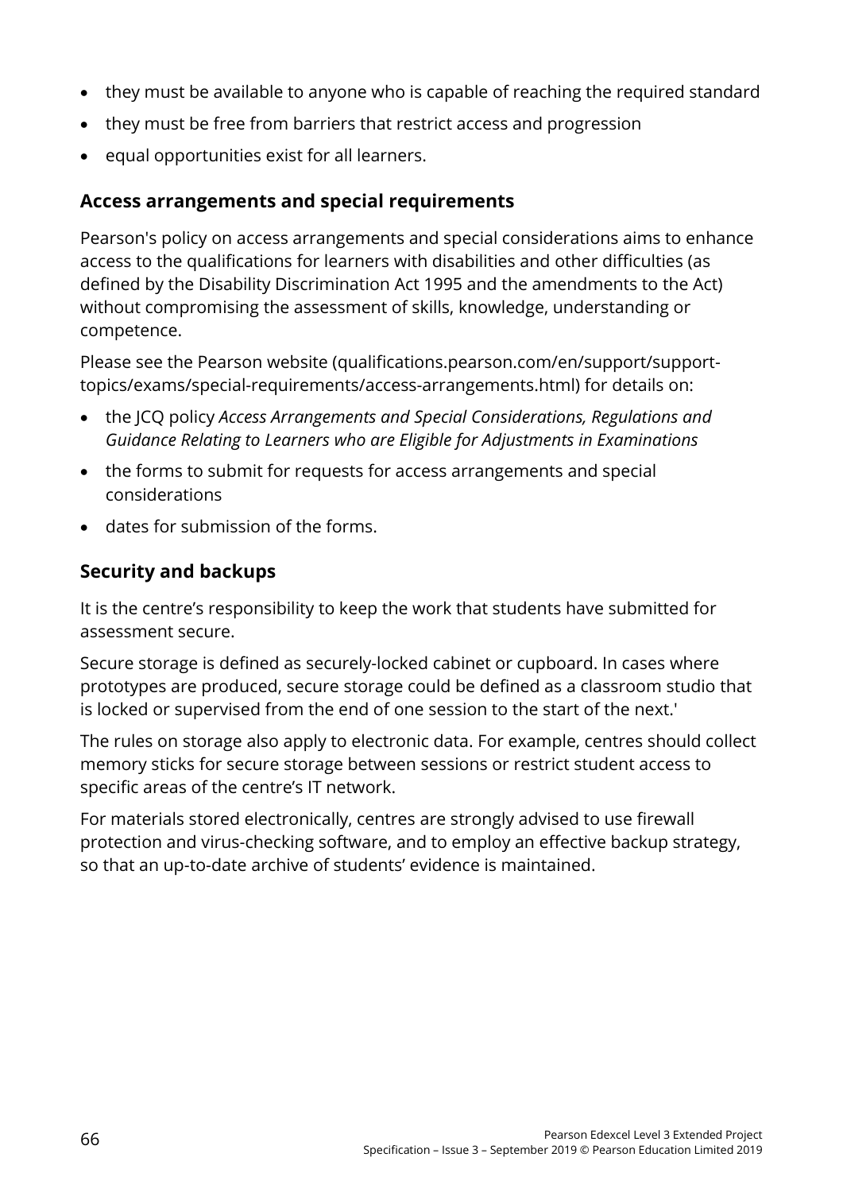- they must be available to anyone who is capable of reaching the required standard
- they must be free from barriers that restrict access and progression
- equal opportunities exist for all learners.

### Access arrangements and special requirements

Pearson's policy on access arrangements and special considerations aims to enhance access to the qualifications for learners with disabilities and other difficulties (as defined by the Disability Discrimination Act 1995 and the amendments to the Act) without compromising the assessment of skills, knowledge, understanding or competence.

Please see the Pearson website (qualifications.pearson.com/en/support/support-topics/exams/special-requirements/access-arrangements.html) for details on:

- the JCQ policy *Access Arrangements and Special Considerations, Regulations and Guidance Relating to Learners who are Eligible for Adjustments in Examinations*
- the forms to submit for requests for access arrangements and special considerations
- dates for submission of the forms.

### Security and backups

It is the centre's responsibility to keep the work that students have submitted for assessment secure.

Secure storage is defined as securely-locked cabinet or cupboard. In cases where prototypes are produced, secure storage could be defined as a classroom studio that is locked or supervised from the end of one session to the start of the next.'

The rules on storage also apply to electronic data. For example, centres should collect memory sticks for secure storage between sessions or restrict student access to specific areas of the centre's IT network.

For materials stored electronically, centres are strongly advised to use firewall protection and virus-checking software, and to employ an effective backup strategy, so that an up-to-date archive of students' evidence is maintained.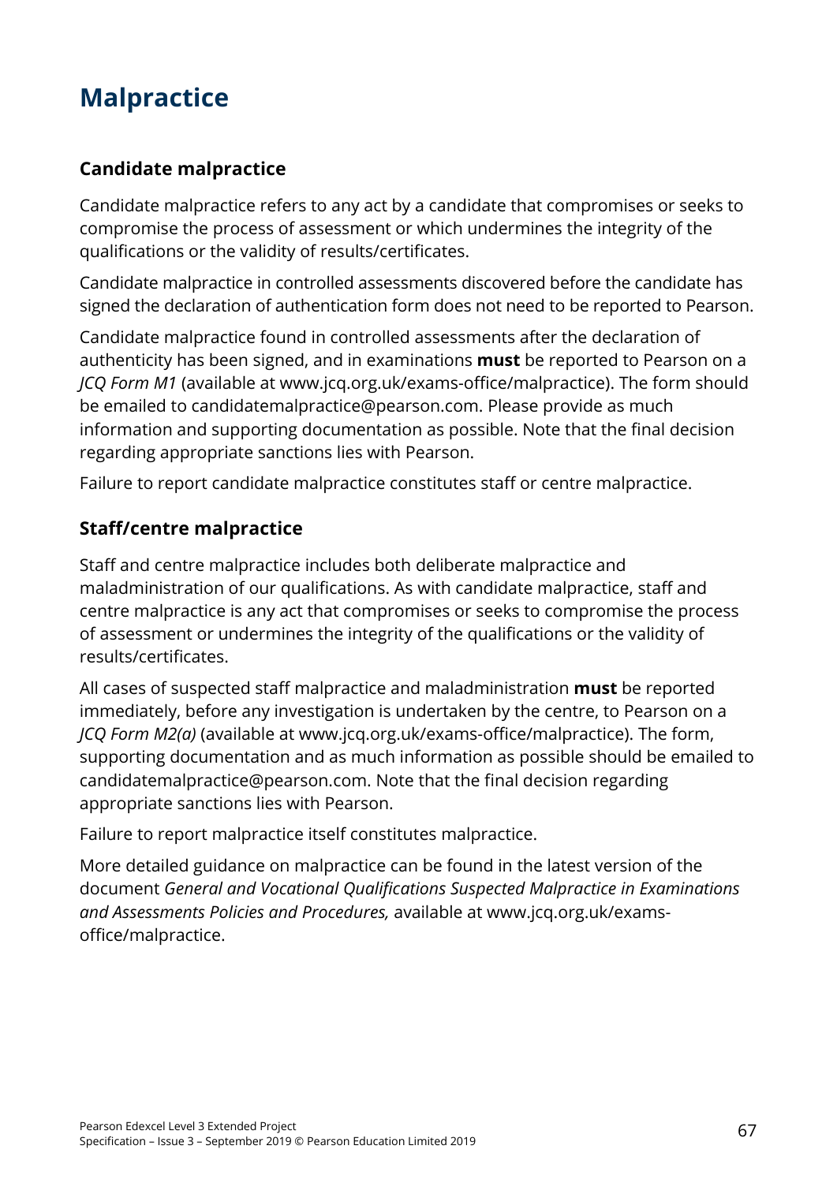# Malpractice

## Candidate malpractice

Candidate malpractice refers to any act by a candidate that compromises or seeks to compromise the process of assessment or which undermines the integrity of the qualifications or the validity of results/certificates.

Candidate malpractice in controlled assessments discovered before the candidate has signed the declaration of authentication form does not need to be reported to Pearson.

Candidate malpractice found in controlled assessments after the declaration of authenticity has been signed, and in examinations **must** be reported to Pearson on a *JCQ Form M1* (available at www.jcq.org.uk/exams-office/malpractice). The form should be emailed to candidatemalpractice@pearson.com. Please provide as much information and supporting documentation as possible. Note that the final decision regarding appropriate sanctions lies with Pearson.

Failure to report candidate malpractice constitutes staff or centre malpractice.

## Staff/centre malpractice

Staff and centre malpractice includes both deliberate malpractice and maladministration of our qualifications. As with candidate malpractice, staff and centre malpractice is any act that compromises or seeks to compromise the process of assessment or undermines the integrity of the qualifications or the validity of results/certificates.

All cases of suspected staff malpractice and maladministration **must** be reported immediately, before any investigation is undertaken by the centre, to Pearson on a *JCQ Form M2(a)* (available at www.jcq.org.uk/exams-office/malpractice). The form, supporting documentation and as much information as possible should be emailed to candidatemalpractice@pearson.com. Note that the final decision regarding appropriate sanctions lies with Pearson.

Failure to report malpractice itself constitutes malpractice.

More detailed guidance on malpractice can be found in the latest version of the document *General and Vocational Qualifications Suspected Malpractice in Examinations and Assessments Policies and Procedures,* available at www.jcq.org.uk/exams-office/malpractice.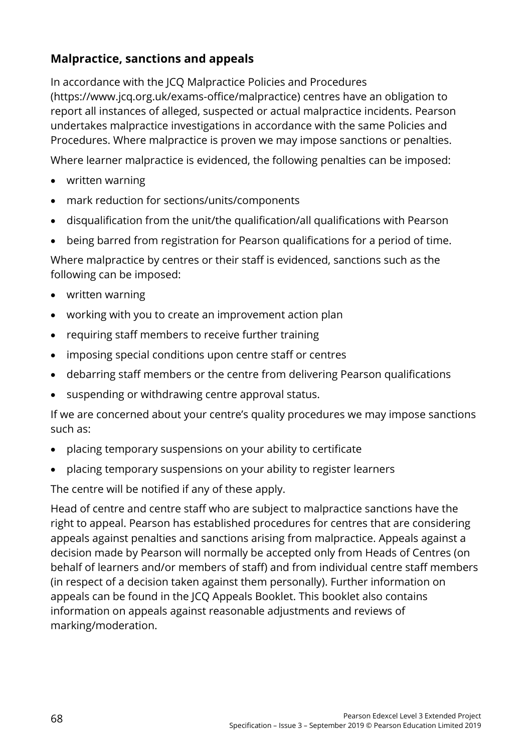## Malpractice, sanctions and appeals

In accordance with the JCQ Malpractice Policies and Procedures (https://www.jcq.org.uk/exams-office/malpractice) centres have an obligation to report all instances of alleged, suspected or actual malpractice incidents. Pearson undertakes malpractice investigations in accordance with the same Policies and Procedures. Where malpractice is proven we may impose sanctions or penalties.

Where learner malpractice is evidenced, the following penalties can be imposed:

- written warning
- mark reduction for sections/units/components
- disqualification from the unit/the qualification/all qualifications with Pearson
- being barred from registration for Pearson qualifications for a period of time.

Where malpractice by centres or their staff is evidenced, sanctions such as the following can be imposed:

- written warning
- working with you to create an improvement action plan
- requiring staff members to receive further training
- imposing special conditions upon centre staff or centres
- debarring staff members or the centre from delivering Pearson qualifications
- suspending or withdrawing centre approval status.

If we are concerned about your centre's quality procedures we may impose sanctions such as:

- placing temporary suspensions on your ability to certificate
- placing temporary suspensions on your ability to register learners

The centre will be notified if any of these apply.

Head of centre and centre staff who are subject to malpractice sanctions have the right to appeal. Pearson has established procedures for centres that are considering appeals against penalties and sanctions arising from malpractice. Appeals against a decision made by Pearson will normally be accepted only from Heads of Centres (on behalf of learners and/or members of staff) and from individual centre staff members (in respect of a decision taken against them personally). Further information on appeals can be found in the JCQ Appeals Booklet. This booklet also contains information on appeals against reasonable adjustments and reviews of marking/moderation.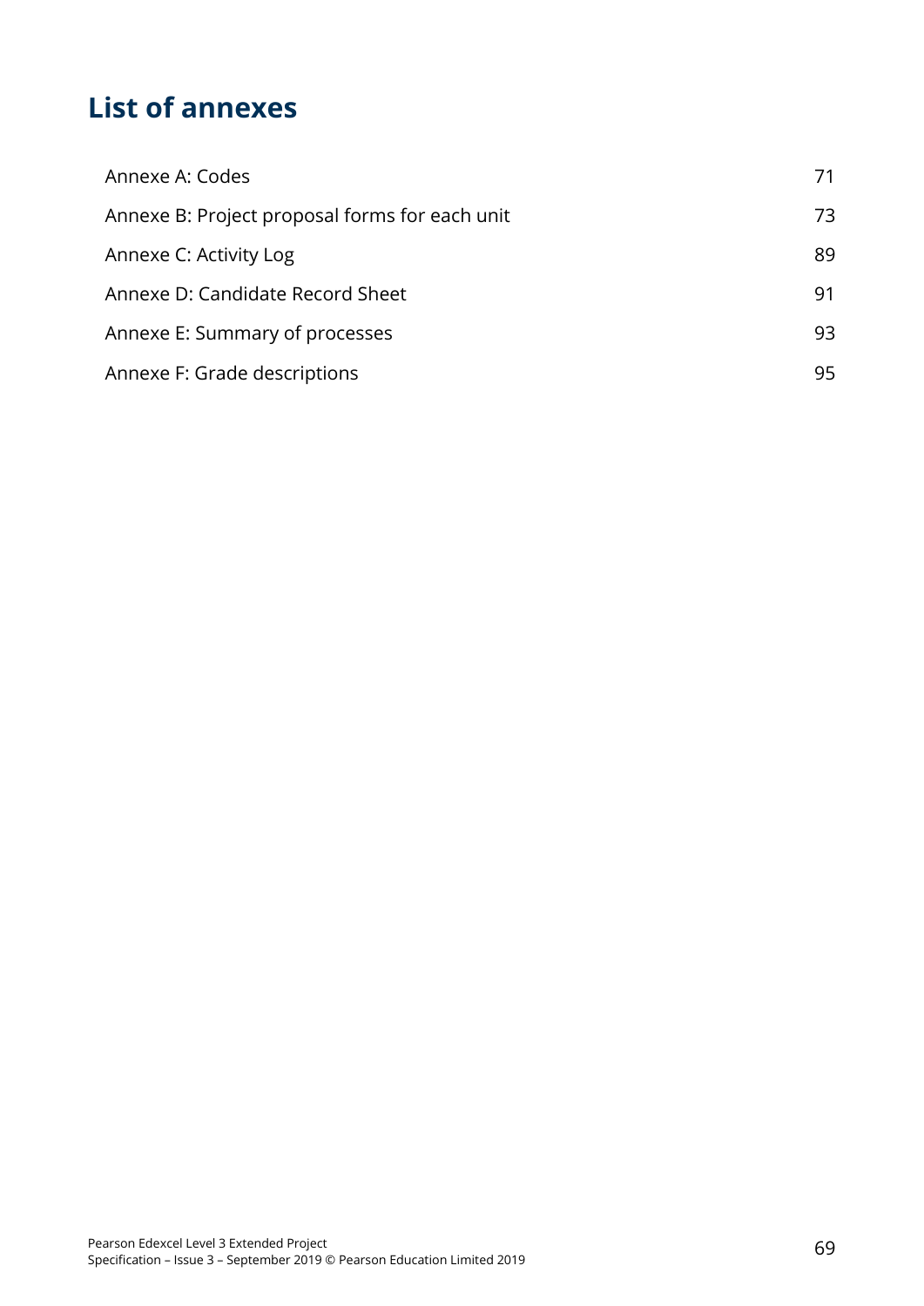# List of annexes

| | |
|---|---|
| Annexe A: Codes | 71 |
| Annexe B: Project proposal forms for each unit | 73 |
| Annexe C: Activity Log | 89 |
| Annexe D: Candidate Record Sheet | 91 |
| Annexe E: Summary of processes | 93 |
| Annexe F: Grade descriptions | 95 |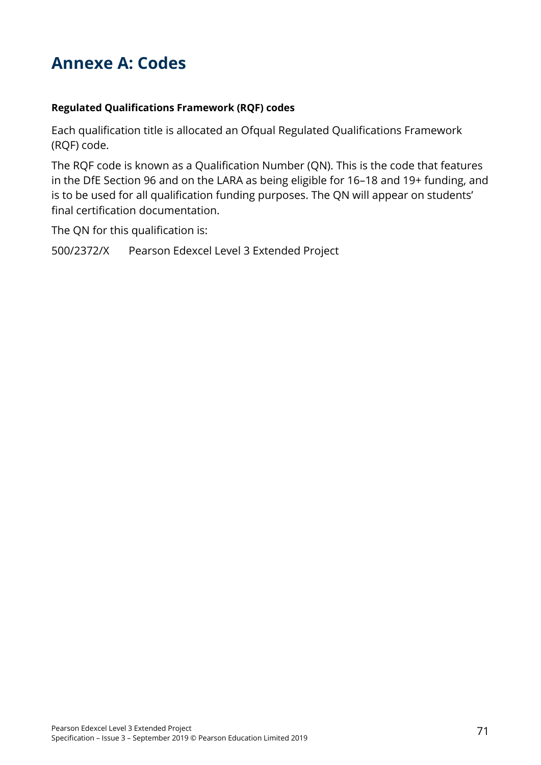# Annexe A: Codes

**Regulated Qualifications Framework (RQF) codes**

Each qualification title is allocated an Ofqual Regulated Qualifications Framework (RQF) code.

The RQF code is known as a Qualification Number (QN). This is the code that features in the DfE Section 96 and on the LARA as being eligible for 16–18 and 19+ funding, and is to be used for all qualification funding purposes. The QN will appear on students' final certification documentation.

The QN for this qualification is:

500/2372/X    Pearson Edexcel Level 3 Extended Project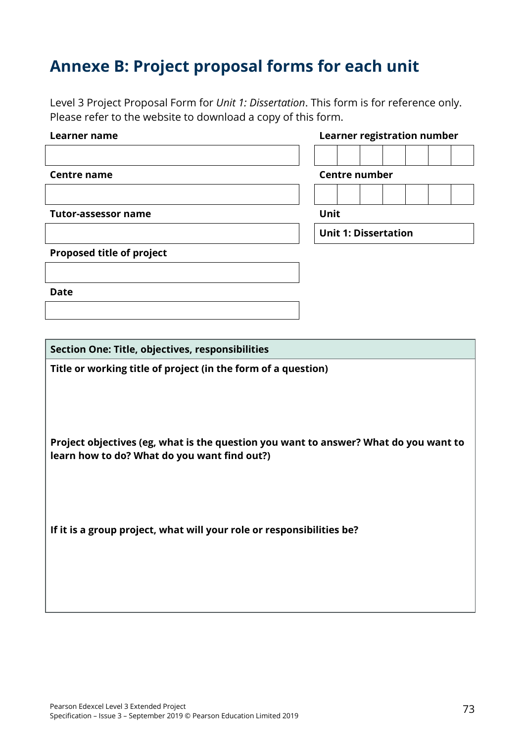# Annexe B: Project proposal forms for each unit

Level 3 Project Proposal Form for *Unit 1: Dissertation*. This form is for reference only. Please refer to the website to download a copy of this form.

| **Learner name** | **Learner registration number** |
|---|---|
| | |
| **Centre name** | **Centre number** |
| | |
| **Tutor-assessor name** | **Unit** |
| | **Unit 1: Dissertation** |
| **Proposed title of project** | |
| | |
| **Date** | |
| | |

| **Section One: Title, objectives, responsibilities** |
|---|
| **Title or working title of project (in the form of a question)** |
| **Project objectives (eg, what is the question you want to answer? What do you want to learn how to do? What do you want find out?)** |
| **If it is a group project, what will your role or responsibilities be?** |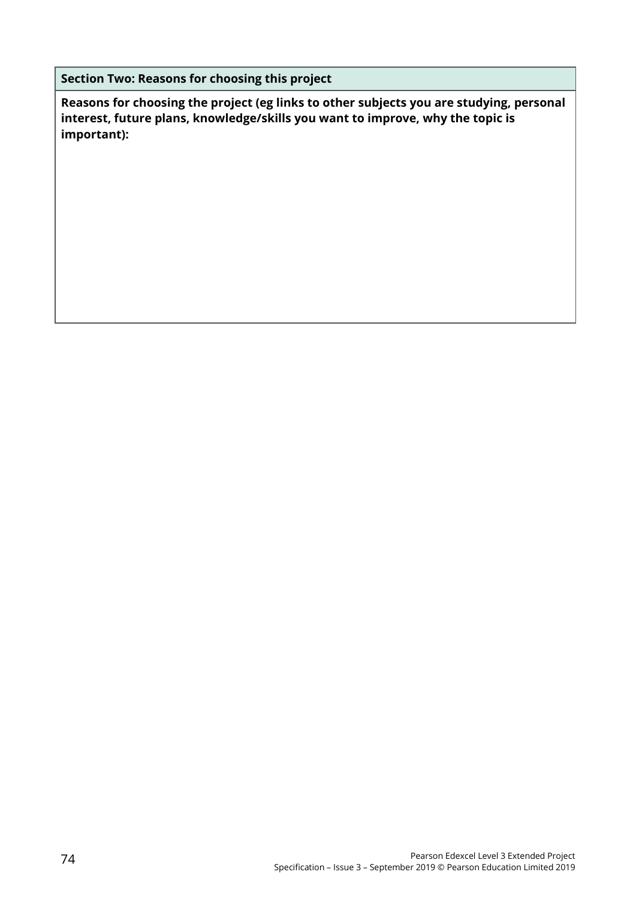| Section Two: Reasons for choosing this project |
| --- |
| **Reasons for choosing the project (eg links to other subjects you are studying, personal interest, future plans, knowledge/skills you want to improve, why the topic is important):** |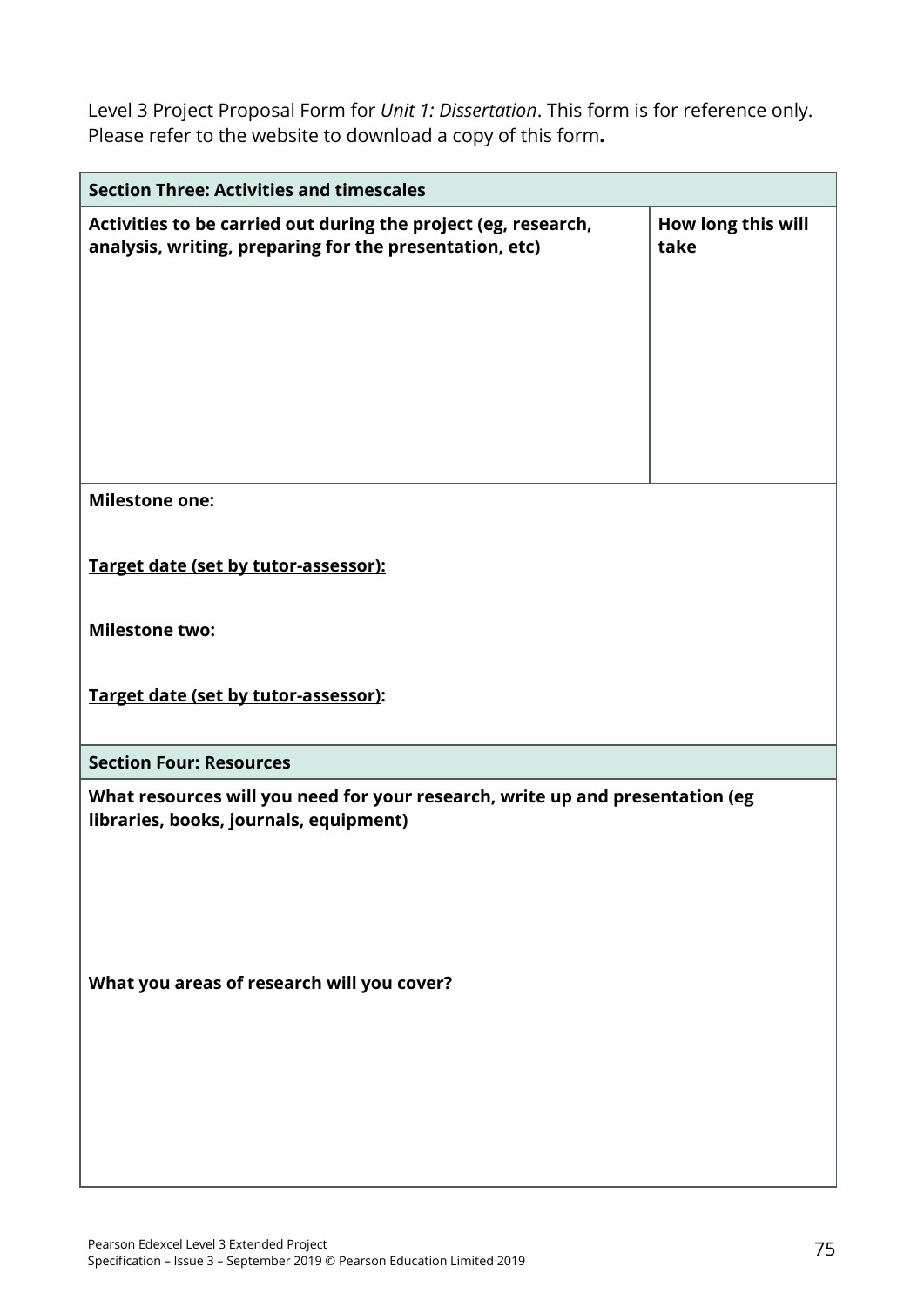Level 3 Project Proposal Form for *Unit 1: Dissertation*. This form is for reference only. Please refer to the website to download a copy of this form**.**

| **Section Three: Activities and timescales** | |
|---|---|
| **Activities to be carried out during the project (eg, research, analysis, writing, preparing for the presentation, etc)** | **How long this will take** |
| **Milestone one:**<br><br>**Target date (set by tutor-assessor):**<br><br>**Milestone two:**<br><br>**Target date (set by tutor-assessor):** | |
| **Section Four: Resources** | |
| **What resources will you need for your research, write up and presentation (eg libraries, books, journals, equipment)**<br><br>**What you areas of research will you cover?** | |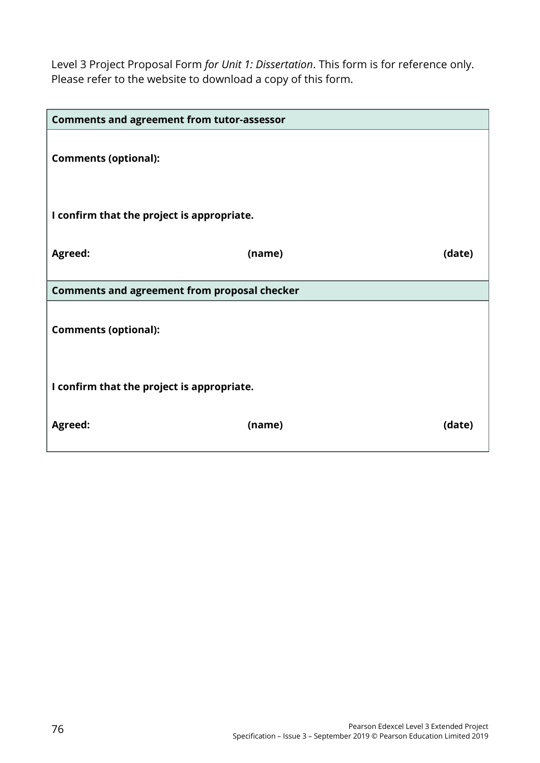Level 3 Project Proposal Form *for Unit 1: Dissertation*. This form is for reference only. Please refer to the website to download a copy of this form.

| **Comments and agreement from tutor-assessor** | | |
|---|---|---|
| **Comments (optional):** | | |
| **I confirm that the project is appropriate.** | | |
| **Agreed:** | **(name)** | **(date)** |
| **Comments and agreement from proposal checker** | | |
| **Comments (optional):** | | |
| **I confirm that the project is appropriate.** | | |
| **Agreed:** | **(name)** | **(date)** |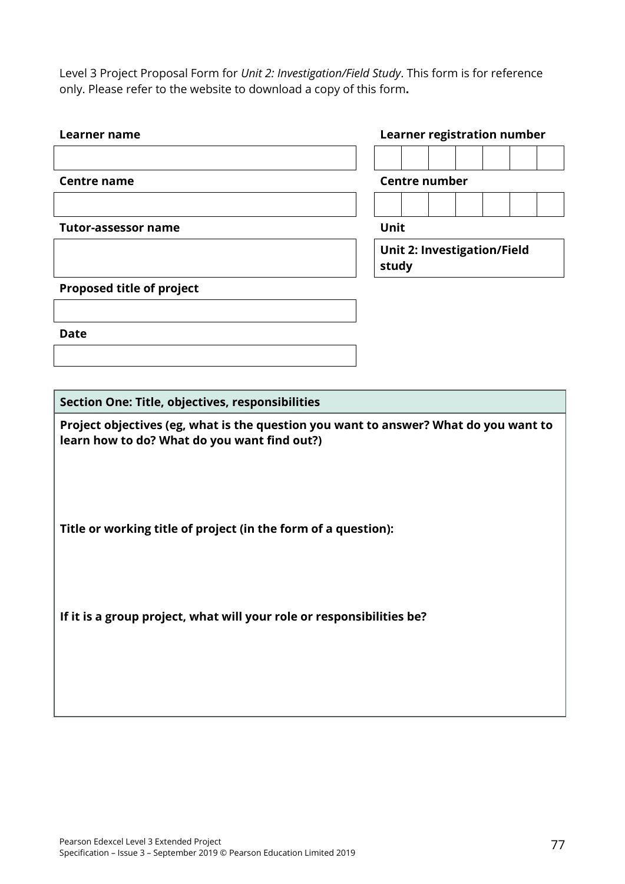Level 3 Project Proposal Form for *Unit 2: Investigation/Field Study*. This form is for reference only. Please refer to the website to download a copy of this form**.**

| **Learner name** | **Learner registration number** |
|---|---|
| | |
| **Centre name** | **Centre number** |
| | |
| **Tutor-assessor name** | **Unit** |
| | **Unit 2: Investigation/Field study** |
| **Proposed title of project** | |
| | |
| **Date** | |
| | |

| **Section One: Title, objectives, responsibilities** |
|---|
| **Project objectives (eg, what is the question you want to answer? What do you want to learn how to do? What do you want find out?)** |
| **Title or working title of project (in the form of a question):** |
| **If it is a group project, what will your role or responsibilities be?** |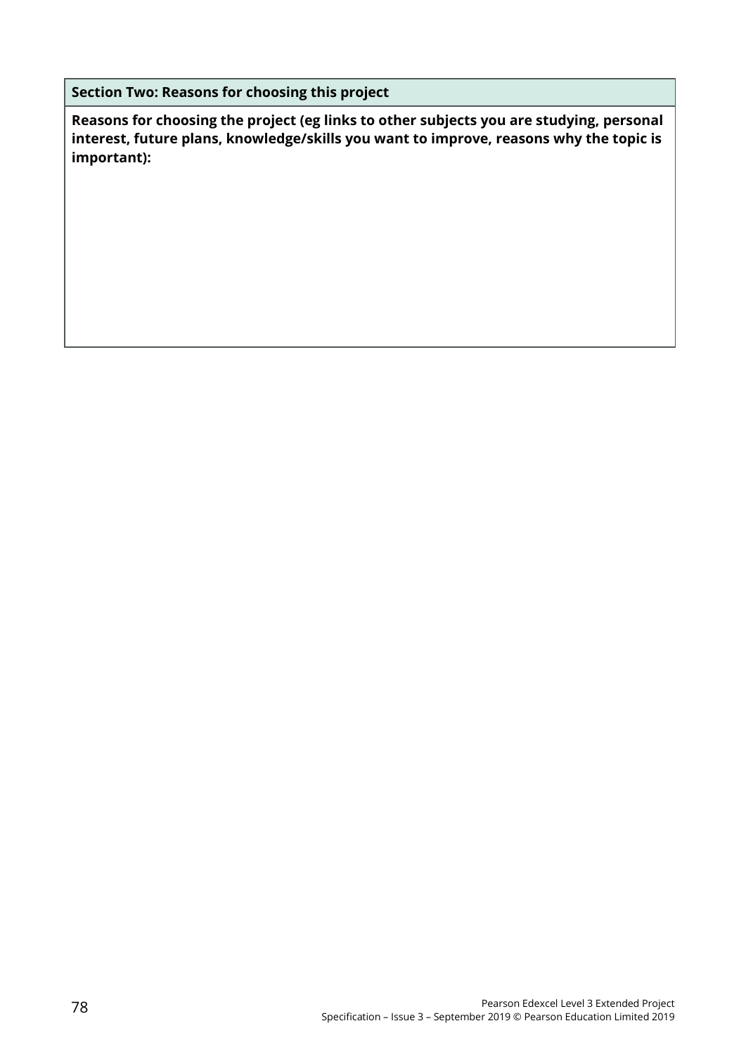| Section Two: Reasons for choosing this project |
| --- |
| **Reasons for choosing the project (eg links to other subjects you are studying, personal interest, future plans, knowledge/skills you want to improve, reasons why the topic is important):** |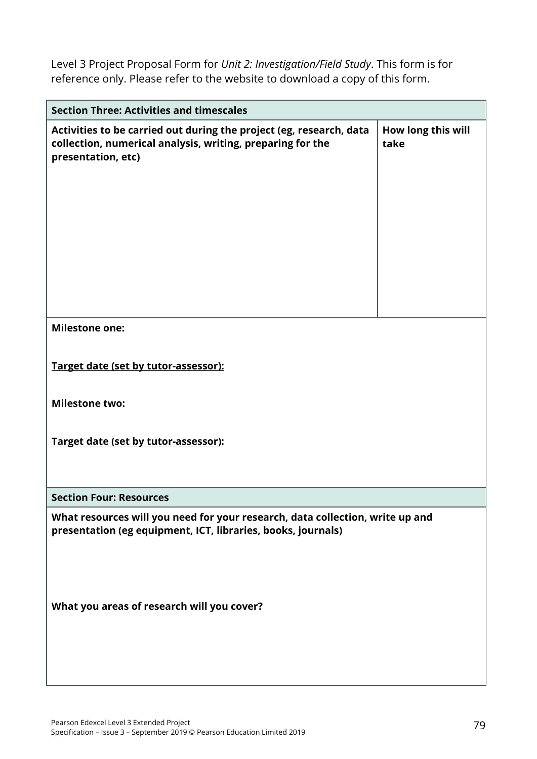Level 3 Project Proposal Form for *Unit 2: Investigation/Field Study*. This form is for reference only. Please refer to the website to download a copy of this form.

| **Section Three: Activities and timescales** | |
|---|---|
| **Activities to be carried out during the project (eg, research, data collection, numerical analysis, writing, preparing for the presentation, etc)** | **How long this will take** |
| **Milestone one:**<br><br>**Target date (set by tutor-assessor):**<br><br>**Milestone two:**<br><br>**Target date (set by tutor-assessor):** | |

| **Section Four: Resources** |
|---|
| **What resources will you need for your research, data collection, write up and presentation (eg equipment, ICT, libraries, books, journals)** |
| **What you areas of research will you cover?** |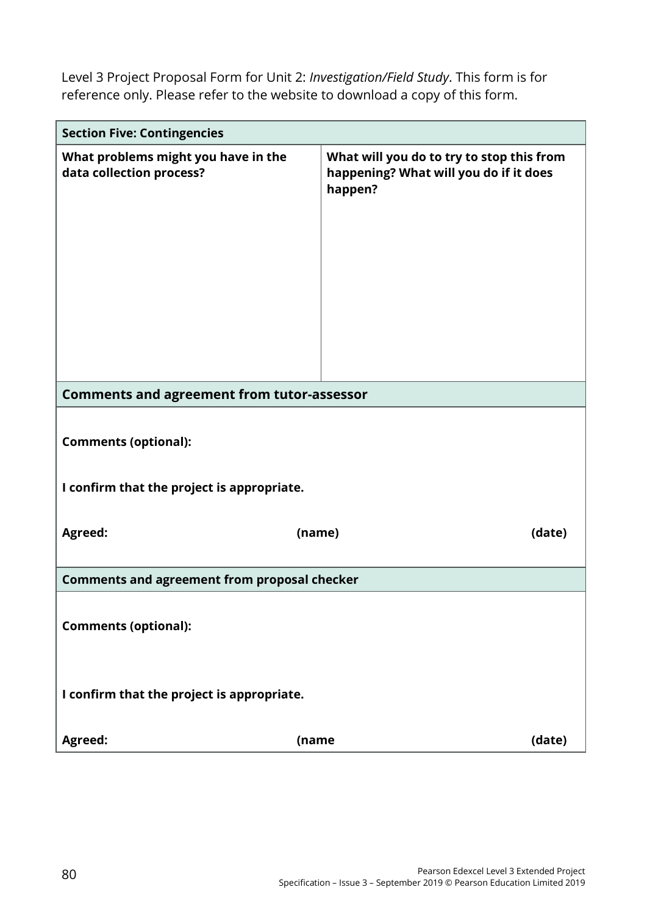Level 3 Project Proposal Form for Unit 2: *Investigation/Field Study*. This form is for reference only. Please refer to the website to download a copy of this form.

| **Section Five: Contingencies** | |
|---|---|
| **What problems might you have in the data collection process?** | **What will you do to try to stop this from happening? What will you do if it does happen?** |

**Comments and agreement from tutor-assessor**

**Comments (optional):**

**I confirm that the project is appropriate.**

**Agreed:** **(name)** **(date)**

**Comments and agreement from proposal checker**

**Comments (optional):**

**I confirm that the project is appropriate.**

**Agreed:** **(name** **(date)**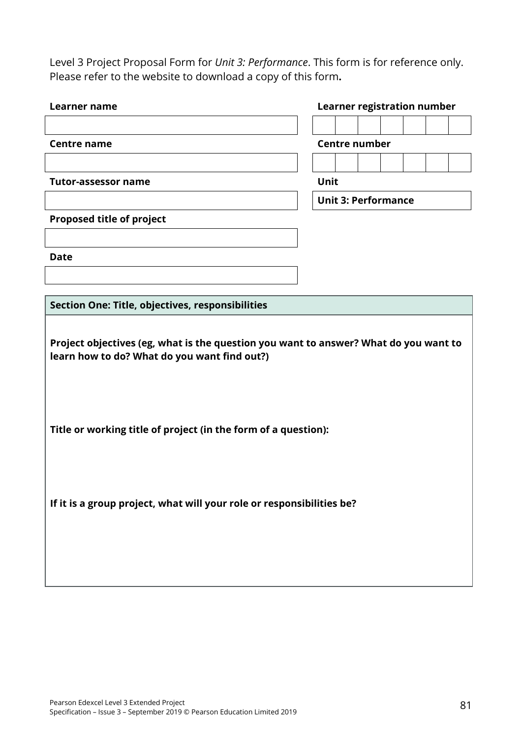Level 3 Project Proposal Form for *Unit 3: Performance*. This form is for reference only. Please refer to the website to download a copy of this form**.**

| **Learner name** | **Learner registration number** |
|---|---|
| | |
| **Centre name** | **Centre number** |
| | |
| **Tutor-assessor name** | **Unit** |
| | **Unit 3: Performance** |
| **Proposed title of project** | |
| | |
| **Date** | |
| | |

| **Section One: Title, objectives, responsibilities** |
|---|
| **Project objectives (eg, what is the question you want to answer? What do you want to learn how to do? What do you want find out?)** |
| **Title or working title of project (in the form of a question):** |
| **If it is a group project, what will your role or responsibilities be?** |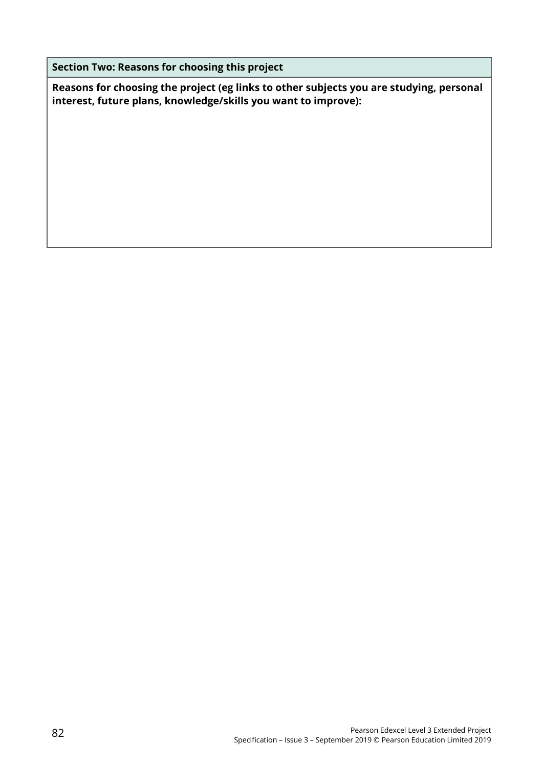| Section Two: Reasons for choosing this project |
| --- |
| **Reasons for choosing the project (eg links to other subjects you are studying, personal interest, future plans, knowledge/skills you want to improve):** |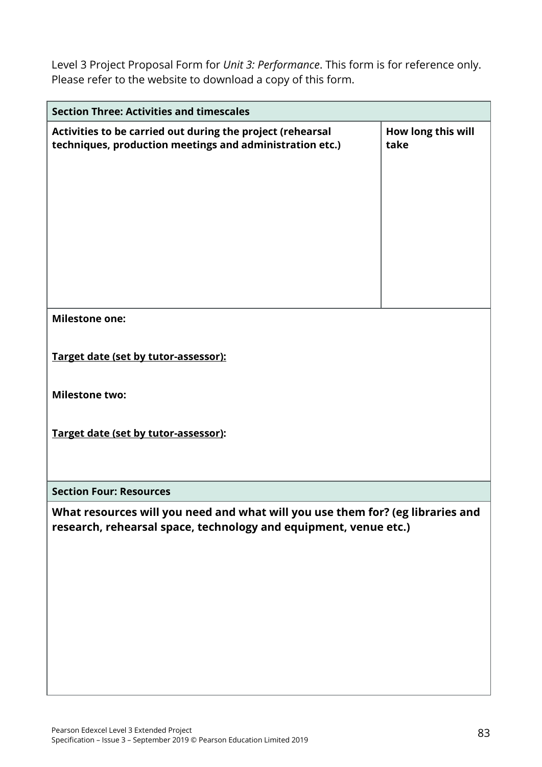Level 3 Project Proposal Form for *Unit 3: Performance*. This form is for reference only. Please refer to the website to download a copy of this form.

| **Section Three: Activities and timescales** | |
|---|---|
| **Activities to be carried out during the project (rehearsal techniques, production meetings and administration etc.)** | **How long this will take** |
| **Milestone one:**<br><br>**Target date (set by tutor-assessor):**<br><br>**Milestone two:**<br><br>**Target date (set by tutor-assessor):** | |

| **Section Four: Resources** |
|---|
| **What resources will you need and what will you use them for? (eg libraries and research, rehearsal space, technology and equipment, venue etc.)** |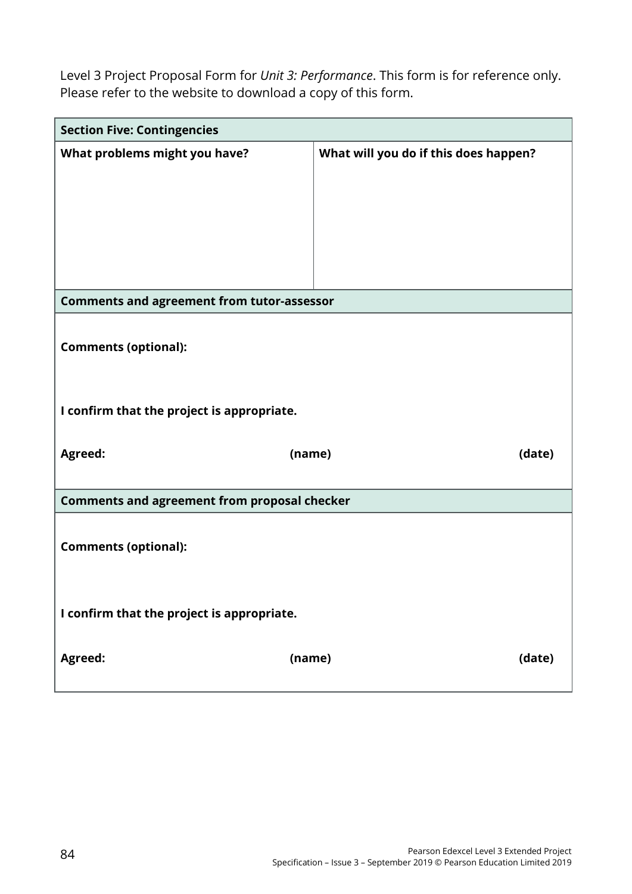Level 3 Project Proposal Form for *Unit 3: Performance*. This form is for reference only. Please refer to the website to download a copy of this form.

| **Section Five: Contingencies** | |
|---|---|
| **What problems might you have?** | **What will you do if this does happen?** |
| | |

| **Comments and agreement from tutor-assessor** | | |
|---|---|---|
| **Comments (optional):** | | |
| **I confirm that the project is appropriate.** | | |
| **Agreed:** | **(name)** | **(date)** |

| **Comments and agreement from proposal checker** | | |
|---|---|---|
| **Comments (optional):** | | |
| **I confirm that the project is appropriate.** | | |
| **Agreed:** | **(name)** | **(date)** |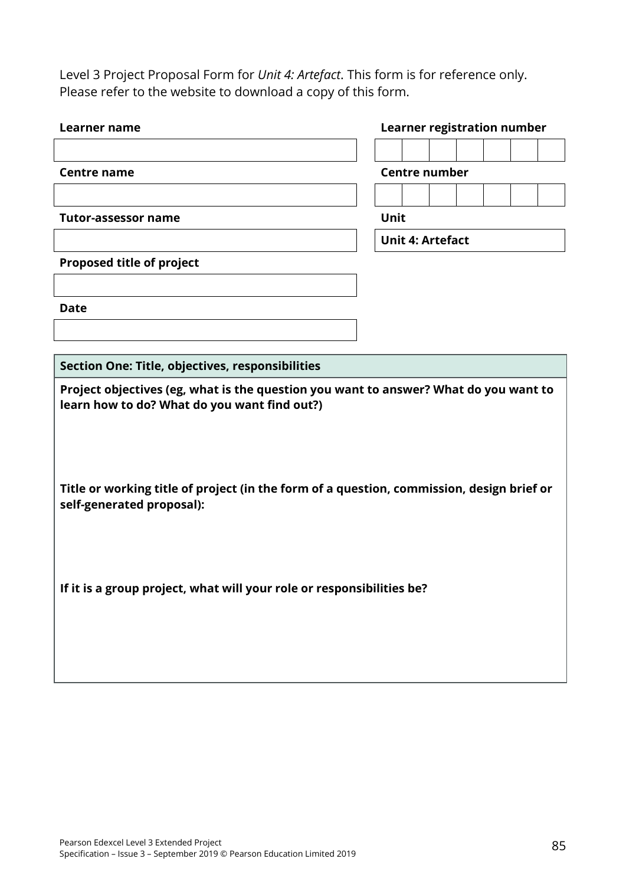Level 3 Project Proposal Form for *Unit 4: Artefact*. This form is for reference only. Please refer to the website to download a copy of this form.

| **Learner name** | **Learner registration number** |
| --- | --- |
| | |
| **Centre name** | **Centre number** |
| | |
| **Tutor-assessor name** | **Unit** |
| | **Unit 4: Artefact** |
| **Proposed title of project** | |
| | |
| **Date** | |
| | |

| **Section One: Title, objectives, responsibilities** |
| --- |
| **Project objectives (eg, what is the question you want to answer? What do you want to learn how to do? What do you want find out?)** |
| **Title or working title of project (in the form of a question, commission, design brief or self-generated proposal):** |
| **If it is a group project, what will your role or responsibilities be?** |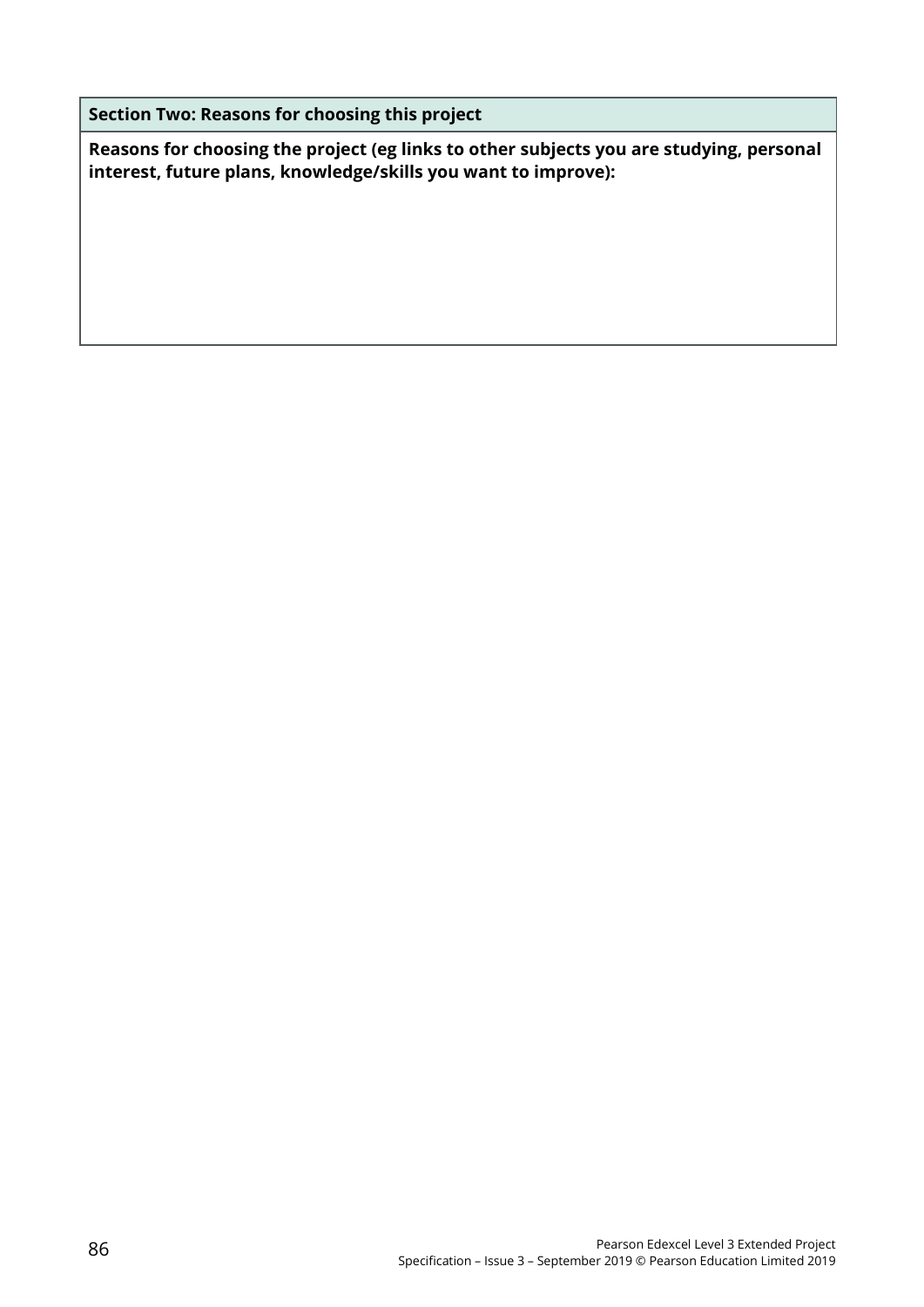| Section Two: Reasons for choosing this project |
| --- |
| **Reasons for choosing the project (eg links to other subjects you are studying, personal interest, future plans, knowledge/skills you want to improve):** |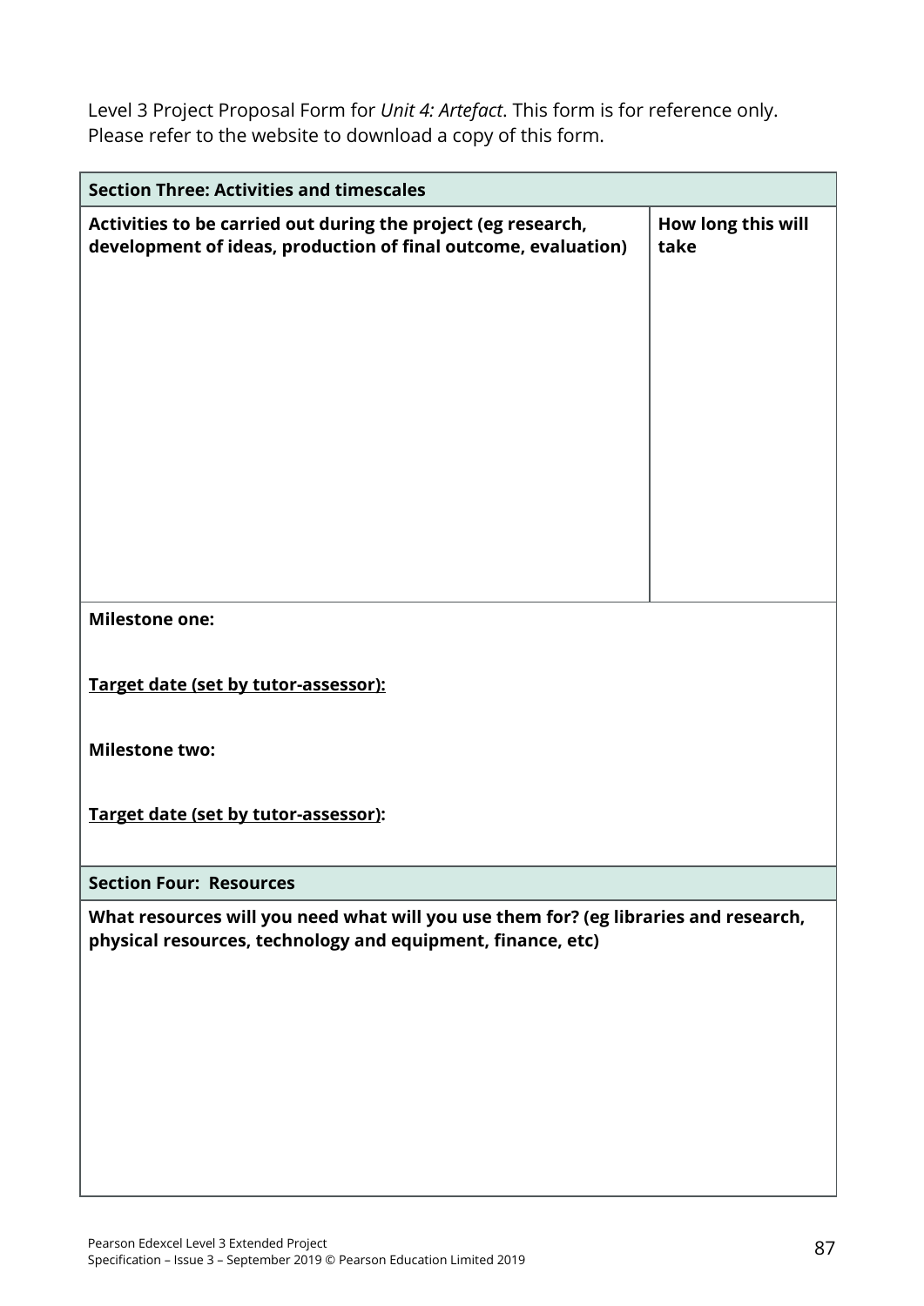Level 3 Project Proposal Form for *Unit 4: Artefact*. This form is for reference only. Please refer to the website to download a copy of this form.

| **Section Three: Activities and timescales** | |
|---|---|
| **Activities to be carried out during the project (eg research, development of ideas, production of final outcome, evaluation)** | **How long this will take** |
| | |
| **Milestone one:** | |
| **<u>Target date (set by tutor-assessor):</u>** | |
| **Milestone two:** | |
| **<u>Target date (set by tutor-assessor)</u>:** | |

| **Section Four: Resources** |
|---|
| **What resources will you need what will you use them for? (eg libraries and research, physical resources, technology and equipment, finance, etc)** |
| |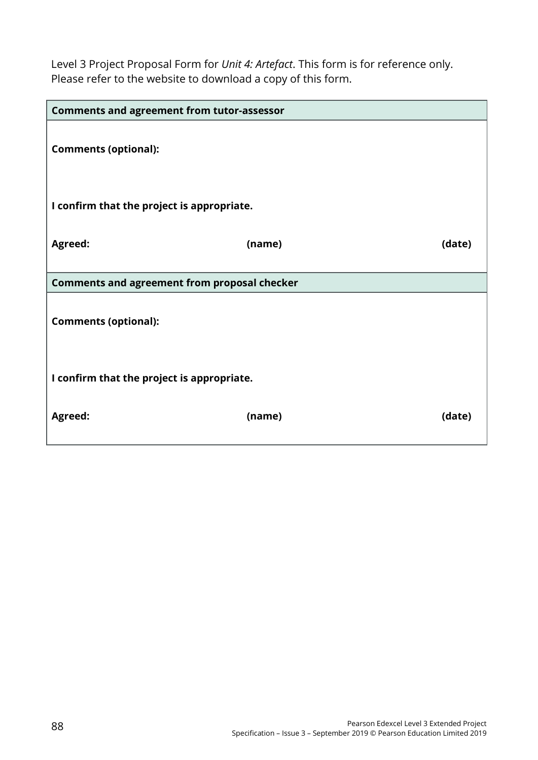Level 3 Project Proposal Form for *Unit 4: Artefact*. This form is for reference only. Please refer to the website to download a copy of this form.

| **Comments and agreement from tutor-assessor** | | |
|---|---|---|
| **Comments (optional):** | | |
| **I confirm that the project is appropriate.** | | |
| **Agreed:** | **(name)** | **(date)** |
| **Comments and agreement from proposal checker** | | |
| **Comments (optional):** | | |
| **I confirm that the project is appropriate.** | | |
| **Agreed:** | **(name)** | **(date)** |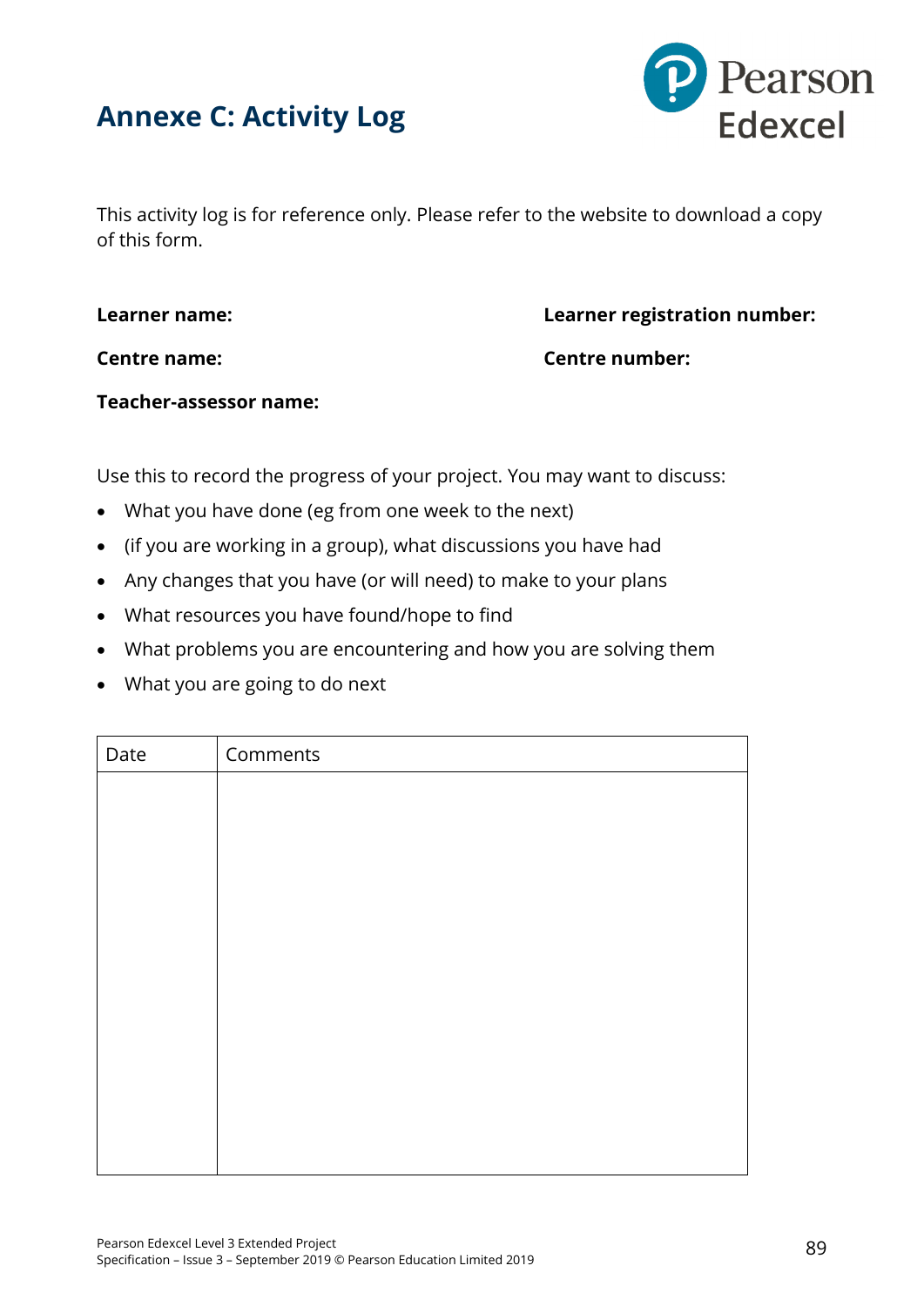# Annexe C: Activity Log

This activity log is for reference only. Please refer to the website to download a copy of this form.

**Learner name:**

**Learner registration number:**

**Centre name:**

**Centre number:**

**Teacher-assessor name:**

Use this to record the progress of your project. You may want to discuss:

- What you have done (eg from one week to the next)
- (if you are working in a group), what discussions you have had
- Any changes that you have (or will need) to make to your plans
- What resources you have found/hope to find
- What problems you are encountering and how you are solving them
- What you are going to do next

| Date | Comments |
|---|---|
| | |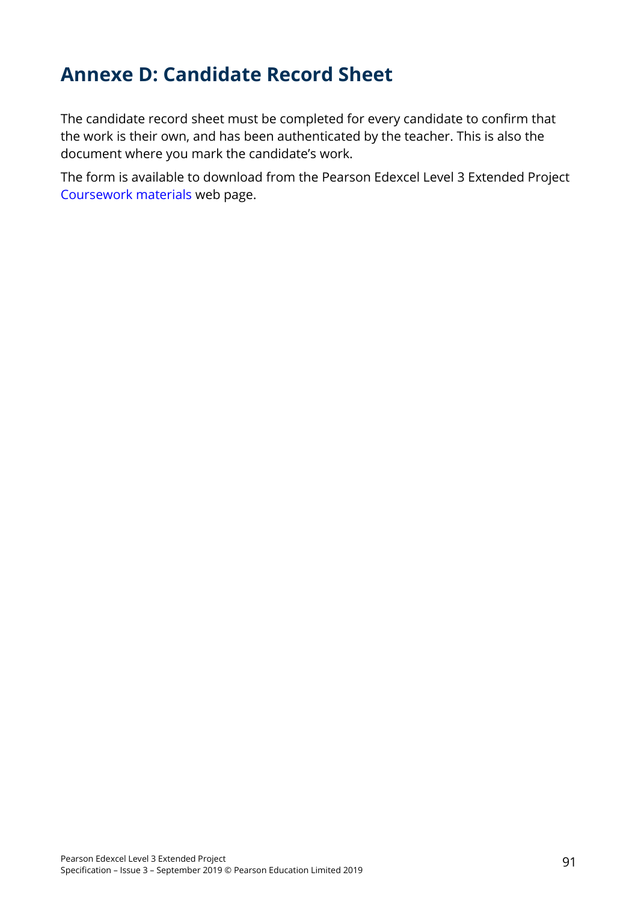# Annexe D: Candidate Record Sheet

The candidate record sheet must be completed for every candidate to confirm that the work is their own, and has been authenticated by the teacher. This is also the document where you mark the candidate's work.

The form is available to download from the Pearson Edexcel Level 3 Extended Project Coursework materials web page.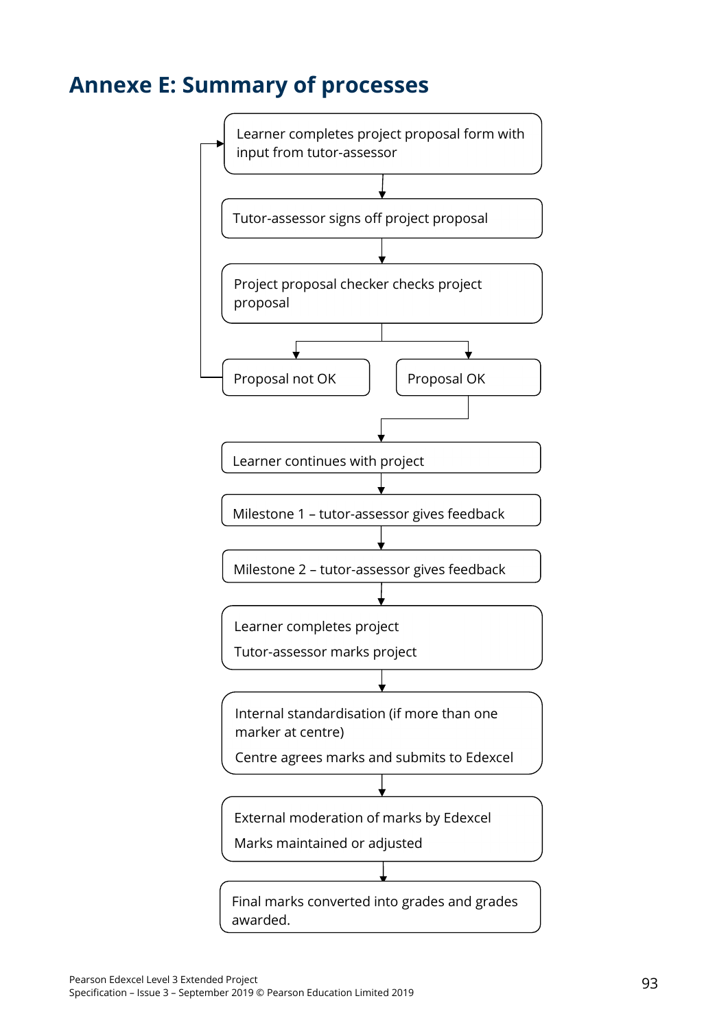# Annexe E: Summary of processes

1. Learner completes project proposal form with input from tutor-assessor
2. Tutor-assessor signs off project proposal
3. Project proposal checker checks project proposal
   - Proposal not OK → return to: Learner completes project proposal form with input from tutor-assessor
   - Proposal OK → continue
4. Learner continues with project
5. Milestone 1 – tutor-assessor gives feedback
6. Milestone 2 – tutor-assessor gives feedback
7. Learner completes project

   Tutor-assessor marks project
8. Internal standardisation (if more than one marker at centre)

   Centre agrees marks and submits to Edexcel
9. External moderation of marks by Edexcel

   Marks maintained or adjusted
10. Final marks converted into grades and grades awarded.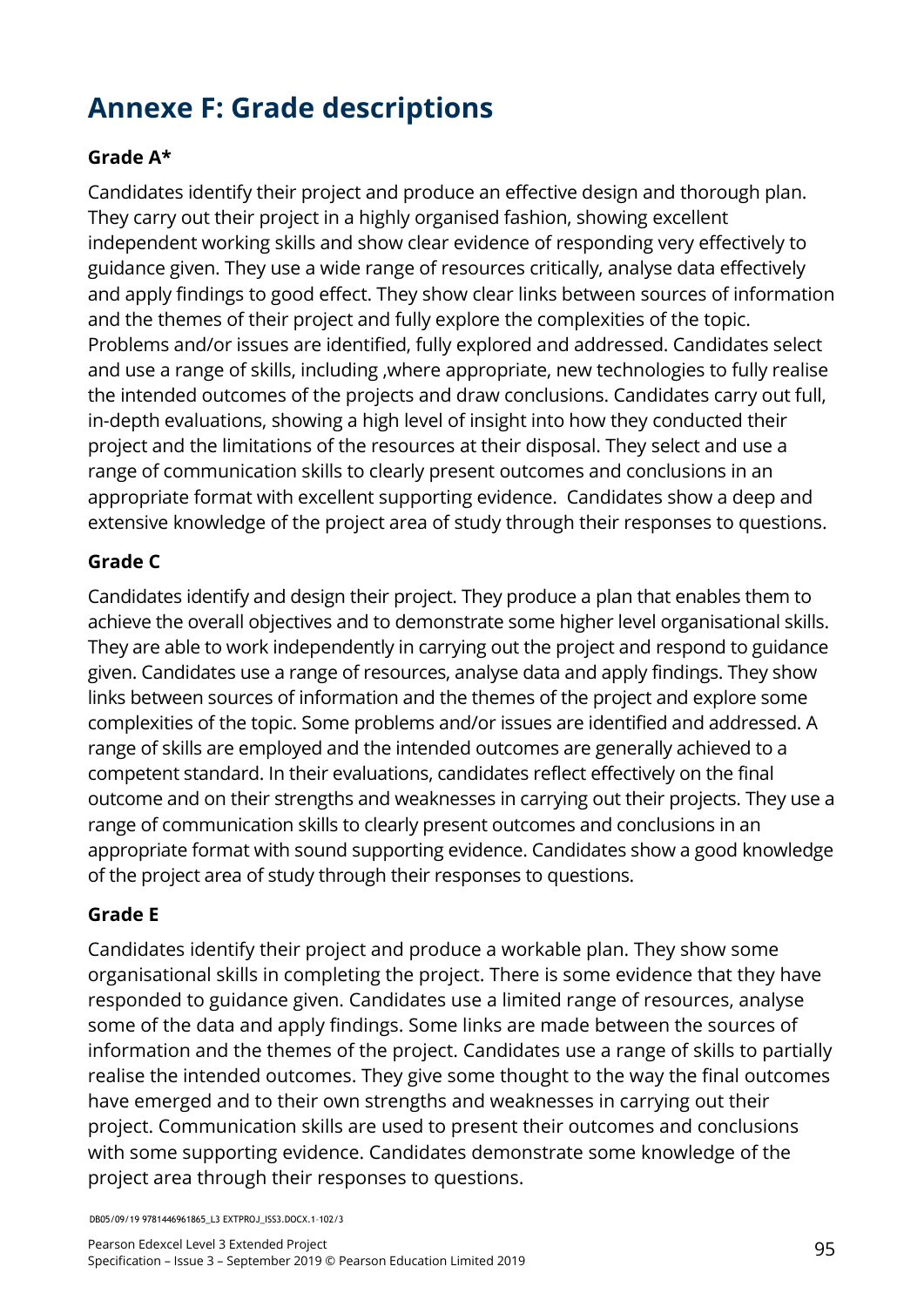# Annexe F: Grade descriptions

### Grade A*

Candidates identify their project and produce an effective design and thorough plan. They carry out their project in a highly organised fashion, showing excellent independent working skills and show clear evidence of responding very effectively to guidance given. They use a wide range of resources critically, analyse data effectively and apply findings to good effect. They show clear links between sources of information and the themes of their project and fully explore the complexities of the topic. Problems and/or issues are identified, fully explored and addressed. Candidates select and use a range of skills, including ,where appropriate, new technologies to fully realise the intended outcomes of the projects and draw conclusions. Candidates carry out full, in-depth evaluations, showing a high level of insight into how they conducted their project and the limitations of the resources at their disposal. They select and use a range of communication skills to clearly present outcomes and conclusions in an appropriate format with excellent supporting evidence. Candidates show a deep and extensive knowledge of the project area of study through their responses to questions.

### Grade C

Candidates identify and design their project. They produce a plan that enables them to achieve the overall objectives and to demonstrate some higher level organisational skills. They are able to work independently in carrying out the project and respond to guidance given. Candidates use a range of resources, analyse data and apply findings. They show links between sources of information and the themes of the project and explore some complexities of the topic. Some problems and/or issues are identified and addressed. A range of skills are employed and the intended outcomes are generally achieved to a competent standard. In their evaluations, candidates reflect effectively on the final outcome and on their strengths and weaknesses in carrying out their projects. They use a range of communication skills to clearly present outcomes and conclusions in an appropriate format with sound supporting evidence. Candidates show a good knowledge of the project area of study through their responses to questions.

### Grade E

Candidates identify their project and produce a workable plan. They show some organisational skills in completing the project. There is some evidence that they have responded to guidance given. Candidates use a limited range of resources, analyse some of the data and apply findings. Some links are made between the sources of information and the themes of the project. Candidates use a range of skills to partially realise the intended outcomes. They give some thought to the way the final outcomes have emerged and to their own strengths and weaknesses in carrying out their project. Communication skills are used to present their outcomes and conclusions with some supporting evidence. Candidates demonstrate some knowledge of the project area through their responses to questions.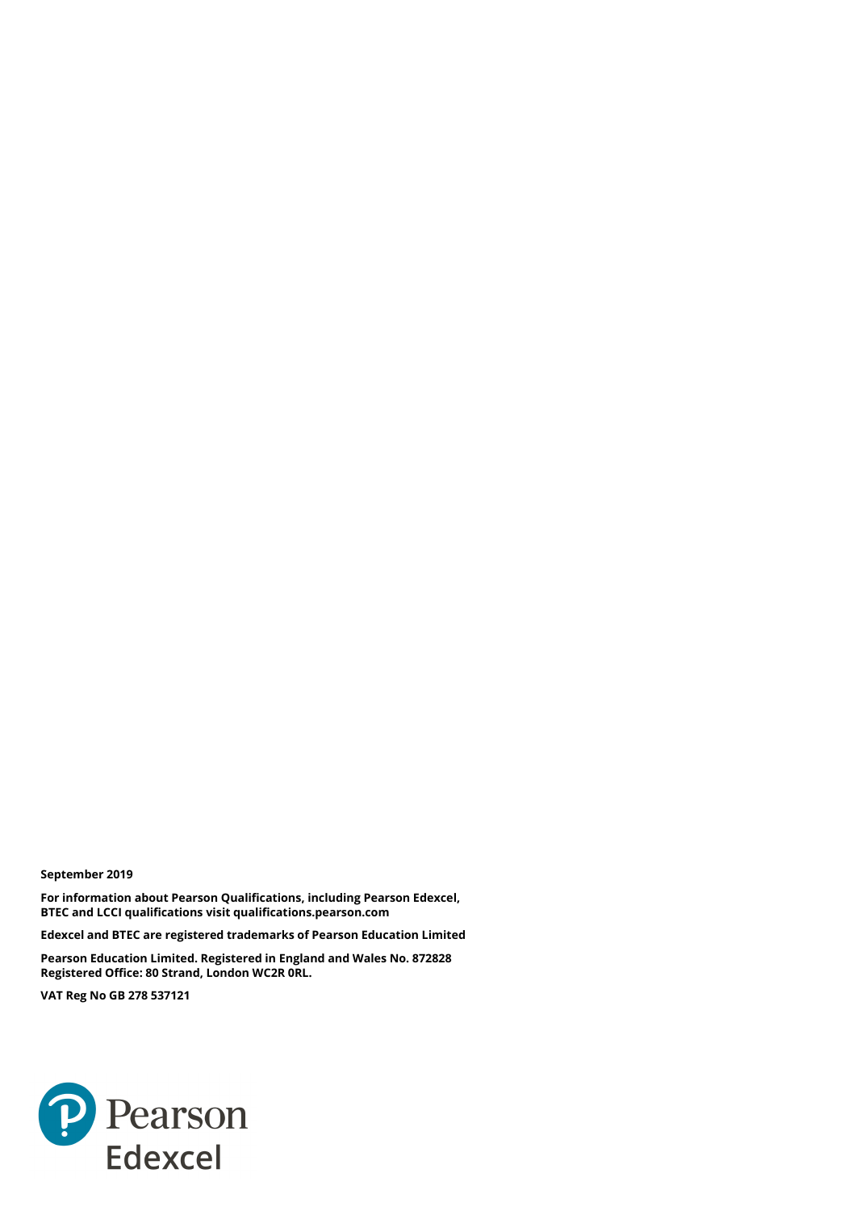**September 2019**

**For information about Pearson Qualifications, including Pearson Edexcel, BTEC and LCCI qualifications visit qualifications.pearson.com**

**Edexcel and BTEC are registered trademarks of Pearson Education Limited**

**Pearson Education Limited. Registered in England and Wales No. 872828**
**Registered Office: 80 Strand, London WC2R 0RL.**

**VAT Reg No GB 278 537121**

Pearson
Edexcel